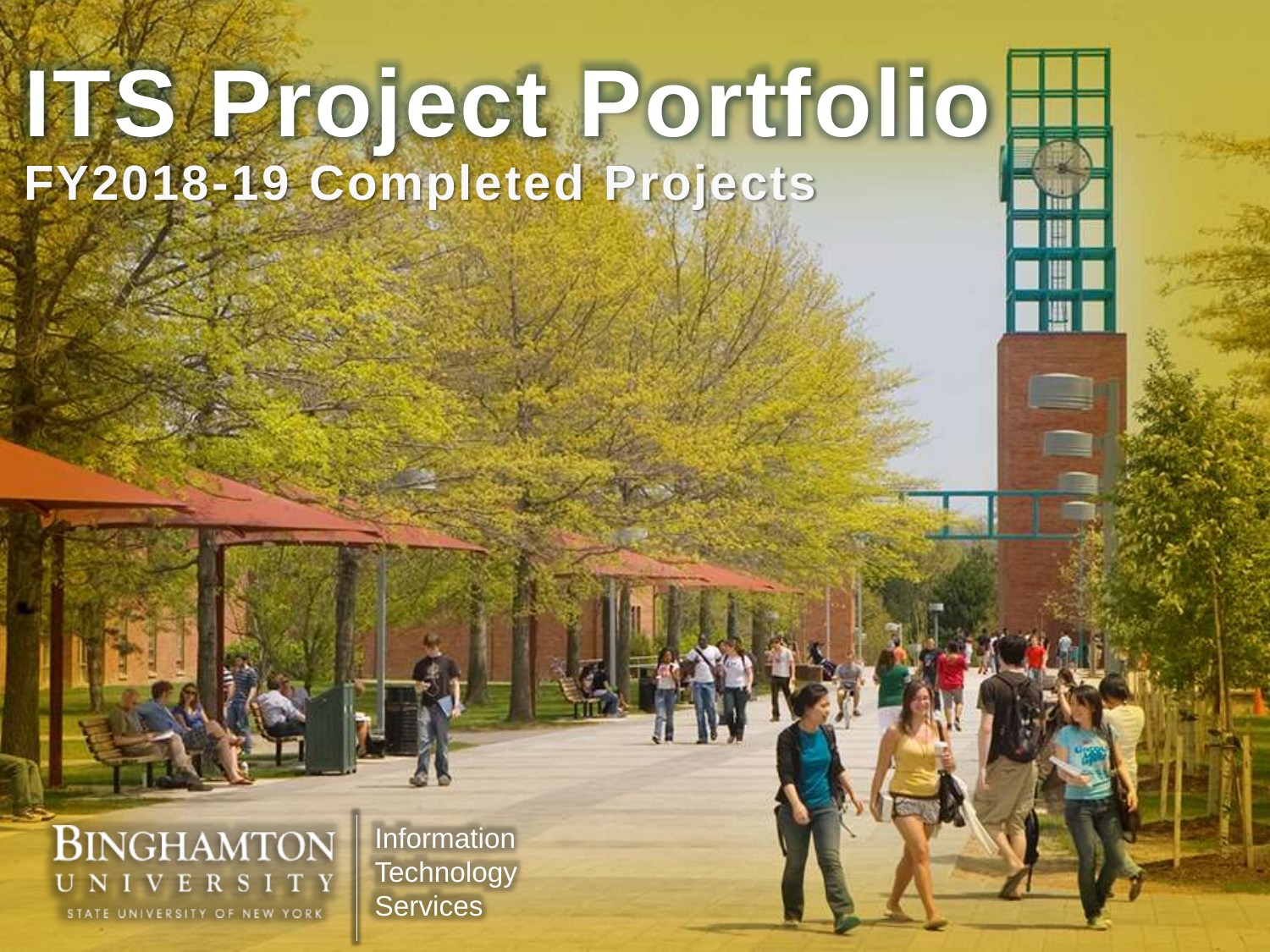# ITS Project Portfolio

## FY2018-19 Completed Projects

BINGHAMTON UNIVERSITY
STATE UNIVERSITY OF NEW YORK

Information Technology Services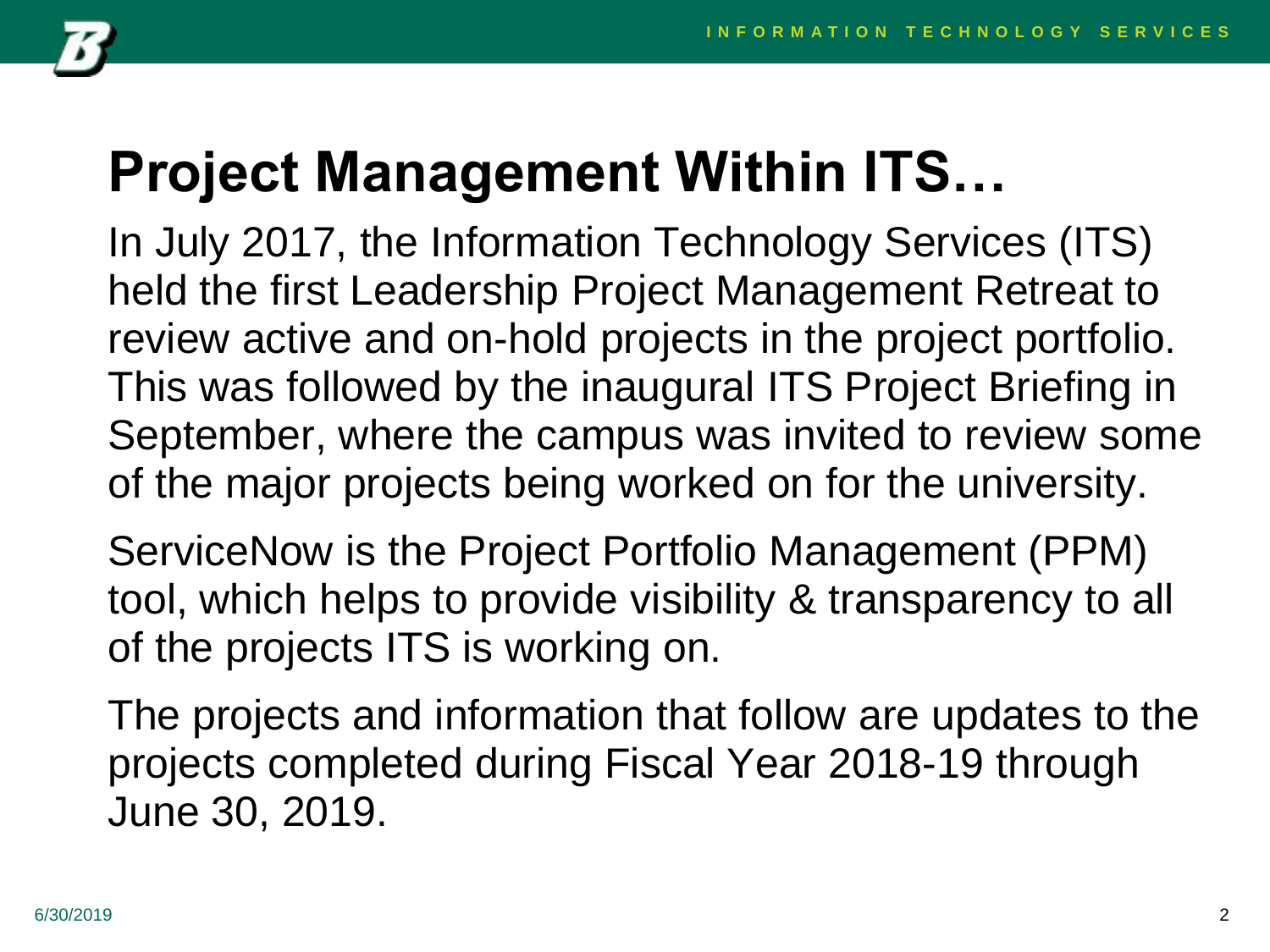# Project Management Within ITS…

In July 2017, the Information Technology Services (ITS) held the first Leadership Project Management Retreat to review active and on-hold projects in the project portfolio. This was followed by the inaugural ITS Project Briefing in September, where the campus was invited to review some of the major projects being worked on for the university.

ServiceNow is the Project Portfolio Management (PPM) tool, which helps to provide visibility & transparency to all of the projects ITS is working on.

The projects and information that follow are updates to the projects completed during Fiscal Year 2018-19 through June 30, 2019.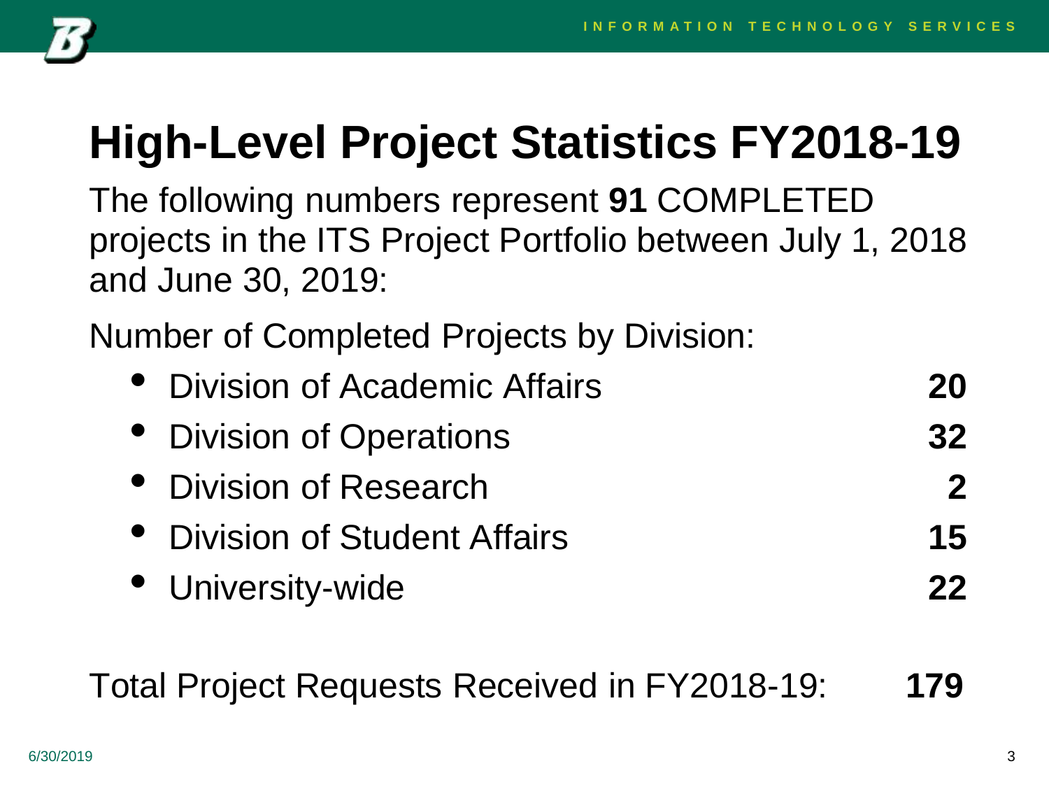# High-Level Project Statistics FY2018-19

The following numbers represent **91** COMPLETED projects in the ITS Project Portfolio between July 1, 2018 and June 30, 2019:

Number of Completed Projects by Division:

- Division of Academic Affairs **20**
- Division of Operations **32**
- Division of Research **2**
- Division of Student Affairs **15**
- University-wide **22**

Total Project Requests Received in FY2018-19: **179**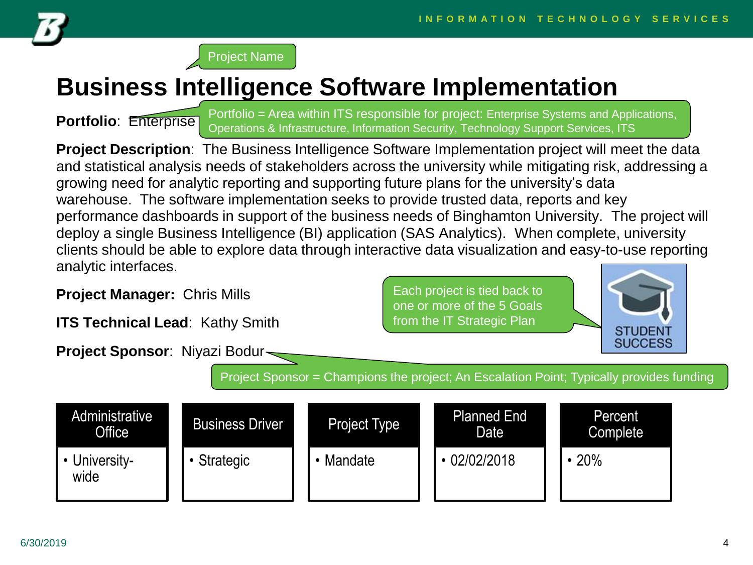Project Name

# Business Intelligence Software Implementation

**Portfolio**: Enterprise

Portfolio = Area within ITS responsible for project: Enterprise Systems and Applications, Operations & Infrastructure, Information Security, Technology Support Services, ITS

**Project Description**: The Business Intelligence Software Implementation project will meet the data and statistical analysis needs of stakeholders across the university while mitigating risk, addressing a growing need for analytic reporting and supporting future plans for the university's data warehouse. The software implementation seeks to provide trusted data, reports and key performance dashboards in support of the business needs of Binghamton University. The project will deploy a single Business Intelligence (BI) application (SAS Analytics). When complete, university clients should be able to explore data through interactive data visualization and easy-to-use reporting analytic interfaces.

**Project Manager:** Chris Mills

**ITS Technical Lead**: Kathy Smith

**Project Sponsor**: Niyazi Bodur

Each project is tied back to one or more of the 5 Goals from the IT Strategic Plan

STUDENT SUCCESS

Project Sponsor = Champions the project; An Escalation Point; Typically provides funding

| Administrative Office | Business Driver | Project Type | Planned End Date | Percent Complete |
|---|---|---|---|---|
| • University-wide | • Strategic | • Mandate | • 02/02/2018 | • 20% |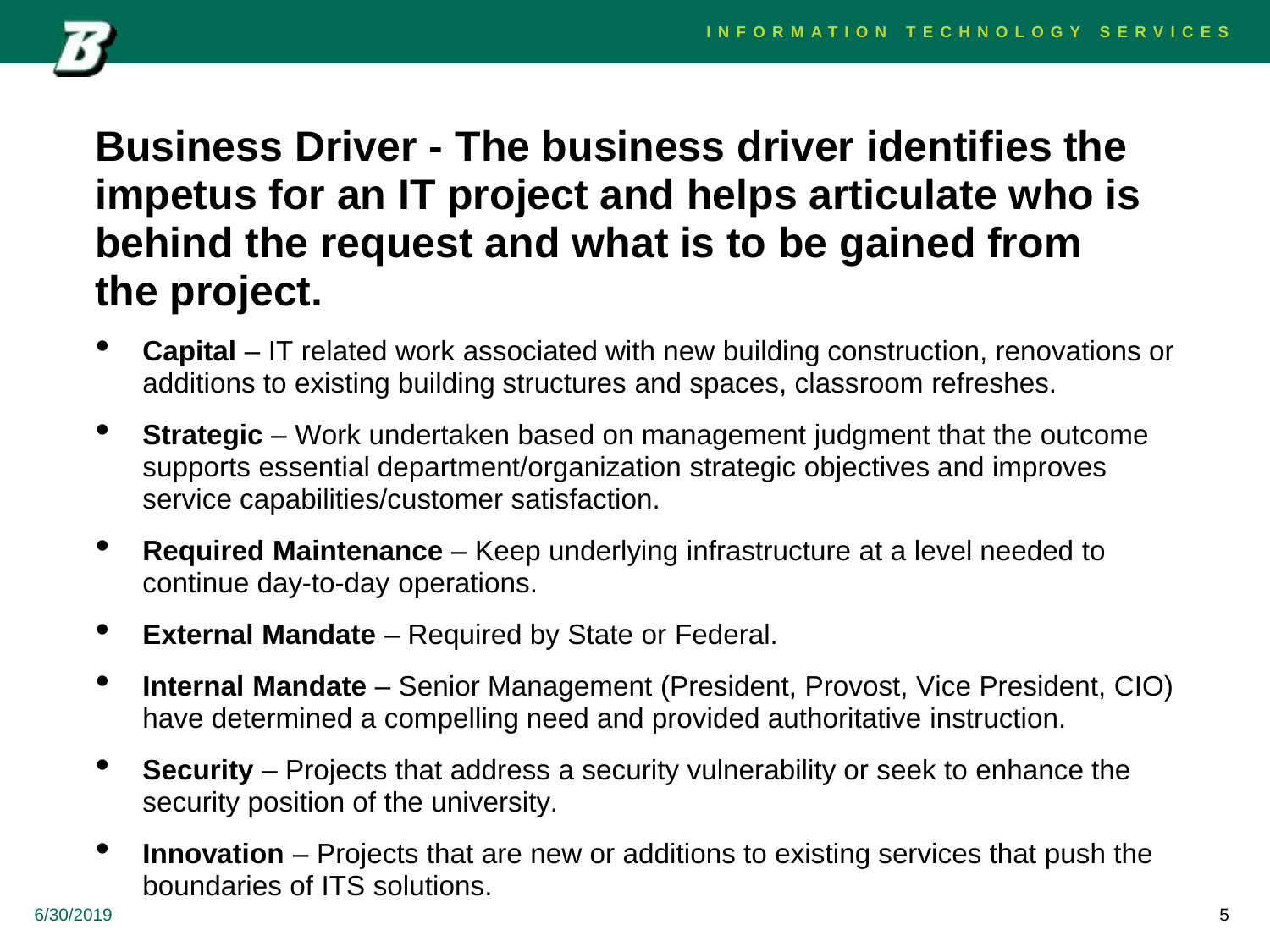# Business Driver - The business driver identifies the impetus for an IT project and helps articulate who is behind the request and what is to be gained from the project.

- **Capital** – IT related work associated with new building construction, renovations or additions to existing building structures and spaces, classroom refreshes.
- **Strategic** – Work undertaken based on management judgment that the outcome supports essential department/organization strategic objectives and improves service capabilities/customer satisfaction.
- **Required Maintenance** – Keep underlying infrastructure at a level needed to continue day-to-day operations.
- **External Mandate** – Required by State or Federal.
- **Internal Mandate** – Senior Management (President, Provost, Vice President, CIO) have determined a compelling need and provided authoritative instruction.
- **Security** – Projects that address a security vulnerability or seek to enhance the security position of the university.
- **Innovation** – Projects that are new or additions to existing services that push the boundaries of ITS solutions.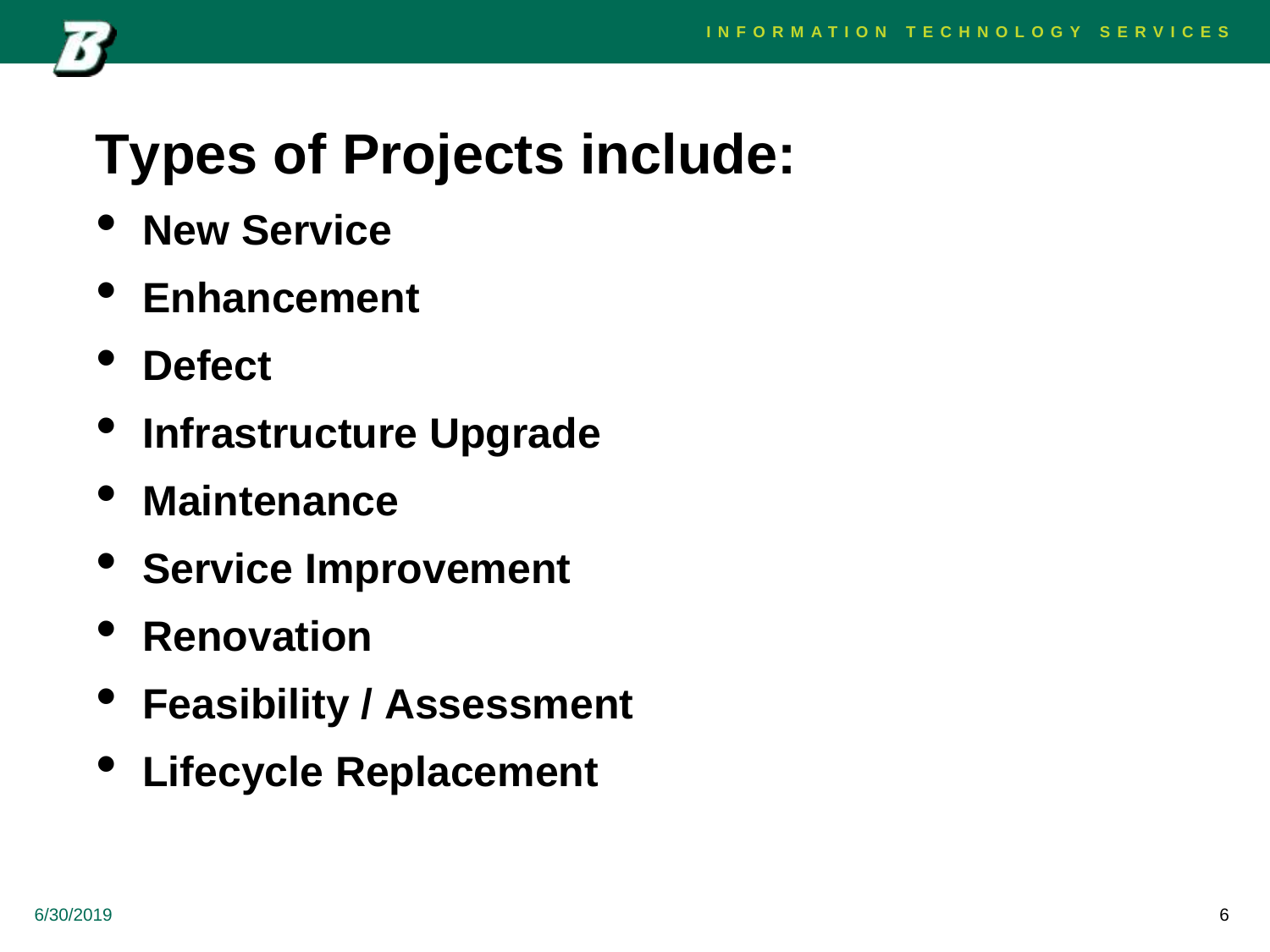# Types of Projects include:

- **New Service**
- **Enhancement**
- **Defect**
- **Infrastructure Upgrade**
- **Maintenance**
- **Service Improvement**
- **Renovation**
- **Feasibility / Assessment**
- **Lifecycle Replacement**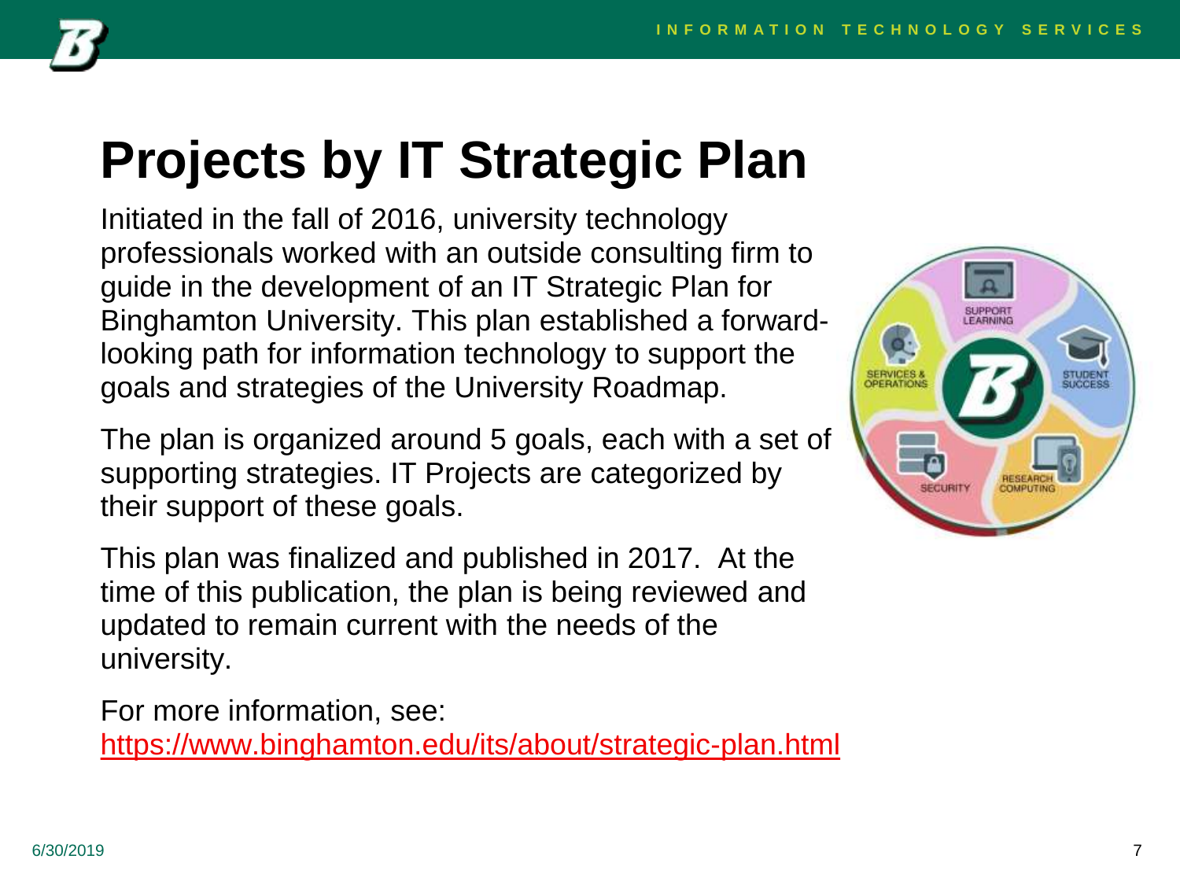# Projects by IT Strategic Plan

Initiated in the fall of 2016, university technology professionals worked with an outside consulting firm to guide in the development of an IT Strategic Plan for Binghamton University. This plan established a forward-looking path for information technology to support the goals and strategies of the University Roadmap.

The plan is organized around 5 goals, each with a set of supporting strategies. IT Projects are categorized by their support of these goals.

This plan was finalized and published in 2017. At the time of this publication, the plan is being reviewed and updated to remain current with the needs of the university.

For more information, see:
https://www.binghamton.edu/its/about/strategic-plan.html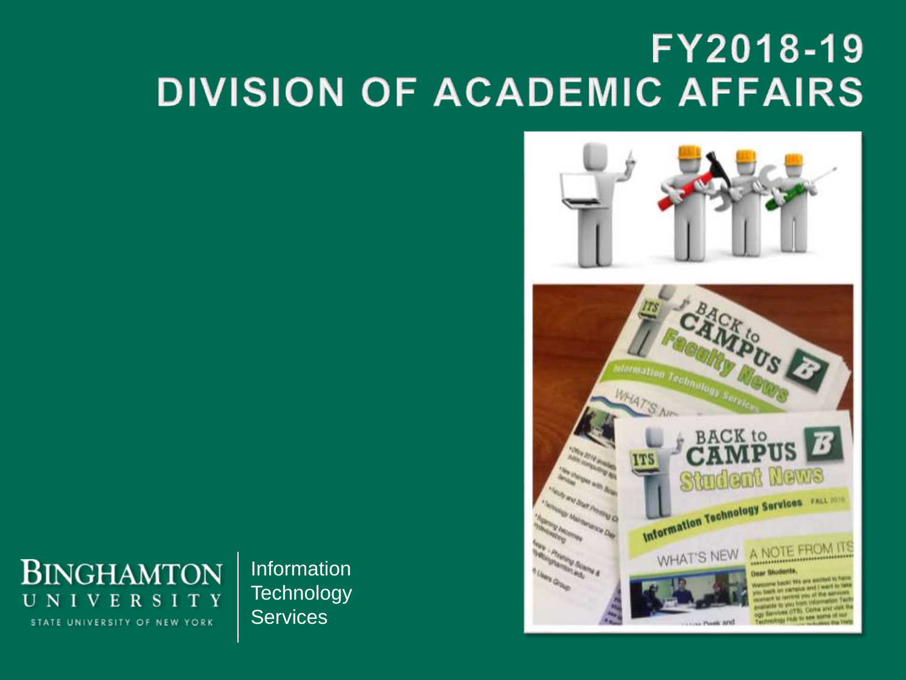# FY2018-19
# DIVISION OF ACADEMIC AFFAIRS

BINGHAMTON UNIVERSITY
STATE UNIVERSITY OF NEW YORK

Information Technology Services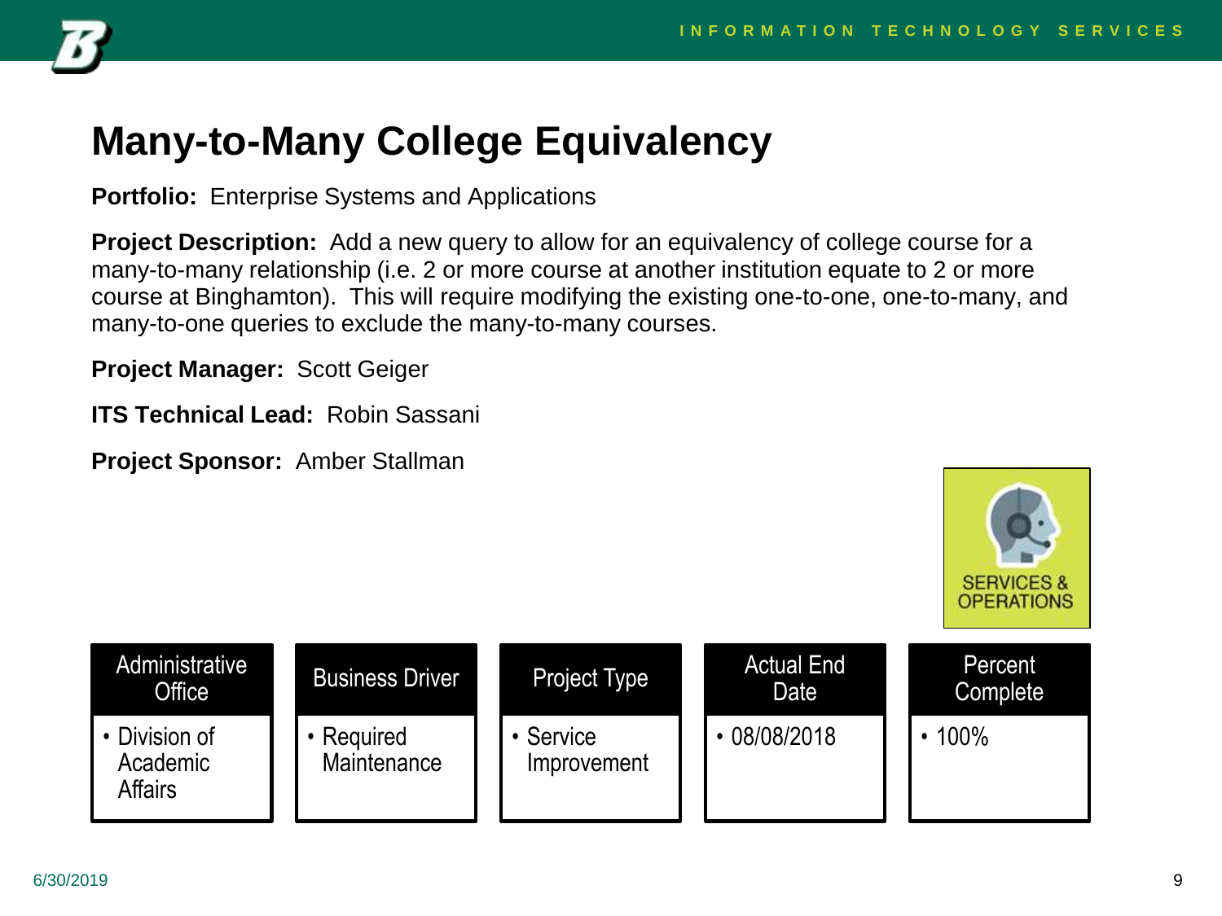# Many-to-Many College Equivalency

**Portfolio:** Enterprise Systems and Applications

**Project Description:** Add a new query to allow for an equivalency of college course for a many-to-many relationship (i.e. 2 or more course at another institution equate to 2 or more course at Binghamton). This will require modifying the existing one-to-one, one-to-many, and many-to-one queries to exclude the many-to-many courses.

**Project Manager:** Scott Geiger

**ITS Technical Lead:** Robin Sassani

**Project Sponsor:** Amber Stallman

SERVICES & OPERATIONS

| Administrative Office | Business Driver | Project Type | Actual End Date | Percent Complete |
|---|---|---|---|---|
| • Division of Academic Affairs | • Required Maintenance | • Service Improvement | • 08/08/2018 | • 100% |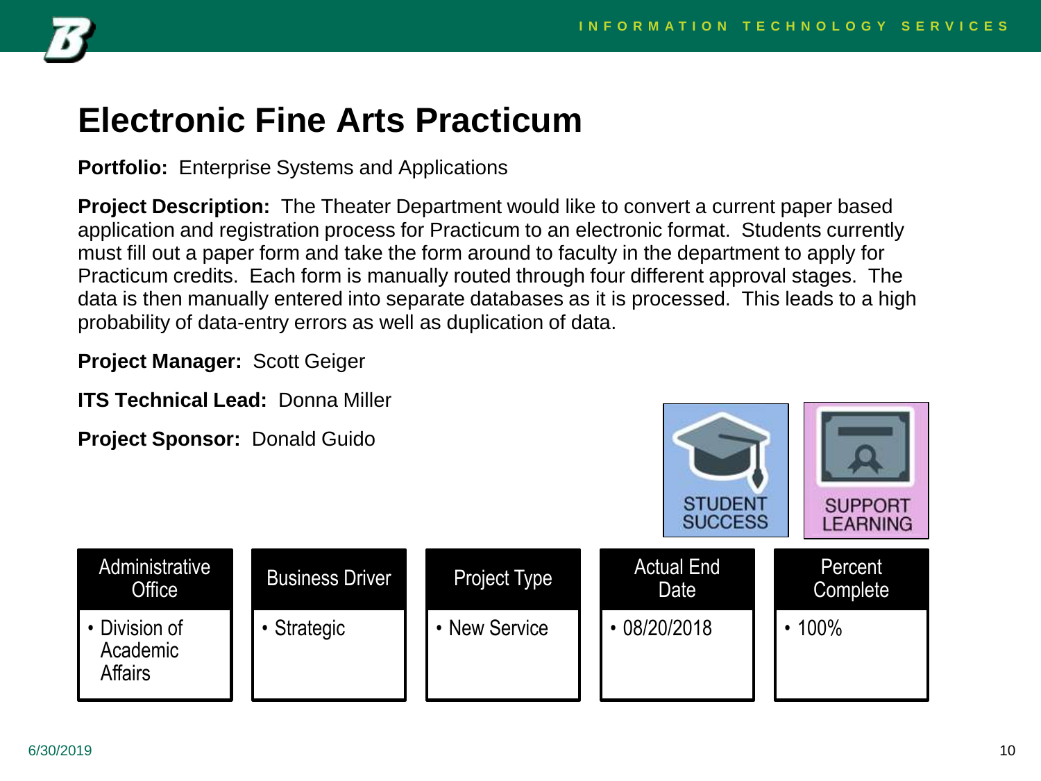# Electronic Fine Arts Practicum

**Portfolio:** Enterprise Systems and Applications

**Project Description:** The Theater Department would like to convert a current paper based application and registration process for Practicum to an electronic format. Students currently must fill out a paper form and take the form around to faculty in the department to apply for Practicum credits. Each form is manually routed through four different approval stages. The data is then manually entered into separate databases as it is processed. This leads to a high probability of data-entry errors as well as duplication of data.

**Project Manager:** Scott Geiger

**ITS Technical Lead:** Donna Miller

**Project Sponsor:** Donald Guido

STUDENT SUCCESS

SUPPORT LEARNING

| Administrative Office | Business Driver | Project Type | Actual End Date | Percent Complete |
|---|---|---|---|---|
| • Division of Academic Affairs | • Strategic | • New Service | • 08/20/2018 | • 100% |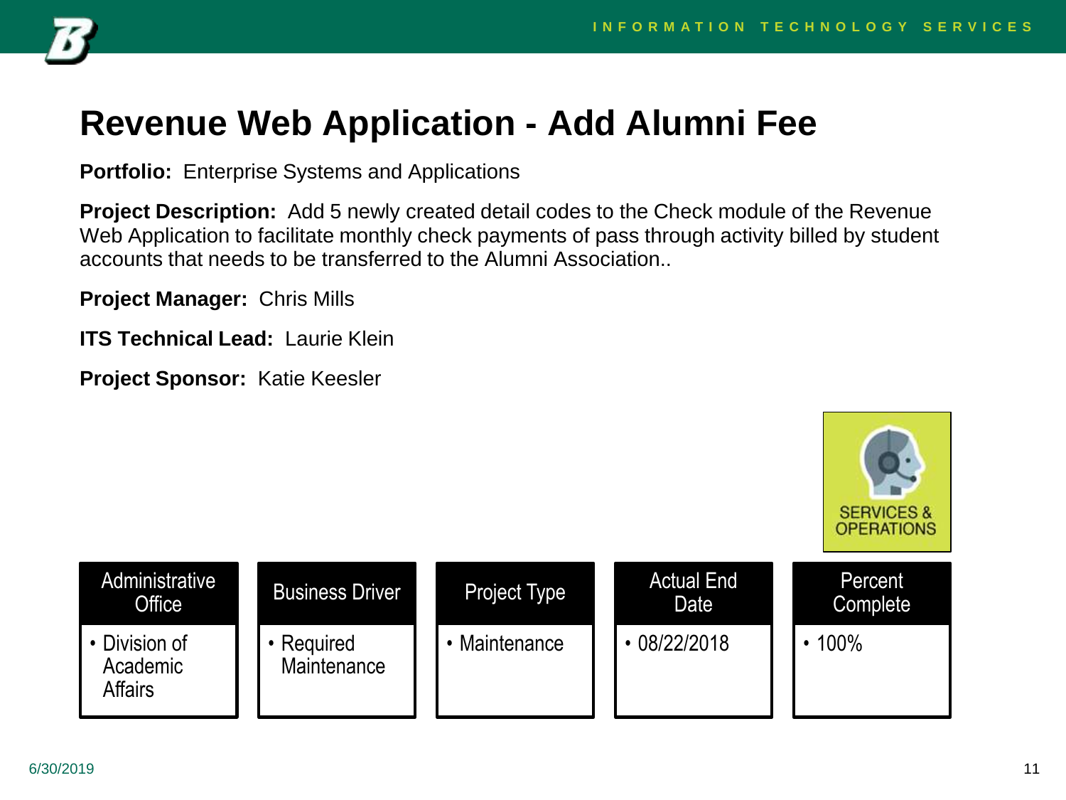# Revenue Web Application - Add Alumni Fee

**Portfolio:** Enterprise Systems and Applications

**Project Description:** Add 5 newly created detail codes to the Check module of the Revenue Web Application to facilitate monthly check payments of pass through activity billed by student accounts that needs to be transferred to the Alumni Association..

**Project Manager:** Chris Mills

**ITS Technical Lead:** Laurie Klein

**Project Sponsor:** Katie Keesler

SERVICES & OPERATIONS

| Administrative Office | Business Driver | Project Type | Actual End Date | Percent Complete |
|---|---|---|---|---|
| • Division of Academic Affairs | • Required Maintenance | • Maintenance | • 08/22/2018 | • 100% |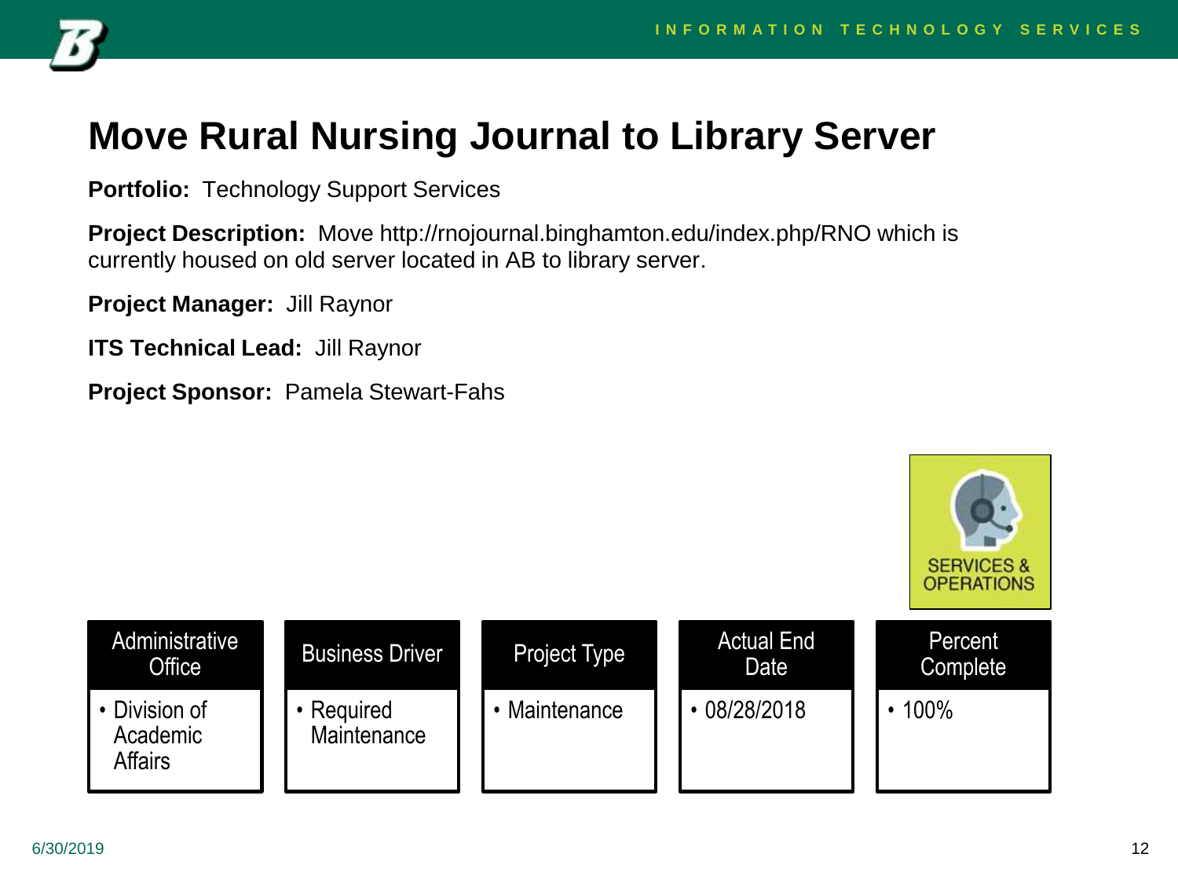# Move Rural Nursing Journal to Library Server

**Portfolio:** Technology Support Services

**Project Description:** Move http://rnojournal.binghamton.edu/index.php/RNO which is currently housed on old server located in AB to library server.

**Project Manager:** Jill Raynor

**ITS Technical Lead:** Jill Raynor

**Project Sponsor:** Pamela Stewart-Fahs

SERVICES & OPERATIONS

| Administrative Office | Business Driver | Project Type | Actual End Date | Percent Complete |
|---|---|---|---|---|
| • Division of Academic Affairs | • Required Maintenance | • Maintenance | • 08/28/2018 | • 100% |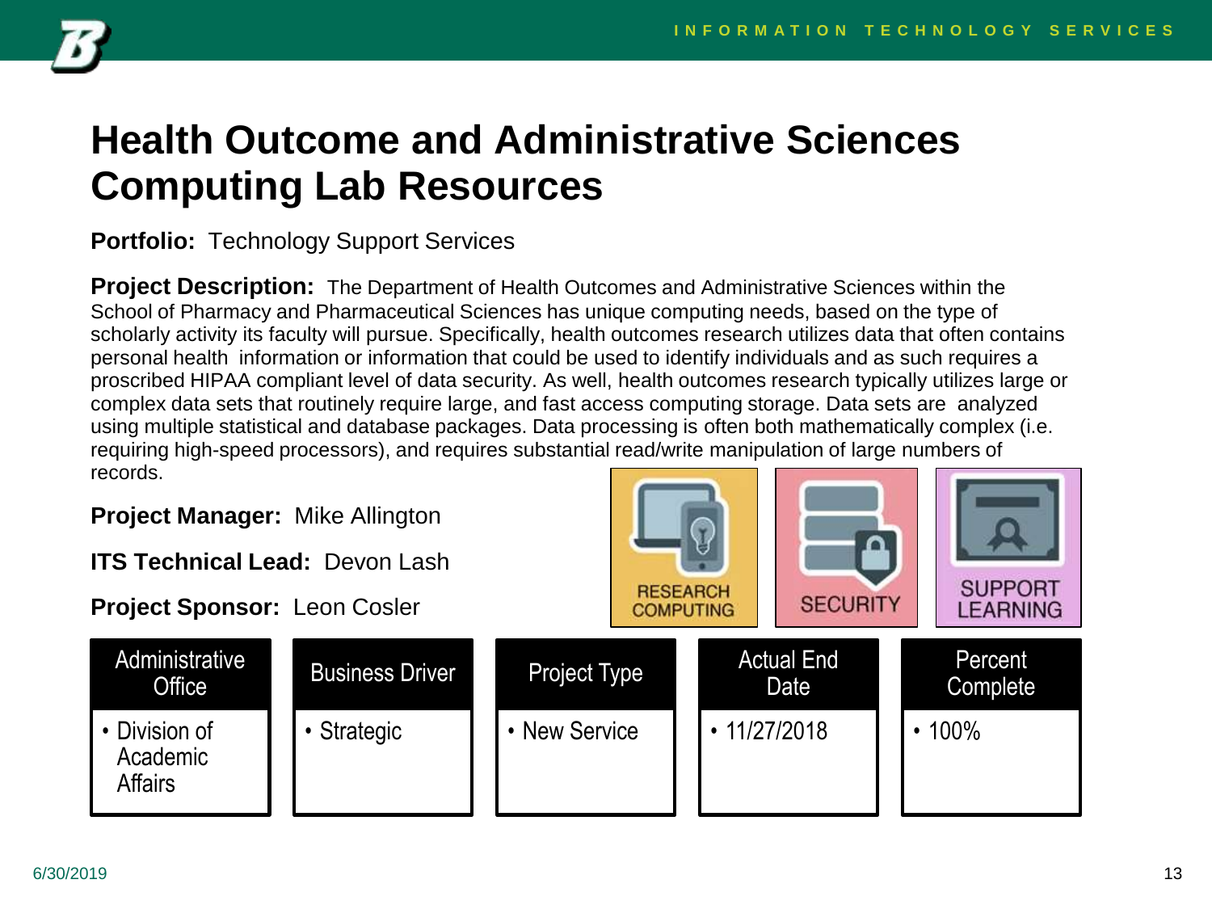# Health Outcome and Administrative Sciences Computing Lab Resources

**Portfolio:** Technology Support Services

**Project Description:** The Department of Health Outcomes and Administrative Sciences within the School of Pharmacy and Pharmaceutical Sciences has unique computing needs, based on the type of scholarly activity its faculty will pursue. Specifically, health outcomes research utilizes data that often contains personal health information or information that could be used to identify individuals and as such requires a proscribed HIPAA compliant level of data security. As well, health outcomes research typically utilizes large or complex data sets that routinely require large, and fast access computing storage. Data sets are analyzed using multiple statistical and database packages. Data processing is often both mathematically complex (i.e. requiring high-speed processors), and requires substantial read/write manipulation of large numbers of records.

**Project Manager:** Mike Allington

**ITS Technical Lead:** Devon Lash

**Project Sponsor:** Leon Cosler

RESEARCH COMPUTING | SECURITY | SUPPORT LEARNING

| Administrative Office | Business Driver | Project Type | Actual End Date | Percent Complete |
|---|---|---|---|---|
| • Division of Academic Affairs | • Strategic | • New Service | • 11/27/2018 | • 100% |

6/30/2019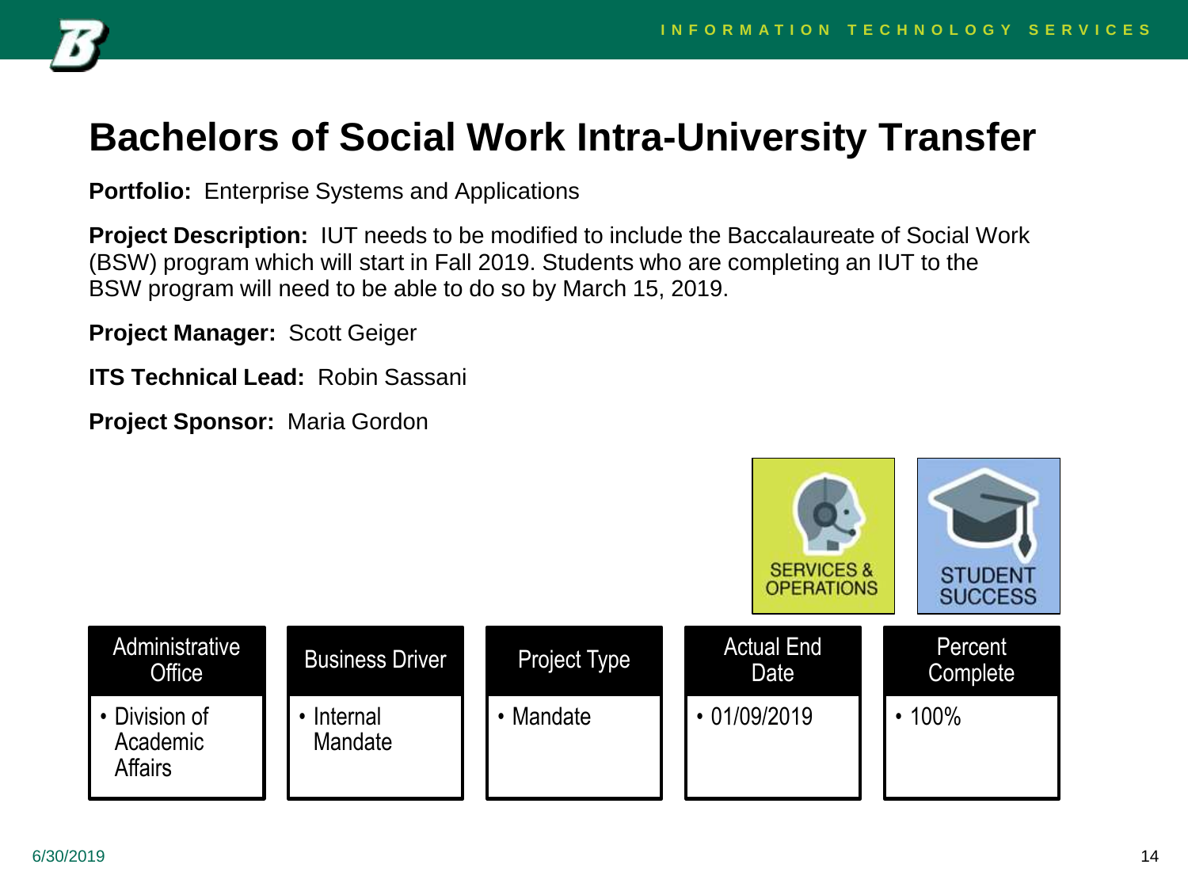# Bachelors of Social Work Intra-University Transfer

**Portfolio:** Enterprise Systems and Applications

**Project Description:** IUT needs to be modified to include the Baccalaureate of Social Work (BSW) program which will start in Fall 2019. Students who are completing an IUT to the BSW program will need to be able to do so by March 15, 2019.

**Project Manager:** Scott Geiger

**ITS Technical Lead:** Robin Sassani

**Project Sponsor:** Maria Gordon

SERVICES & OPERATIONS

STUDENT SUCCESS

| Administrative Office | Business Driver | Project Type | Actual End Date | Percent Complete |
| --- | --- | --- | --- | --- |
| • Division of Academic Affairs | • Internal Mandate | • Mandate | • 01/09/2019 | • 100% |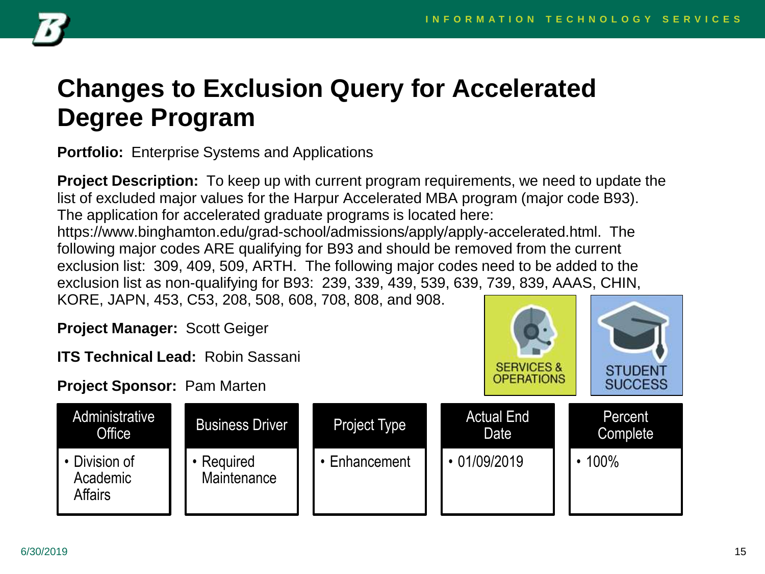# Changes to Exclusion Query for Accelerated Degree Program

**Portfolio:** Enterprise Systems and Applications

**Project Description:** To keep up with current program requirements, we need to update the list of excluded major values for the Harpur Accelerated MBA program (major code B93). The application for accelerated graduate programs is located here: https://www.binghamton.edu/grad-school/admissions/apply/apply-accelerated.html. The following major codes ARE qualifying for B93 and should be removed from the current exclusion list: 309, 409, 509, ARTH. The following major codes need to be added to the exclusion list as non-qualifying for B93: 239, 339, 439, 539, 639, 739, 839, AAAS, CHIN, KORE, JAPN, 453, C53, 208, 508, 608, 708, 808, and 908.

**Project Manager:** Scott Geiger

**ITS Technical Lead:** Robin Sassani

**Project Sponsor:** Pam Marten

SERVICES & OPERATIONS

STUDENT SUCCESS

| Administrative Office | Business Driver | Project Type | Actual End Date | Percent Complete |
|---|---|---|---|---|
| • Division of Academic Affairs | • Required Maintenance | • Enhancement | • 01/09/2019 | • 100% |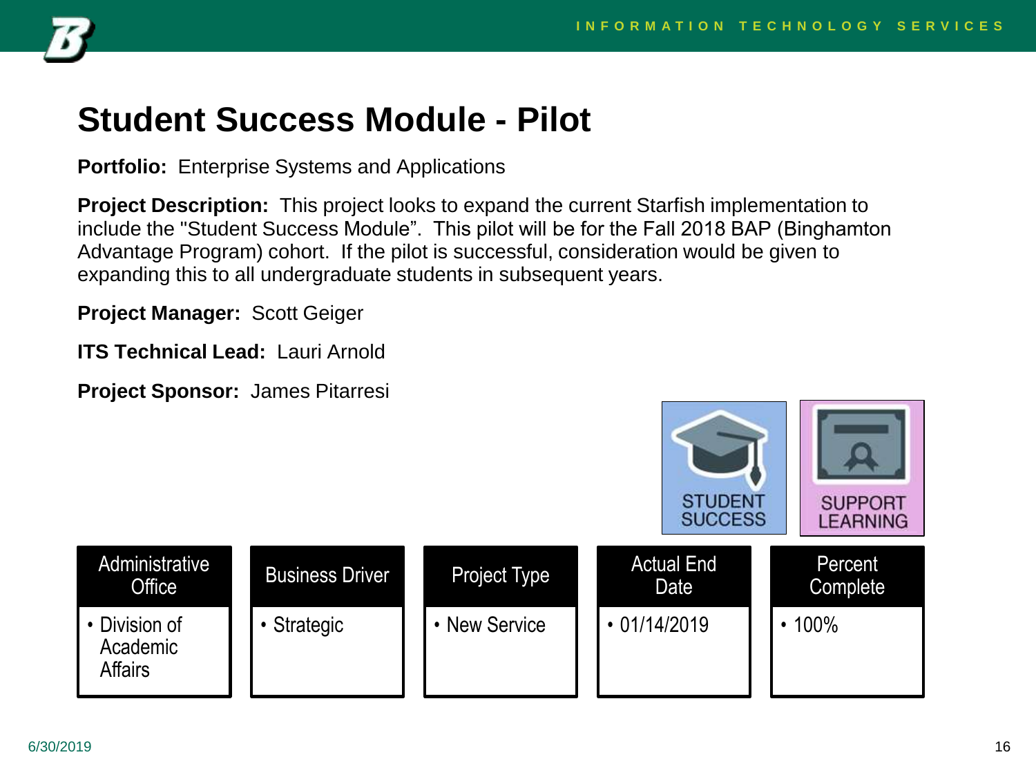# Student Success Module - Pilot

**Portfolio:** Enterprise Systems and Applications

**Project Description:** This project looks to expand the current Starfish implementation to include the "Student Success Module". This pilot will be for the Fall 2018 BAP (Binghamton Advantage Program) cohort. If the pilot is successful, consideration would be given to expanding this to all undergraduate students in subsequent years.

**Project Manager:** Scott Geiger

**ITS Technical Lead:** Lauri Arnold

**Project Sponsor:** James Pitarresi

STUDENT SUCCESS

SUPPORT LEARNING

| Administrative Office | Business Driver | Project Type | Actual End Date | Percent Complete |
|---|---|---|---|---|
| • Division of Academic Affairs | • Strategic | • New Service | • 01/14/2019 | • 100% |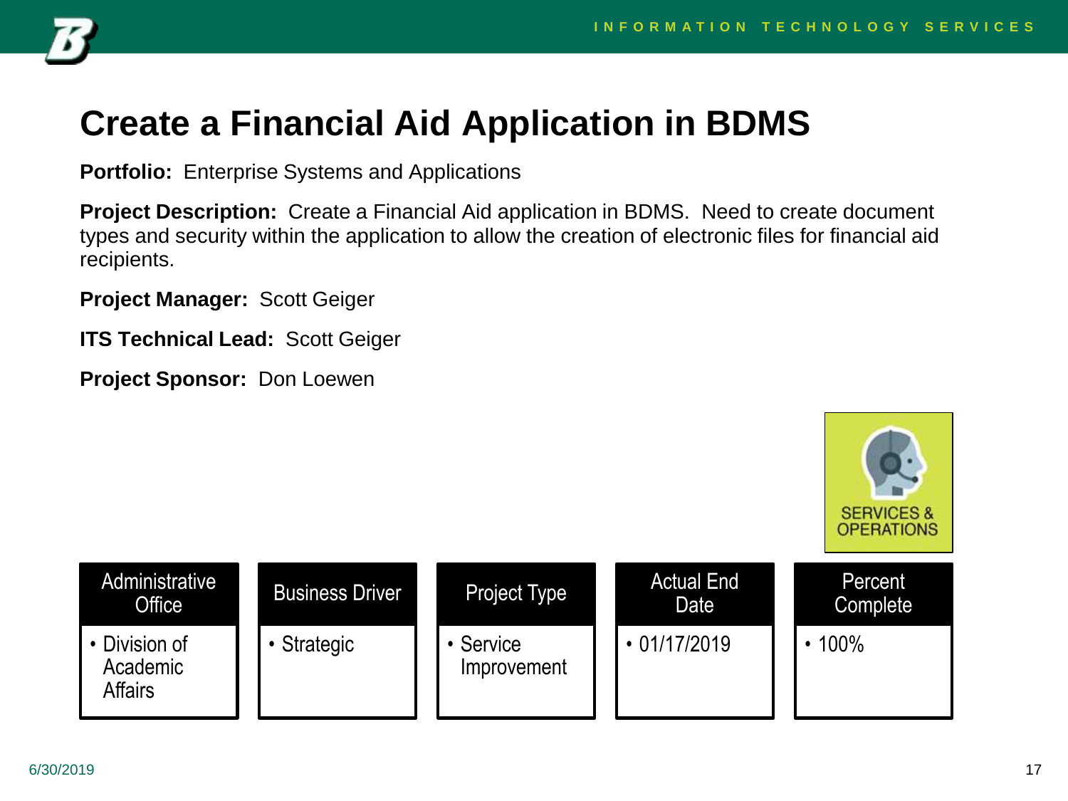# Create a Financial Aid Application in BDMS

**Portfolio:** Enterprise Systems and Applications

**Project Description:** Create a Financial Aid application in BDMS. Need to create document types and security within the application to allow the creation of electronic files for financial aid recipients.

**Project Manager:** Scott Geiger

**ITS Technical Lead:** Scott Geiger

**Project Sponsor:** Don Loewen

SERVICES & OPERATIONS

| Administrative Office | Business Driver | Project Type | Actual End Date | Percent Complete |
|---|---|---|---|---|
| • Division of Academic Affairs | • Strategic | • Service Improvement | • 01/17/2019 | • 100% |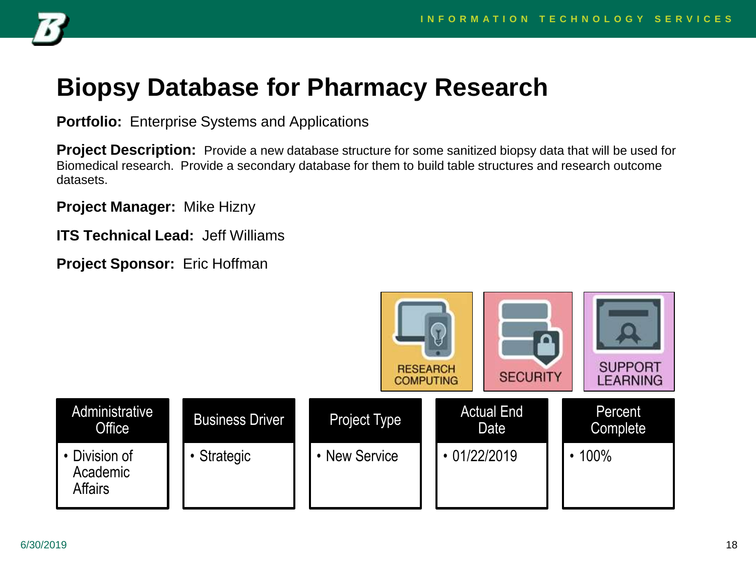# Biopsy Database for Pharmacy Research

**Portfolio:** Enterprise Systems and Applications

**Project Description:** Provide a new database structure for some sanitized biopsy data that will be used for Biomedical research. Provide a secondary database for them to build table structures and research outcome datasets.

**Project Manager:** Mike Hizny

**ITS Technical Lead:** Jeff Williams

**Project Sponsor:** Eric Hoffman

RESEARCH COMPUTING | SECURITY | SUPPORT LEARNING

| Administrative Office | Business Driver | Project Type | Actual End Date | Percent Complete |
|---|---|---|---|---|
| • Division of Academic Affairs | • Strategic | • New Service | • 01/22/2019 | • 100% |

6/30/2019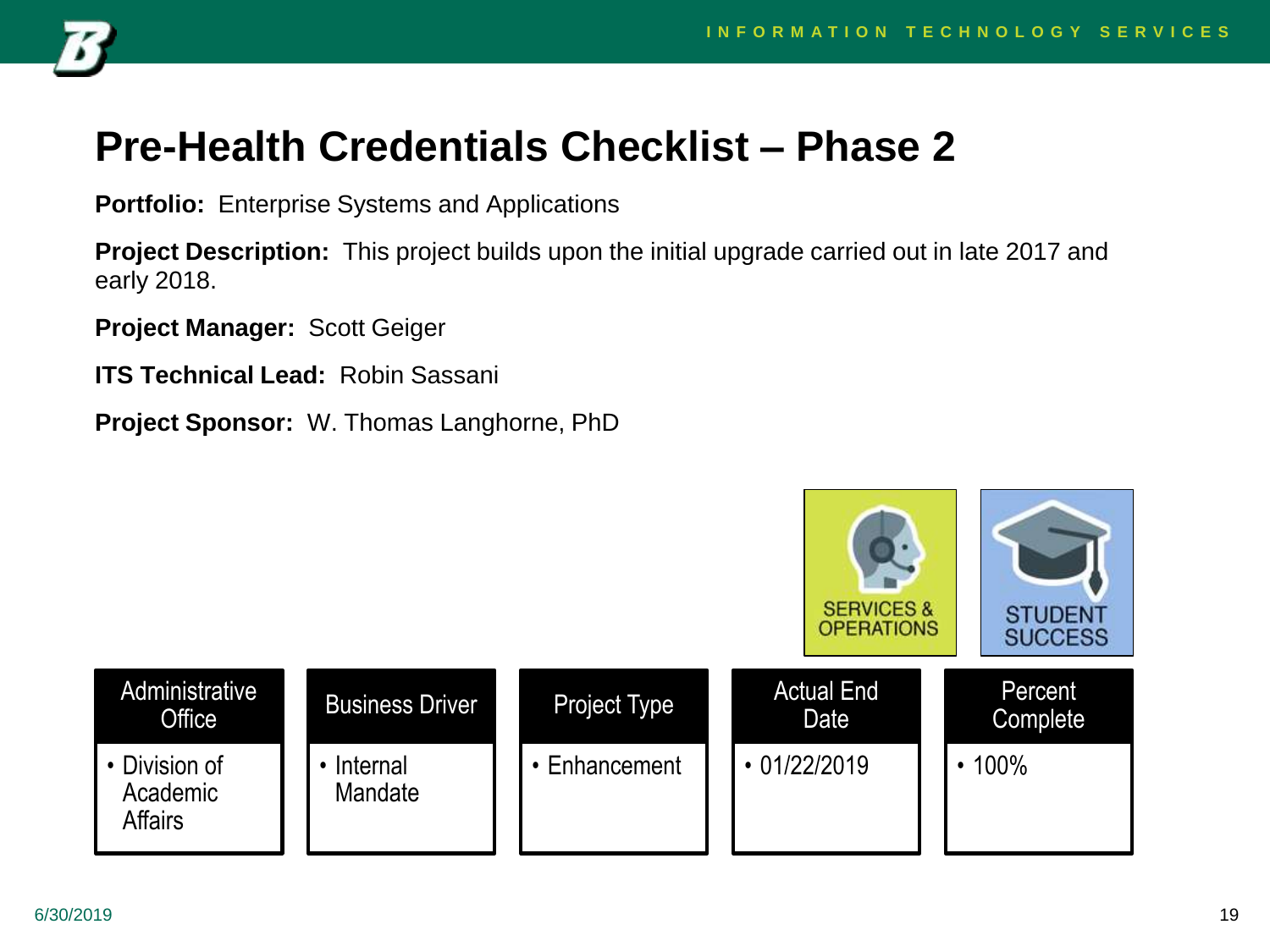# Pre-Health Credentials Checklist – Phase 2

**Portfolio:** Enterprise Systems and Applications

**Project Description:** This project builds upon the initial upgrade carried out in late 2017 and early 2018.

**Project Manager:** Scott Geiger

**ITS Technical Lead:** Robin Sassani

**Project Sponsor:** W. Thomas Langhorne, PhD

SERVICES & OPERATIONS

STUDENT SUCCESS

| Administrative Office | Business Driver | Project Type | Actual End Date | Percent Complete |
| --- | --- | --- | --- | --- |
| • Division of Academic Affairs | • Internal Mandate | • Enhancement | • 01/22/2019 | • 100% |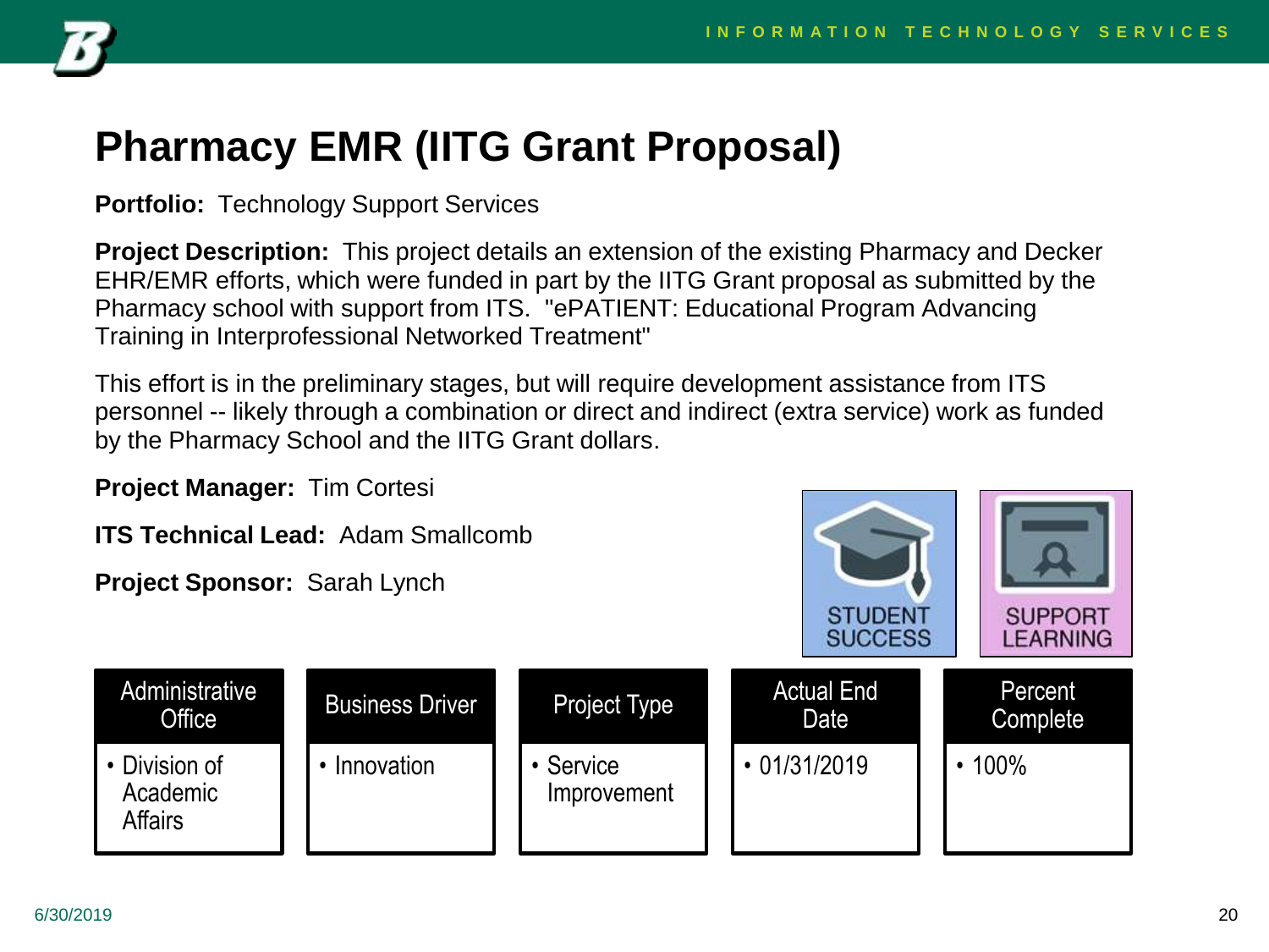# Pharmacy EMR (IITG Grant Proposal)

**Portfolio:** Technology Support Services

**Project Description:** This project details an extension of the existing Pharmacy and Decker EHR/EMR efforts, which were funded in part by the IITG Grant proposal as submitted by the Pharmacy school with support from ITS. "ePATIENT: Educational Program Advancing Training in Interprofessional Networked Treatment"

This effort is in the preliminary stages, but will require development assistance from ITS personnel -- likely through a combination or direct and indirect (extra service) work as funded by the Pharmacy School and the IITG Grant dollars.

**Project Manager:** Tim Cortesi

**ITS Technical Lead:** Adam Smallcomb

**Project Sponsor:** Sarah Lynch

STUDENT SUCCESS

SUPPORT LEARNING

| Administrative Office | Business Driver | Project Type | Actual End Date | Percent Complete |
|---|---|---|---|---|
| • Division of Academic Affairs | • Innovation | • Service Improvement | • 01/31/2019 | • 100% |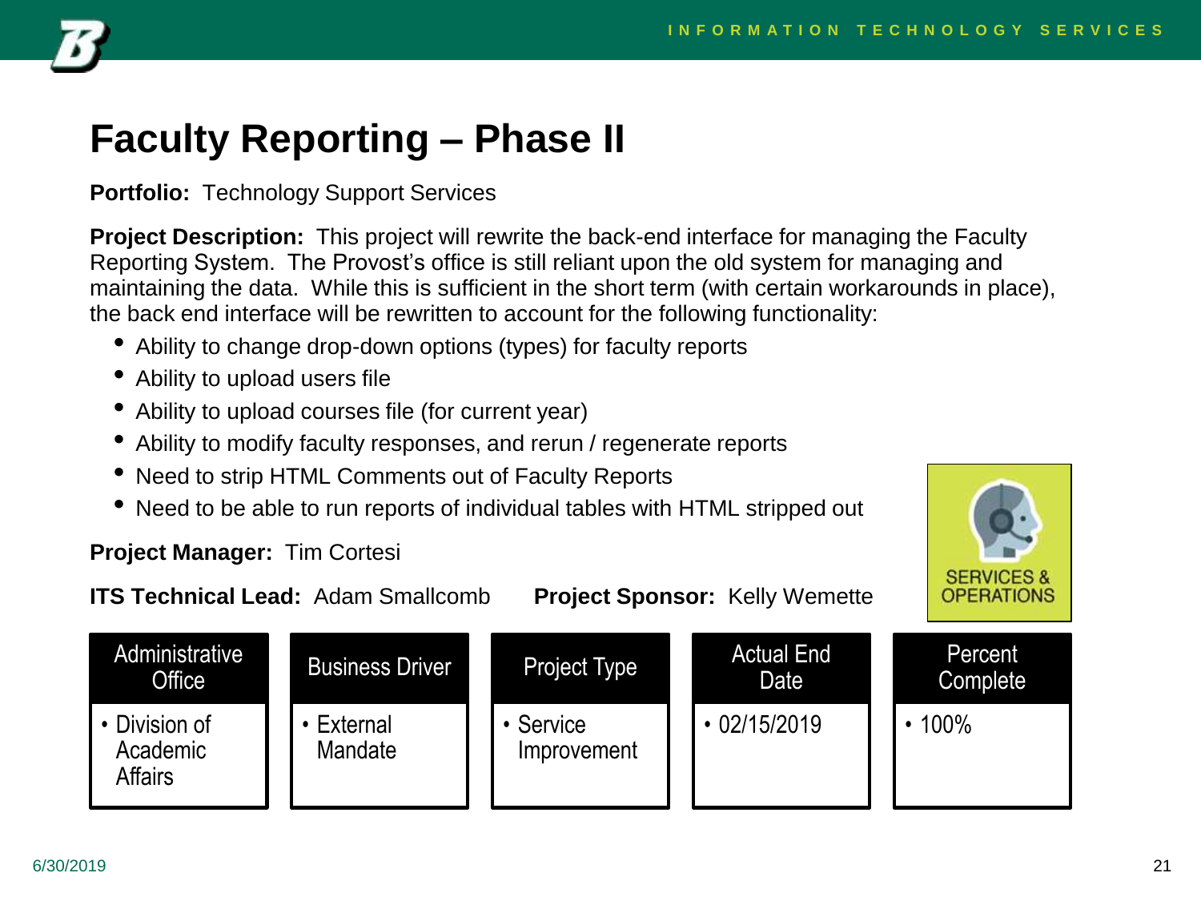# Faculty Reporting – Phase II

**Portfolio:** Technology Support Services

**Project Description:** This project will rewrite the back-end interface for managing the Faculty Reporting System. The Provost's office is still reliant upon the old system for managing and maintaining the data. While this is sufficient in the short term (with certain workarounds in place), the back end interface will be rewritten to account for the following functionality:

- Ability to change drop-down options (types) for faculty reports
- Ability to upload users file
- Ability to upload courses file (for current year)
- Ability to modify faculty responses, and rerun / regenerate reports
- Need to strip HTML Comments out of Faculty Reports
- Need to be able to run reports of individual tables with HTML stripped out

**Project Manager:** Tim Cortesi

**ITS Technical Lead:** Adam Smallcomb **Project Sponsor:** Kelly Wemette

SERVICES & OPERATIONS

| Administrative Office | Business Driver | Project Type | Actual End Date | Percent Complete |
|---|---|---|---|---|
| • Division of Academic Affairs | • External Mandate | • Service Improvement | • 02/15/2019 | • 100% |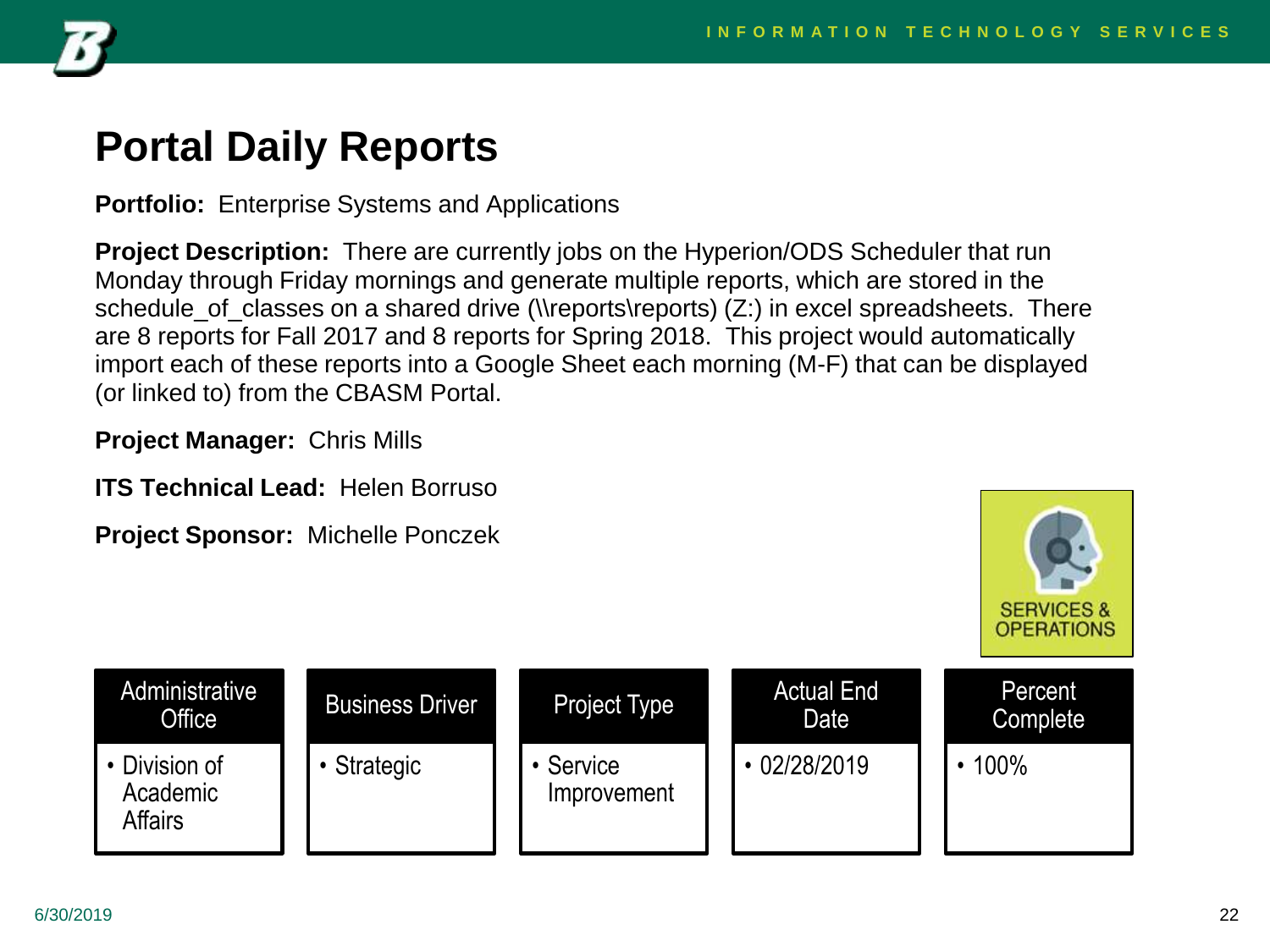# Portal Daily Reports

**Portfolio:** Enterprise Systems and Applications

**Project Description:** There are currently jobs on the Hyperion/ODS Scheduler that run Monday through Friday mornings and generate multiple reports, which are stored in the schedule_of_classes on a shared drive (\\reports\reports) (Z:) in excel spreadsheets. There are 8 reports for Fall 2017 and 8 reports for Spring 2018. This project would automatically import each of these reports into a Google Sheet each morning (M-F) that can be displayed (or linked to) from the CBASM Portal.

**Project Manager:** Chris Mills

**ITS Technical Lead:** Helen Borruso

**Project Sponsor:** Michelle Ponczek

SERVICES & OPERATIONS

| Administrative Office | Business Driver | Project Type | Actual End Date | Percent Complete |
|---|---|---|---|---|
| • Division of Academic Affairs | • Strategic | • Service Improvement | • 02/28/2019 | • 100% |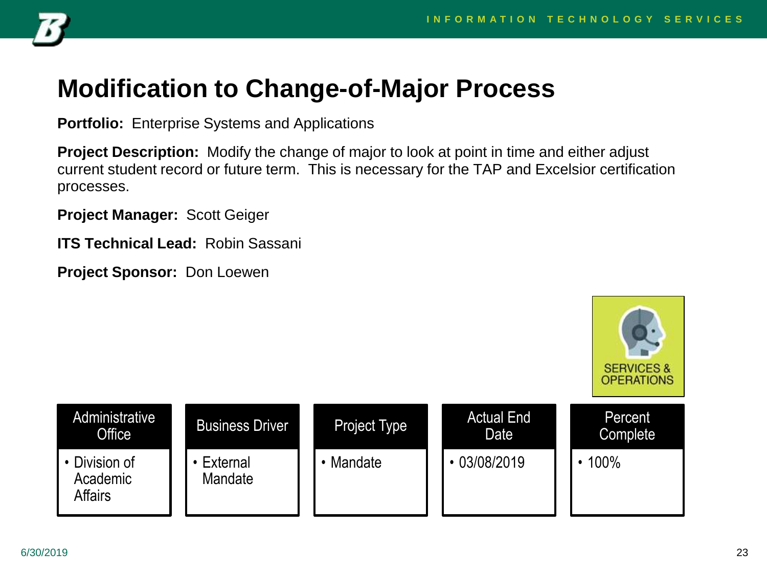# Modification to Change-of-Major Process

**Portfolio:** Enterprise Systems and Applications

**Project Description:** Modify the change of major to look at point in time and either adjust current student record or future term. This is necessary for the TAP and Excelsior certification processes.

**Project Manager:** Scott Geiger

**ITS Technical Lead:** Robin Sassani

**Project Sponsor:** Don Loewen

SERVICES & OPERATIONS

| Administrative Office | Business Driver | Project Type | Actual End Date | Percent Complete |
|---|---|---|---|---|
| • Division of Academic Affairs | • External Mandate | • Mandate | • 03/08/2019 | • 100% |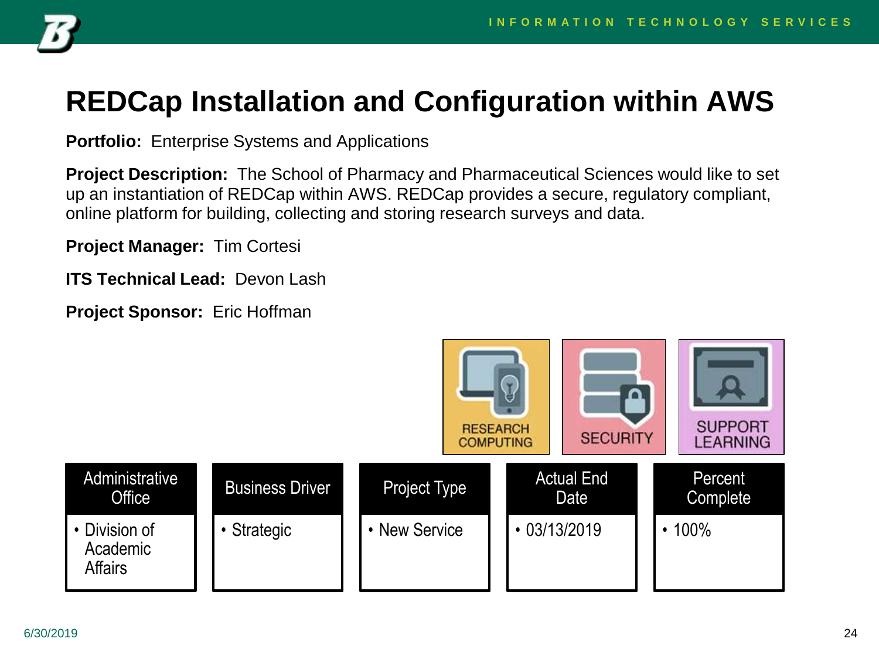# REDCap Installation and Configuration within AWS

**Portfolio:** Enterprise Systems and Applications

**Project Description:** The School of Pharmacy and Pharmaceutical Sciences would like to set up an instantiation of REDCap within AWS. REDCap provides a secure, regulatory compliant, online platform for building, collecting and storing research surveys and data.

**Project Manager:** Tim Cortesi

**ITS Technical Lead:** Devon Lash

**Project Sponsor:** Eric Hoffman

RESEARCH COMPUTING | SECURITY | SUPPORT LEARNING

| Administrative Office | Business Driver | Project Type | Actual End Date | Percent Complete |
|---|---|---|---|---|
| • Division of Academic Affairs | • Strategic | • New Service | • 03/13/2019 | • 100% |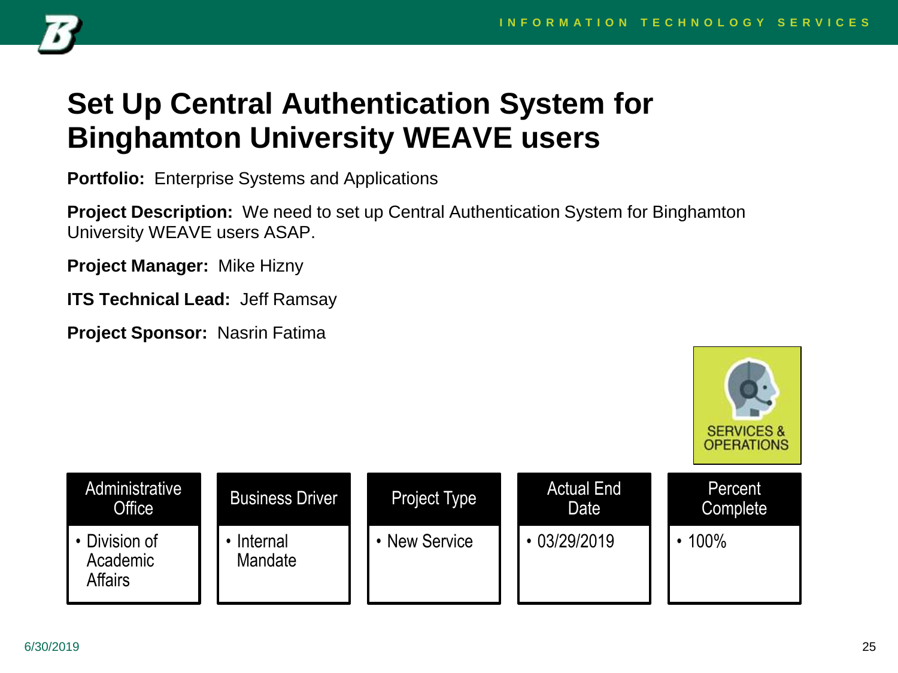# Set Up Central Authentication System for Binghamton University WEAVE users

**Portfolio:** Enterprise Systems and Applications

**Project Description:** We need to set up Central Authentication System for Binghamton University WEAVE users ASAP.

**Project Manager:** Mike Hizny

**ITS Technical Lead:** Jeff Ramsay

**Project Sponsor:** Nasrin Fatima

SERVICES & OPERATIONS

| Administrative Office | Business Driver | Project Type | Actual End Date | Percent Complete |
|---|---|---|---|---|
| • Division of Academic Affairs | • Internal Mandate | • New Service | • 03/29/2019 | • 100% |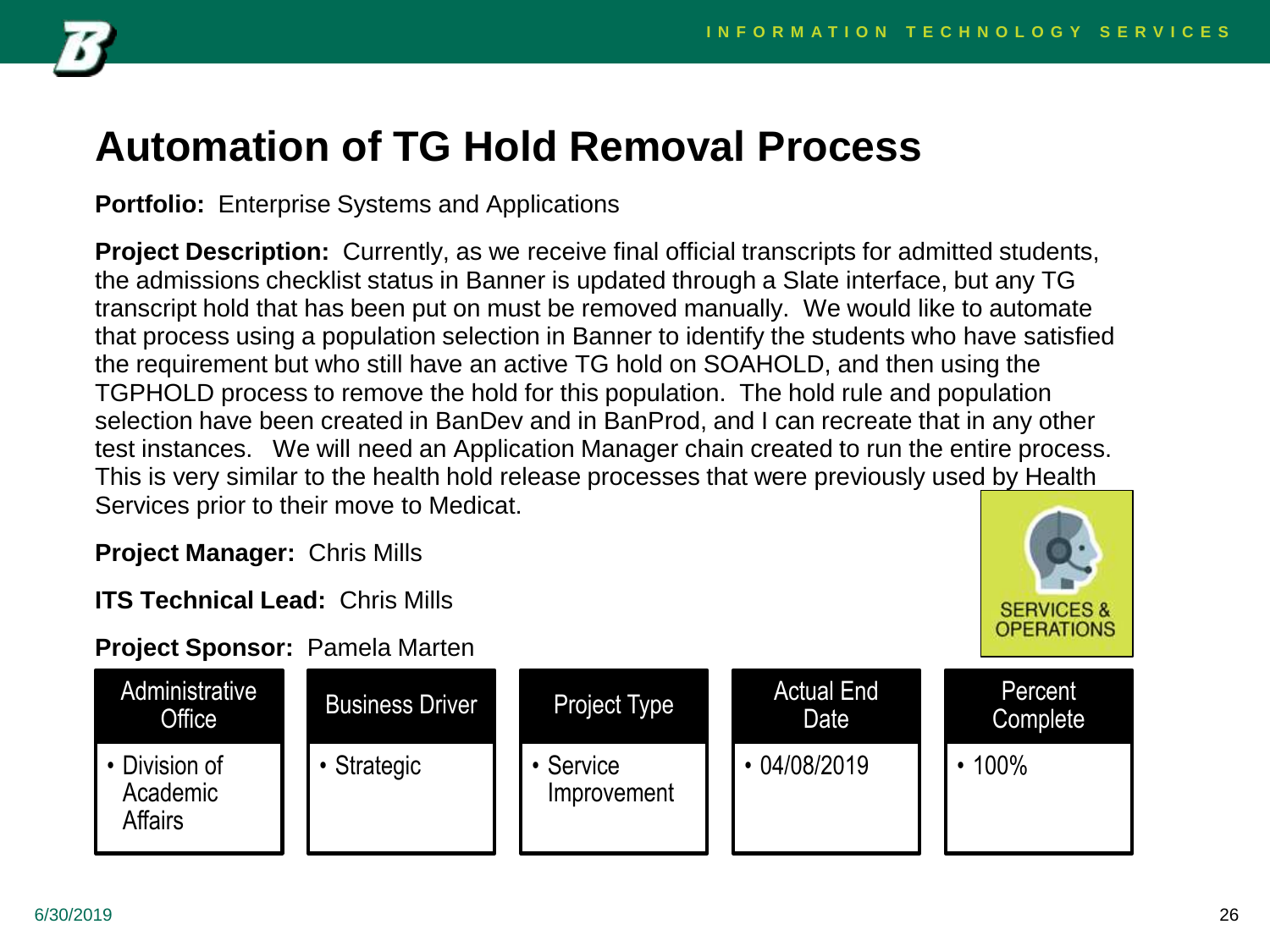# Automation of TG Hold Removal Process

**Portfolio:** Enterprise Systems and Applications

**Project Description:** Currently, as we receive final official transcripts for admitted students, the admissions checklist status in Banner is updated through a Slate interface, but any TG transcript hold that has been put on must be removed manually. We would like to automate that process using a population selection in Banner to identify the students who have satisfied the requirement but who still have an active TG hold on SOAHOLD, and then using the TGPHOLD process to remove the hold for this population. The hold rule and population selection have been created in BanDev and in BanProd, and I can recreate that in any other test instances. We will need an Application Manager chain created to run the entire process. This is very similar to the health hold release processes that were previously used by Health Services prior to their move to Medicat.

**Project Manager:** Chris Mills

**ITS Technical Lead:** Chris Mills

**Project Sponsor:** Pamela Marten

SERVICES & OPERATIONS

| Administrative Office | Business Driver | Project Type | Actual End Date | Percent Complete |
| --- | --- | --- | --- | --- |
| • Division of Academic Affairs | • Strategic | • Service Improvement | • 04/08/2019 | • 100% |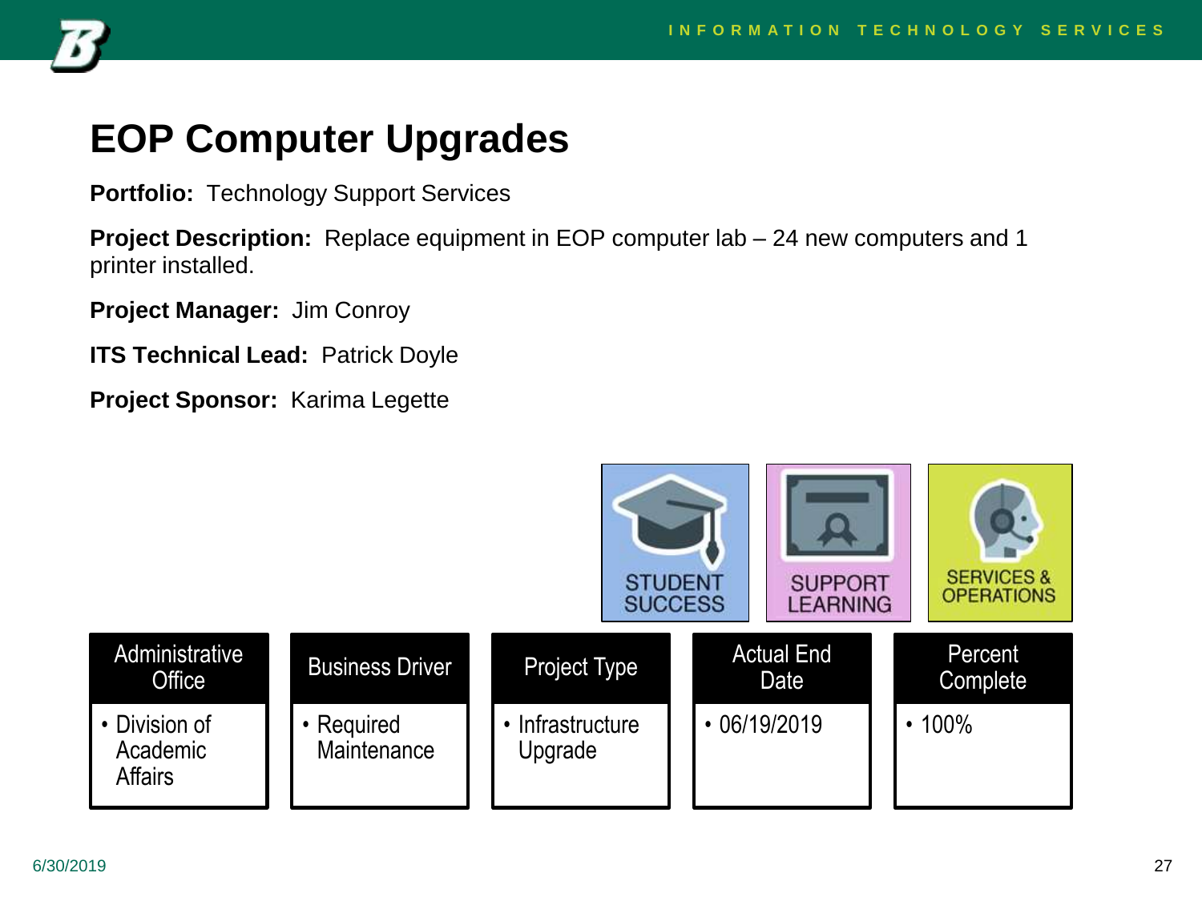# EOP Computer Upgrades

**Portfolio:** Technology Support Services

**Project Description:** Replace equipment in EOP computer lab – 24 new computers and 1 printer installed.

**Project Manager:** Jim Conroy

**ITS Technical Lead:** Patrick Doyle

**Project Sponsor:** Karima Legette

STUDENT SUCCESS | SUPPORT LEARNING | SERVICES & OPERATIONS

| Administrative Office | Business Driver | Project Type | Actual End Date | Percent Complete |
|---|---|---|---|---|
| • Division of Academic Affairs | • Required Maintenance | • Infrastructure Upgrade | • 06/19/2019 | • 100% |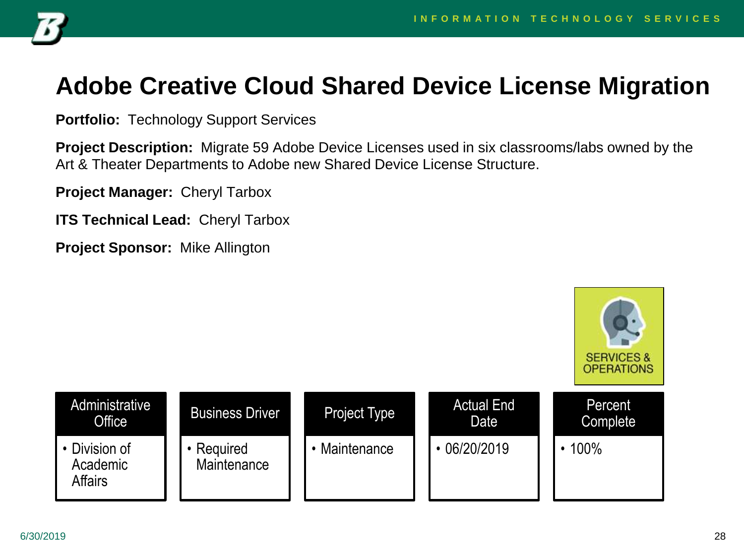# Adobe Creative Cloud Shared Device License Migration

**Portfolio:** Technology Support Services

**Project Description:** Migrate 59 Adobe Device Licenses used in six classrooms/labs owned by the Art & Theater Departments to Adobe new Shared Device License Structure.

**Project Manager:** Cheryl Tarbox

**ITS Technical Lead:** Cheryl Tarbox

**Project Sponsor:** Mike Allington

SERVICES & OPERATIONS

| Administrative Office | Business Driver | Project Type | Actual End Date | Percent Complete |
|---|---|---|---|---|
| • Division of Academic Affairs | • Required Maintenance | • Maintenance | • 06/20/2019 | • 100% |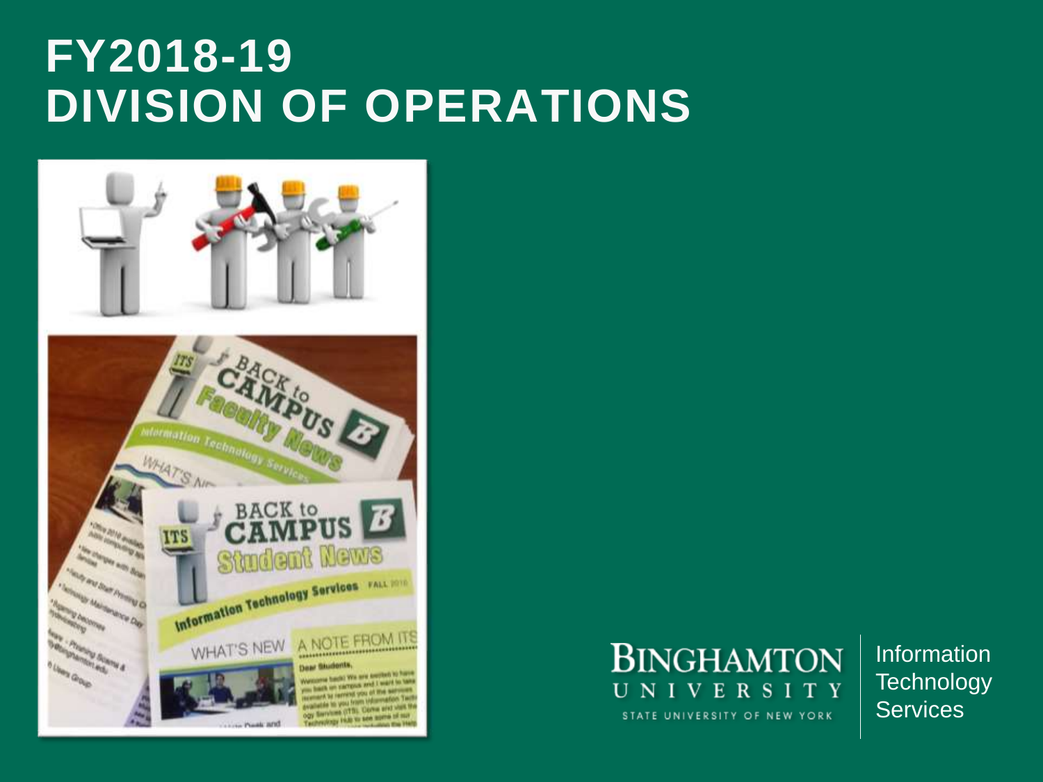# FY2018-19
# DIVISION OF OPERATIONS

Binghamton University, State University of New York

Information Technology Services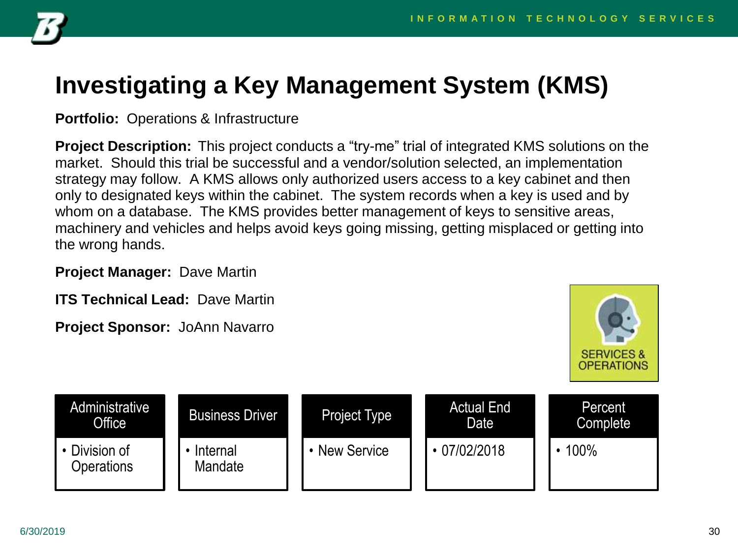# Investigating a Key Management System (KMS)

**Portfolio:** Operations & Infrastructure

**Project Description:** This project conducts a "try-me" trial of integrated KMS solutions on the market. Should this trial be successful and a vendor/solution selected, an implementation strategy may follow. A KMS allows only authorized users access to a key cabinet and then only to designated keys within the cabinet. The system records when a key is used and by whom on a database. The KMS provides better management of keys to sensitive areas, machinery and vehicles and helps avoid keys going missing, getting misplaced or getting into the wrong hands.

**Project Manager:** Dave Martin

**ITS Technical Lead:** Dave Martin

**Project Sponsor:** JoAnn Navarro

SERVICES & OPERATIONS

| Administrative Office | Business Driver | Project Type | Actual End Date | Percent Complete |
|---|---|---|---|---|
| • Division of Operations | • Internal Mandate | • New Service | • 07/02/2018 | • 100% |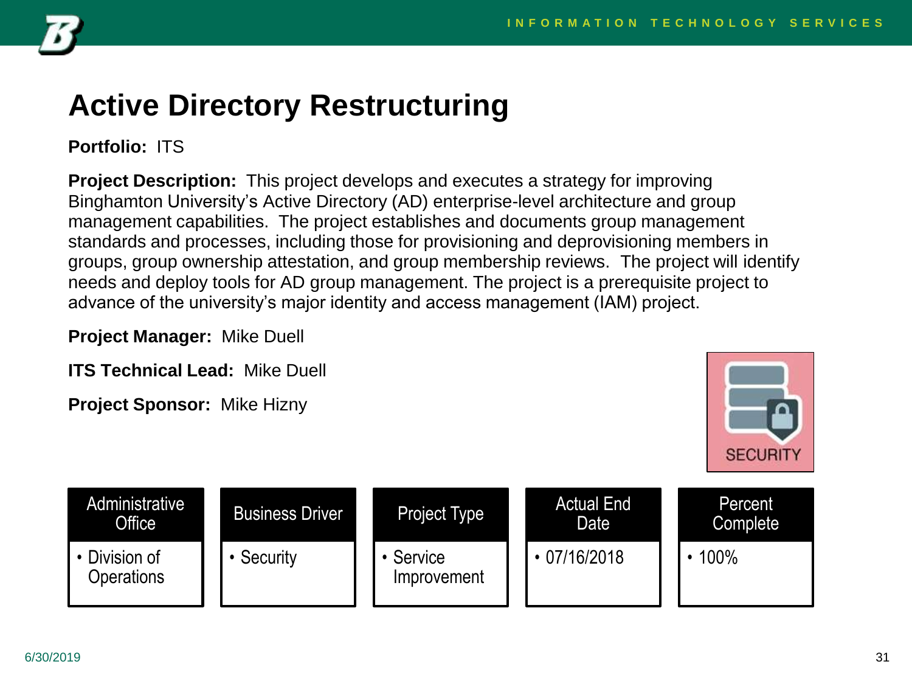# Active Directory Restructuring

**Portfolio:** ITS

**Project Description:** This project develops and executes a strategy for improving Binghamton University's Active Directory (AD) enterprise-level architecture and group management capabilities. The project establishes and documents group management standards and processes, including those for provisioning and deprovisioning members in groups, group ownership attestation, and group membership reviews. The project will identify needs and deploy tools for AD group management. The project is a prerequisite project to advance of the university's major identity and access management (IAM) project.

**Project Manager:** Mike Duell

**ITS Technical Lead:** Mike Duell

**Project Sponsor:** Mike Hizny

SECURITY

| Administrative Office | Business Driver | Project Type | Actual End Date | Percent Complete |
|---|---|---|---|---|
| • Division of Operations | • Security | • Service Improvement | • 07/16/2018 | • 100% |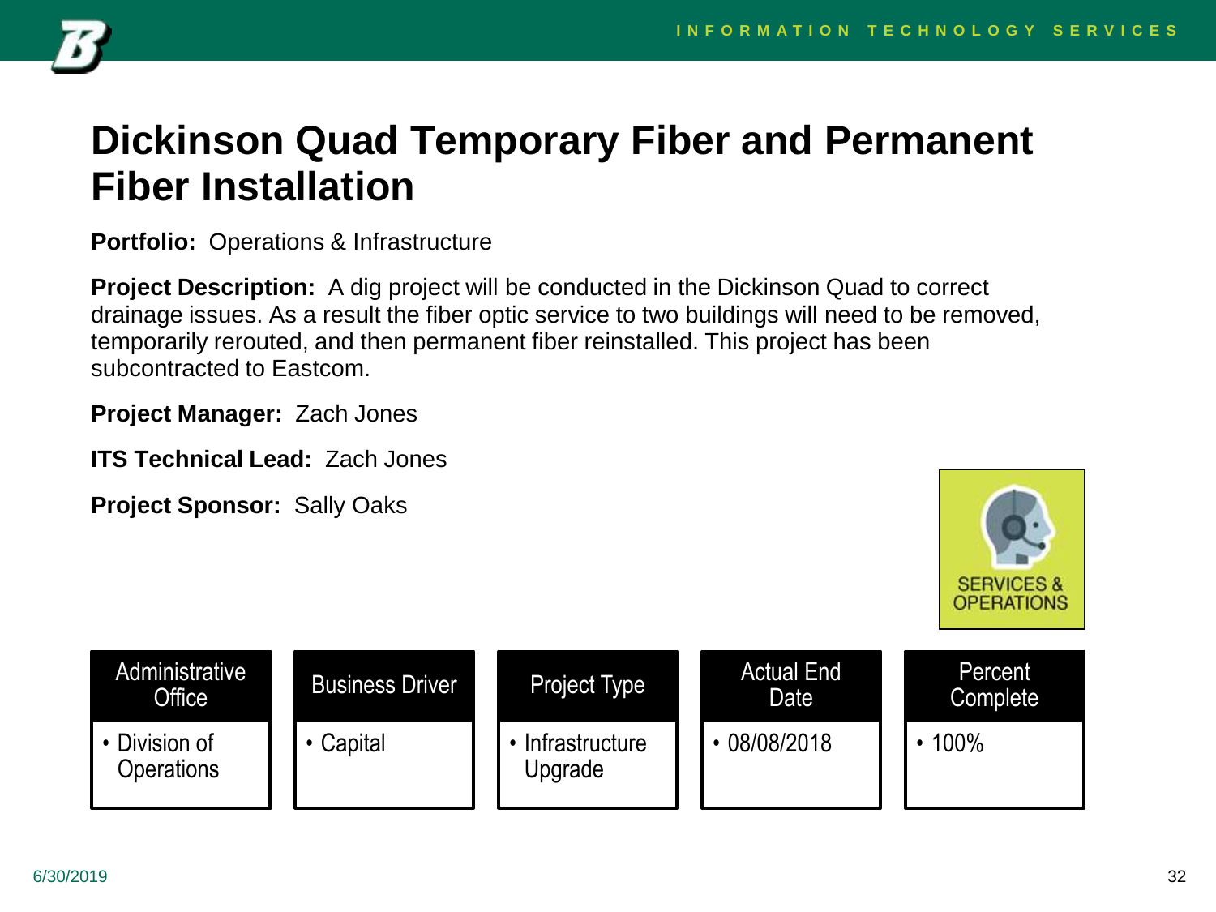# Dickinson Quad Temporary Fiber and Permanent Fiber Installation

**Portfolio:** Operations & Infrastructure

**Project Description:** A dig project will be conducted in the Dickinson Quad to correct drainage issues. As a result the fiber optic service to two buildings will need to be removed, temporarily rerouted, and then permanent fiber reinstalled. This project has been subcontracted to Eastcom.

**Project Manager:** Zach Jones

**ITS Technical Lead:** Zach Jones

**Project Sponsor:** Sally Oaks

SERVICES & OPERATIONS

| Administrative Office | Business Driver | Project Type | Actual End Date | Percent Complete |
|---|---|---|---|---|
| • Division of Operations | • Capital | • Infrastructure Upgrade | • 08/08/2018 | • 100% |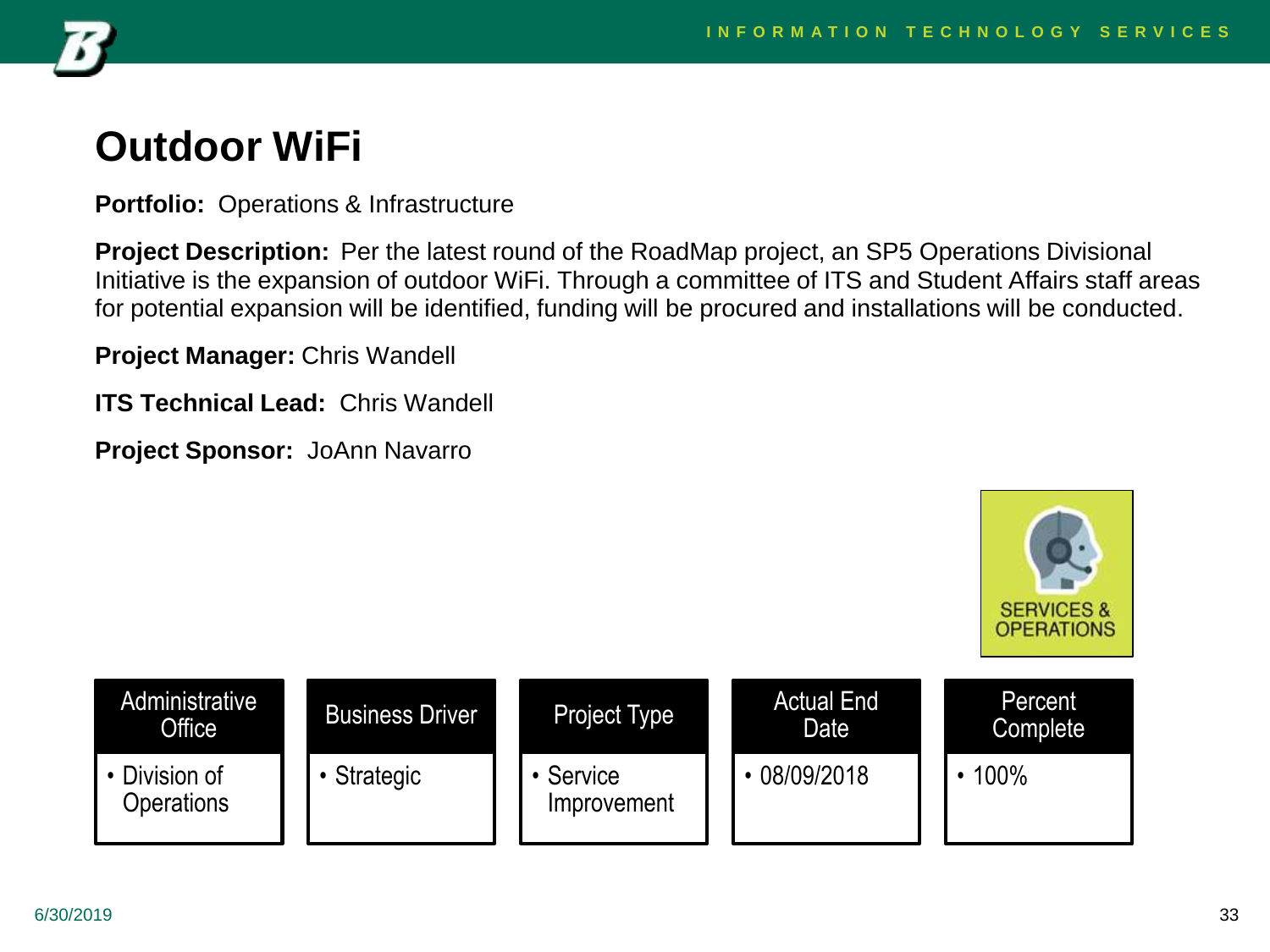# Outdoor WiFi

**Portfolio:** Operations & Infrastructure

**Project Description:** Per the latest round of the RoadMap project, an SP5 Operations Divisional Initiative is the expansion of outdoor WiFi. Through a committee of ITS and Student Affairs staff areas for potential expansion will be identified, funding will be procured and installations will be conducted.

**Project Manager:** Chris Wandell

**ITS Technical Lead:** Chris Wandell

**Project Sponsor:** JoAnn Navarro

SERVICES & OPERATIONS

| Administrative Office | Business Driver | Project Type | Actual End Date | Percent Complete |
|---|---|---|---|---|
| • Division of Operations | • Strategic | • Service Improvement | • 08/09/2018 | • 100% |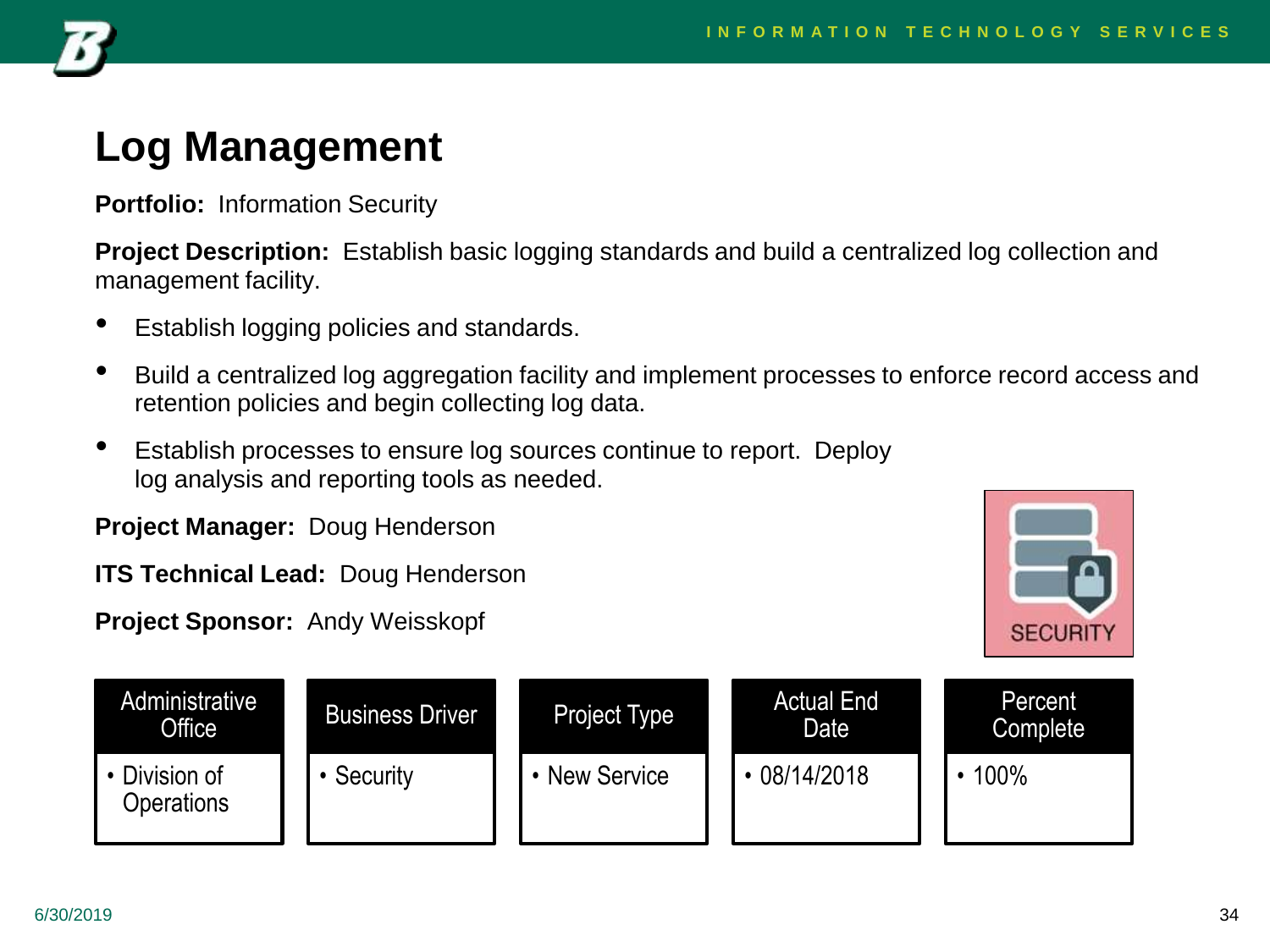# Log Management

**Portfolio:** Information Security

**Project Description:** Establish basic logging standards and build a centralized log collection and management facility.

- Establish logging policies and standards.
- Build a centralized log aggregation facility and implement processes to enforce record access and retention policies and begin collecting log data.
- Establish processes to ensure log sources continue to report. Deploy log analysis and reporting tools as needed.

**Project Manager:** Doug Henderson

**ITS Technical Lead:** Doug Henderson

**Project Sponsor:** Andy Weisskopf

SECURITY

| Administrative Office | Business Driver | Project Type | Actual End Date | Percent Complete |
| --- | --- | --- | --- | --- |
| • Division of Operations | • Security | • New Service | • 08/14/2018 | • 100% |

6/30/2019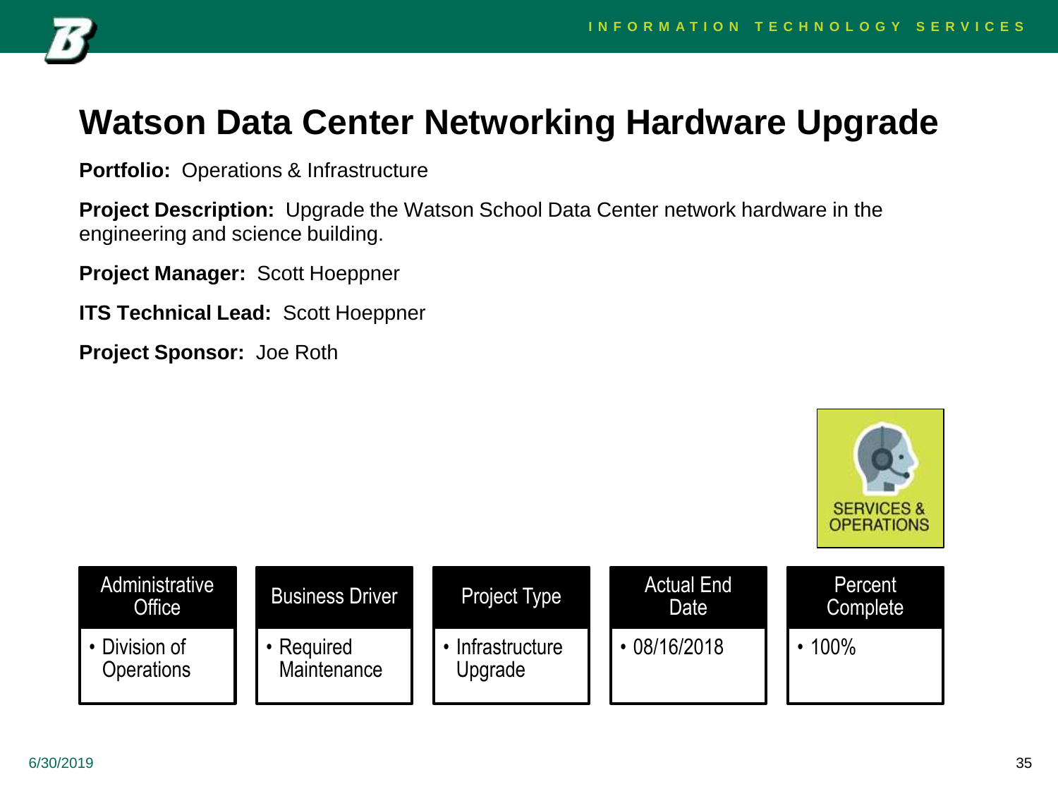# Watson Data Center Networking Hardware Upgrade

**Portfolio:** Operations & Infrastructure

**Project Description:** Upgrade the Watson School Data Center network hardware in the engineering and science building.

**Project Manager:** Scott Hoeppner

**ITS Technical Lead:** Scott Hoeppner

**Project Sponsor:** Joe Roth

SERVICES & OPERATIONS

| Administrative Office | Business Driver | Project Type | Actual End Date | Percent Complete |
|---|---|---|---|---|
| • Division of Operations | • Required Maintenance | • Infrastructure Upgrade | • 08/16/2018 | • 100% |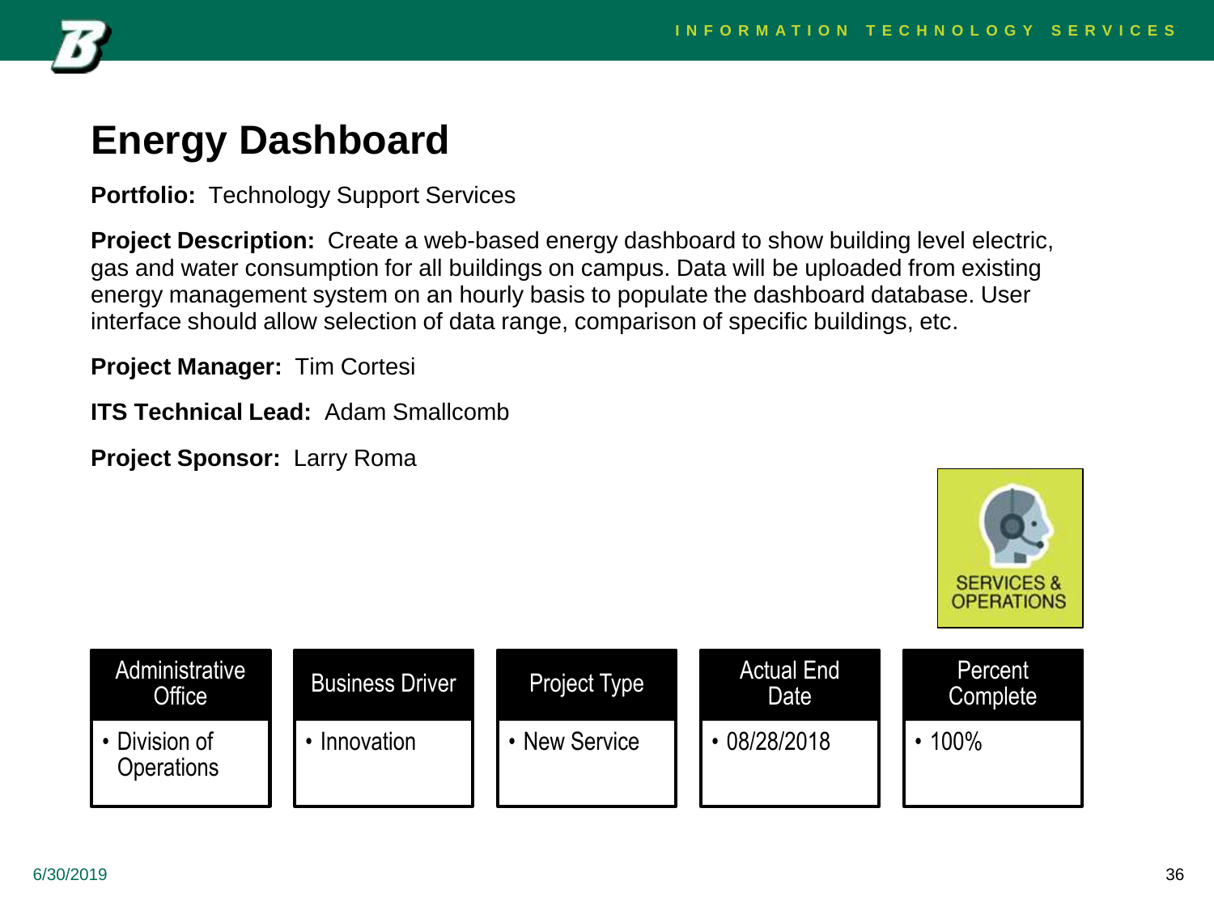# Energy Dashboard

**Portfolio:** Technology Support Services

**Project Description:** Create a web-based energy dashboard to show building level electric, gas and water consumption for all buildings on campus. Data will be uploaded from existing energy management system on an hourly basis to populate the dashboard database. User interface should allow selection of data range, comparison of specific buildings, etc.

**Project Manager:** Tim Cortesi

**ITS Technical Lead:** Adam Smallcomb

**Project Sponsor:** Larry Roma

SERVICES & OPERATIONS

| Administrative Office | Business Driver | Project Type | Actual End Date | Percent Complete |
|---|---|---|---|---|
| • Division of Operations | • Innovation | • New Service | • 08/28/2018 | • 100% |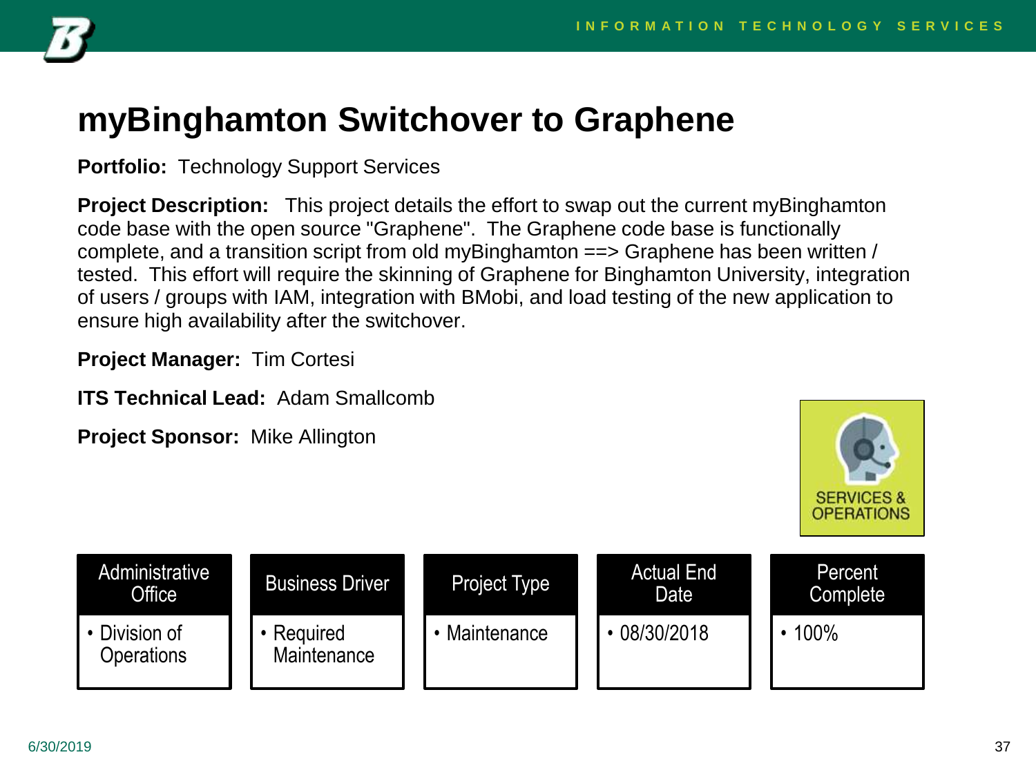# myBinghamton Switchover to Graphene

**Portfolio:** Technology Support Services

**Project Description:** This project details the effort to swap out the current myBinghamton code base with the open source "Graphene". The Graphene code base is functionally complete, and a transition script from old myBinghamton ==> Graphene has been written / tested. This effort will require the skinning of Graphene for Binghamton University, integration of users / groups with IAM, integration with BMobi, and load testing of the new application to ensure high availability after the switchover.

**Project Manager:** Tim Cortesi

**ITS Technical Lead:** Adam Smallcomb

**Project Sponsor:** Mike Allington

SERVICES & OPERATIONS

| Administrative Office | Business Driver | Project Type | Actual End Date | Percent Complete |
|---|---|---|---|---|
| • Division of Operations | • Required Maintenance | • Maintenance | • 08/30/2018 | • 100% |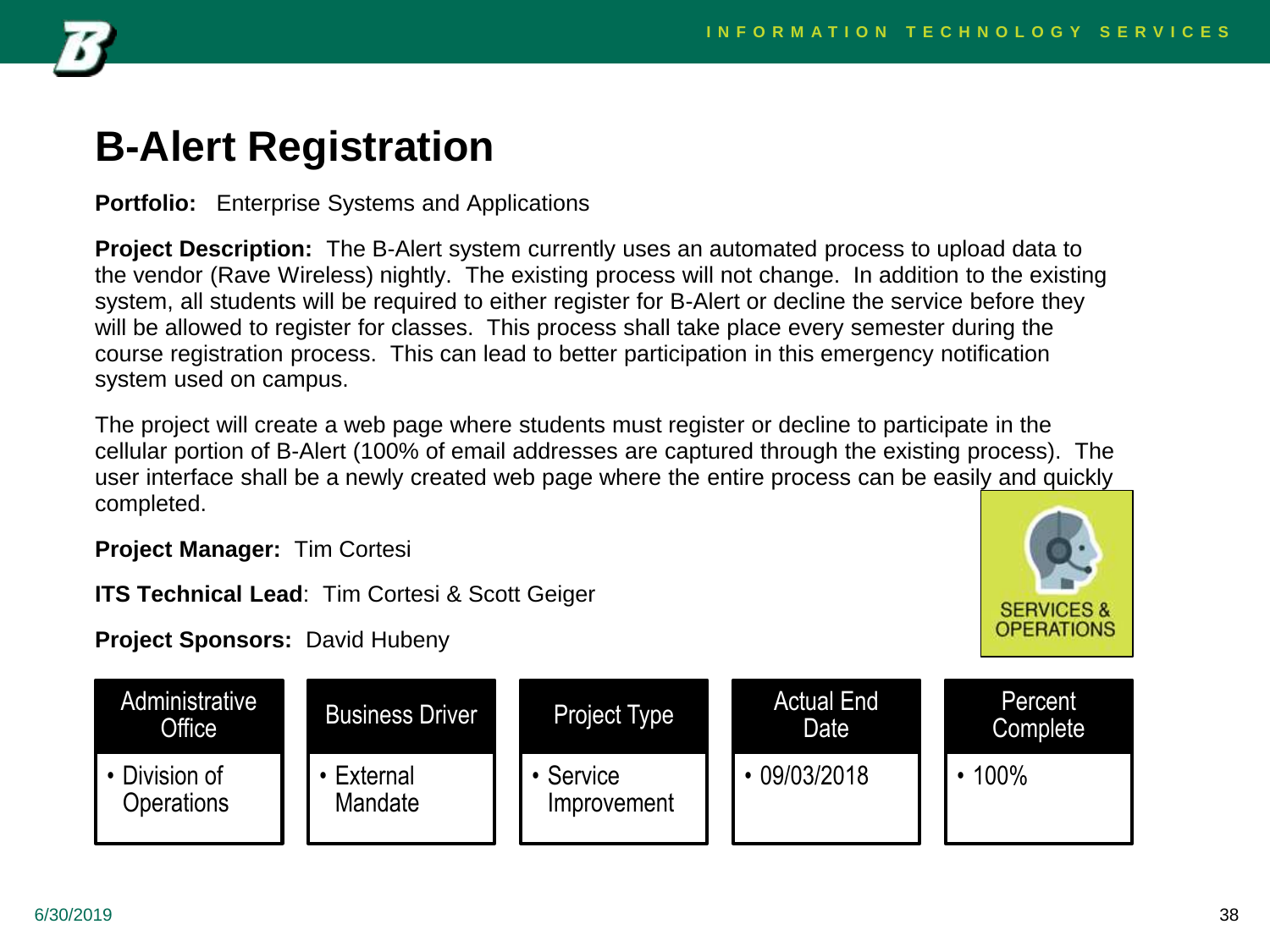# B-Alert Registration

**Portfolio:** Enterprise Systems and Applications

**Project Description:** The B-Alert system currently uses an automated process to upload data to the vendor (Rave Wireless) nightly. The existing process will not change. In addition to the existing system, all students will be required to either register for B-Alert or decline the service before they will be allowed to register for classes. This process shall take place every semester during the course registration process. This can lead to better participation in this emergency notification system used on campus.

The project will create a web page where students must register or decline to participate in the cellular portion of B-Alert (100% of email addresses are captured through the existing process). The user interface shall be a newly created web page where the entire process can be easily and quickly completed.

**Project Manager:** Tim Cortesi

**ITS Technical Lead**: Tim Cortesi & Scott Geiger

**Project Sponsors:** David Hubeny

SERVICES & OPERATIONS

| Administrative Office | Business Driver | Project Type | Actual End Date | Percent Complete |
|---|---|---|---|---|
| • Division of Operations | • External Mandate | • Service Improvement | • 09/03/2018 | • 100% |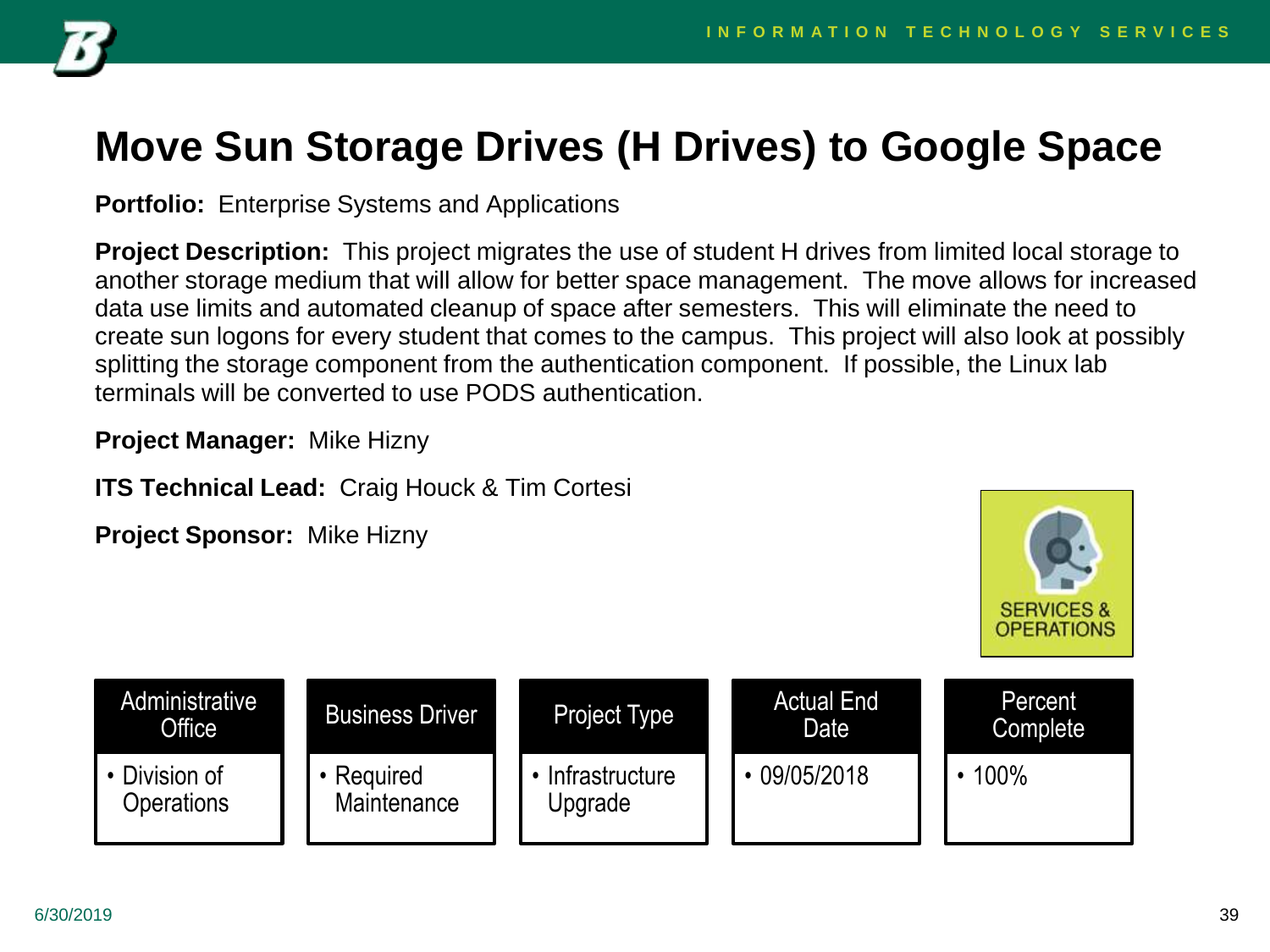# Move Sun Storage Drives (H Drives) to Google Space

**Portfolio:** Enterprise Systems and Applications

**Project Description:** This project migrates the use of student H drives from limited local storage to another storage medium that will allow for better space management. The move allows for increased data use limits and automated cleanup of space after semesters. This will eliminate the need to create sun logons for every student that comes to the campus. This project will also look at possibly splitting the storage component from the authentication component. If possible, the Linux lab terminals will be converted to use PODS authentication.

**Project Manager:** Mike Hizny

**ITS Technical Lead:** Craig Houck & Tim Cortesi

**Project Sponsor:** Mike Hizny

SERVICES & OPERATIONS

| Administrative Office | Business Driver | Project Type | Actual End Date | Percent Complete |
| --- | --- | --- | --- | --- |
| • Division of Operations | • Required Maintenance | • Infrastructure Upgrade | • 09/05/2018 | • 100% |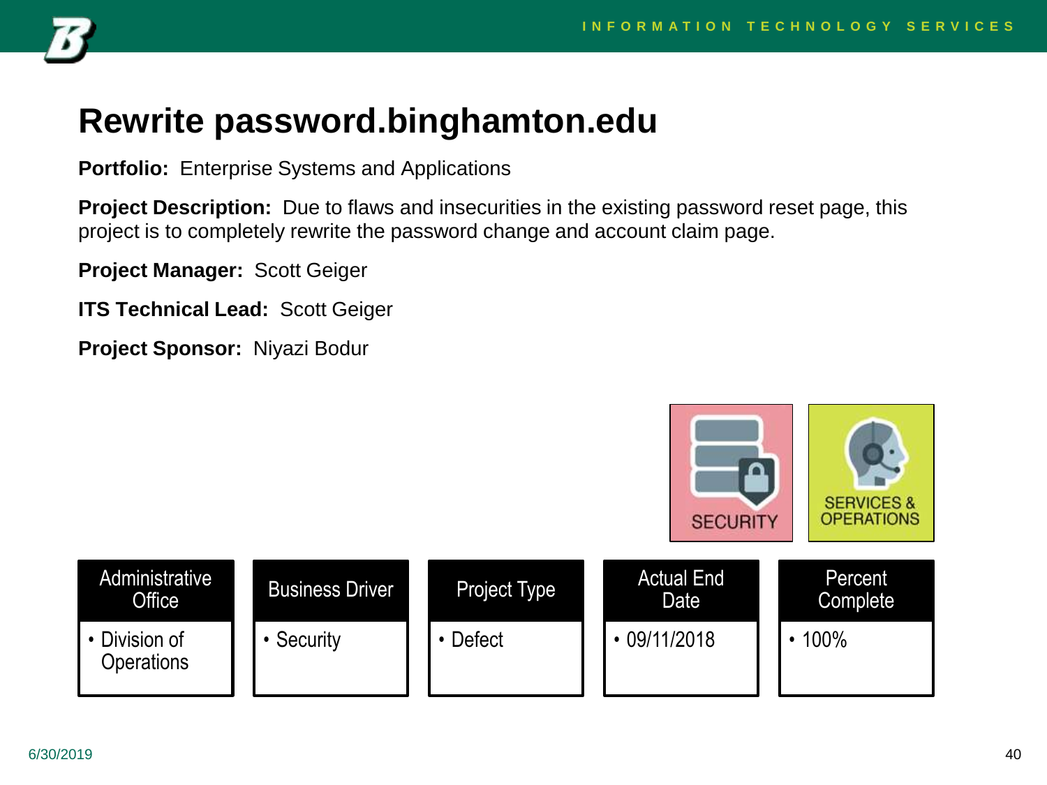# Rewrite password.binghamton.edu

**Portfolio:** Enterprise Systems and Applications

**Project Description:** Due to flaws and insecurities in the existing password reset page, this project is to completely rewrite the password change and account claim page.

**Project Manager:** Scott Geiger

**ITS Technical Lead:** Scott Geiger

**Project Sponsor:** Niyazi Bodur

SECURITY

SERVICES & OPERATIONS

| Administrative Office | Business Driver | Project Type | Actual End Date | Percent Complete |
|---|---|---|---|---|
| • Division of Operations | • Security | • Defect | • 09/11/2018 | • 100% |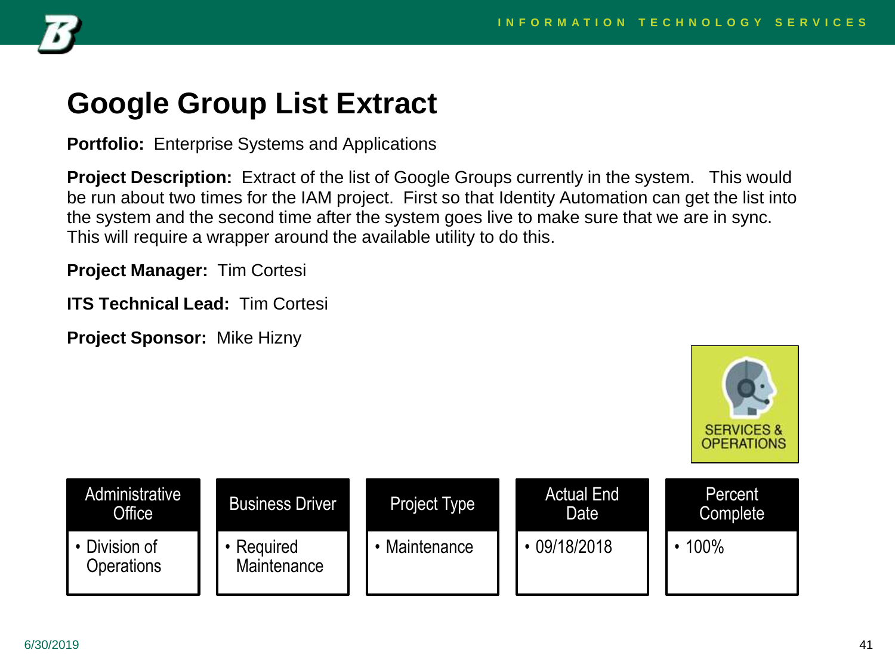# Google Group List Extract

**Portfolio:** Enterprise Systems and Applications

**Project Description:** Extract of the list of Google Groups currently in the system. This would be run about two times for the IAM project. First so that Identity Automation can get the list into the system and the second time after the system goes live to make sure that we are in sync. This will require a wrapper around the available utility to do this.

**Project Manager:** Tim Cortesi

**ITS Technical Lead:** Tim Cortesi

**Project Sponsor:** Mike Hizny

SERVICES & OPERATIONS

| Administrative Office | Business Driver | Project Type | Actual End Date | Percent Complete |
|---|---|---|---|---|
| • Division of Operations | • Required Maintenance | • Maintenance | • 09/18/2018 | • 100% |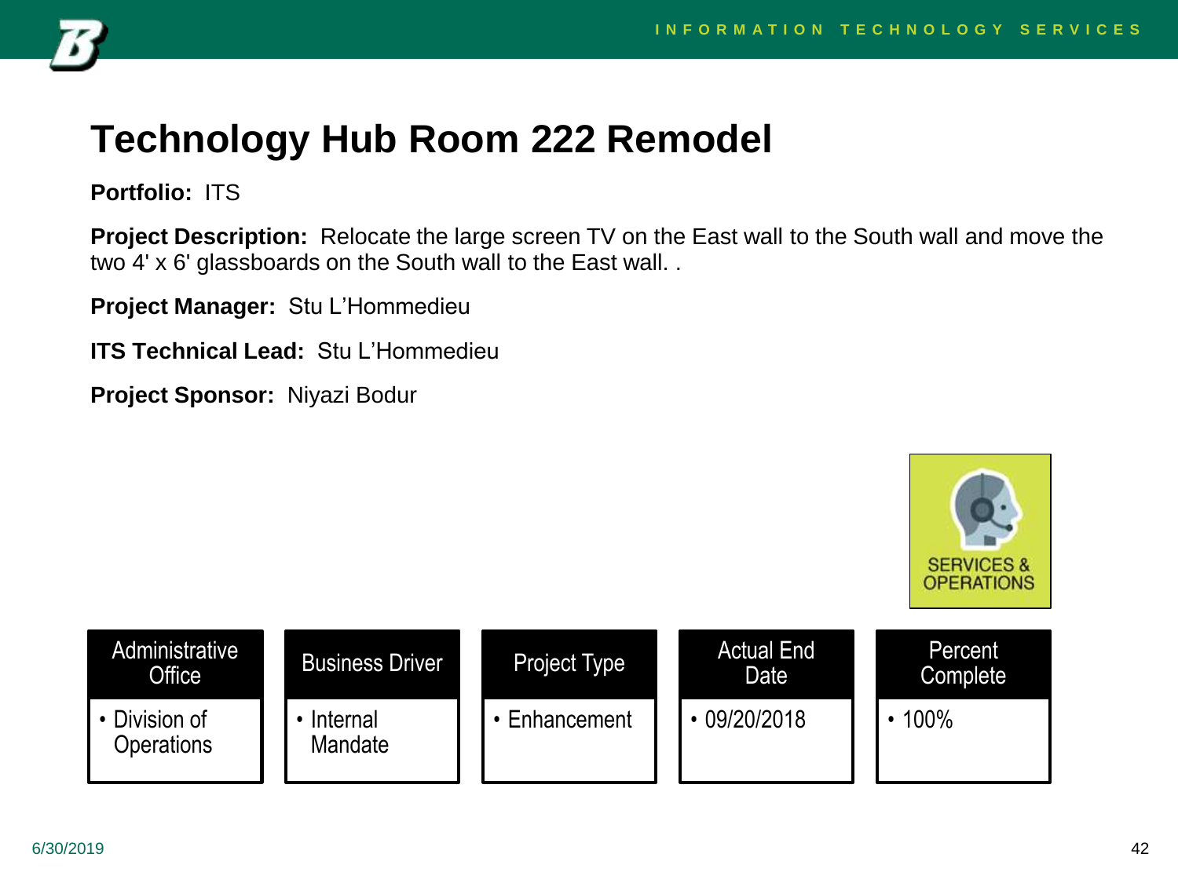# Technology Hub Room 222 Remodel

**Portfolio:** ITS

**Project Description:** Relocate the large screen TV on the East wall to the South wall and move the two 4' x 6' glassboards on the South wall to the East wall. .

**Project Manager:** Stu L'Hommedieu

**ITS Technical Lead:** Stu L'Hommedieu

**Project Sponsor:** Niyazi Bodur

SERVICES & OPERATIONS

| Administrative Office | Business Driver | Project Type | Actual End Date | Percent Complete |
|---|---|---|---|---|
| • Division of Operations | • Internal Mandate | • Enhancement | • 09/20/2018 | • 100% |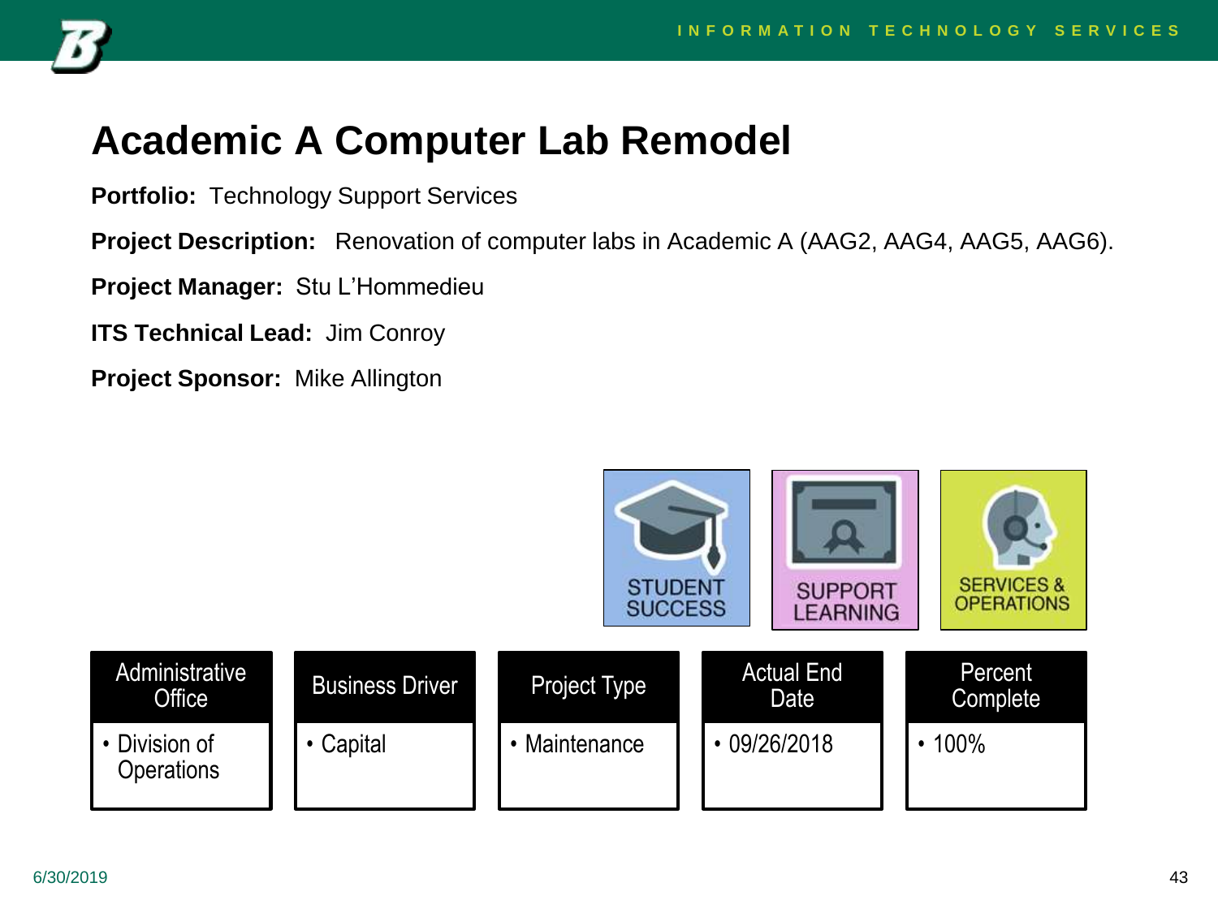# Academic A Computer Lab Remodel

**Portfolio:** Technology Support Services

**Project Description:** Renovation of computer labs in Academic A (AAG2, AAG4, AAG5, AAG6).

**Project Manager:** Stu L'Hommedieu

**ITS Technical Lead:** Jim Conroy

**Project Sponsor:** Mike Allington

STUDENT SUCCESS | SUPPORT LEARNING | SERVICES & OPERATIONS

| Administrative Office | Business Driver | Project Type | Actual End Date | Percent Complete |
|---|---|---|---|---|
| • Division of Operations | • Capital | • Maintenance | • 09/26/2018 | • 100% |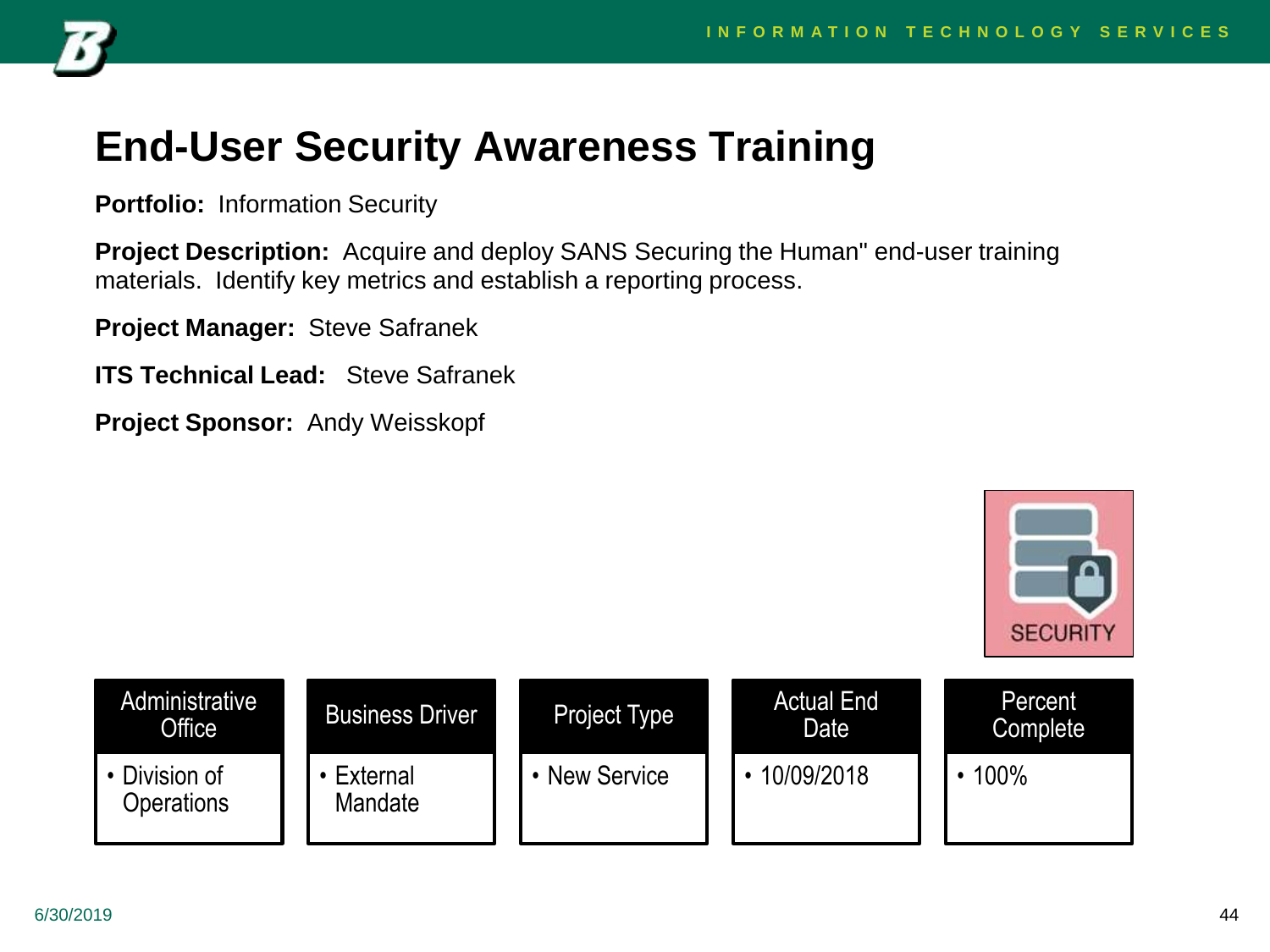# End-User Security Awareness Training

**Portfolio:** Information Security

**Project Description:** Acquire and deploy SANS Securing the Human" end-user training materials. Identify key metrics and establish a reporting process.

**Project Manager:** Steve Safranek

**ITS Technical Lead:** Steve Safranek

**Project Sponsor:** Andy Weisskopf

SECURITY

| Administrative Office | Business Driver | Project Type | Actual End Date | Percent Complete |
|---|---|---|---|---|
| • Division of Operations | • External Mandate | • New Service | • 10/09/2018 | • 100% |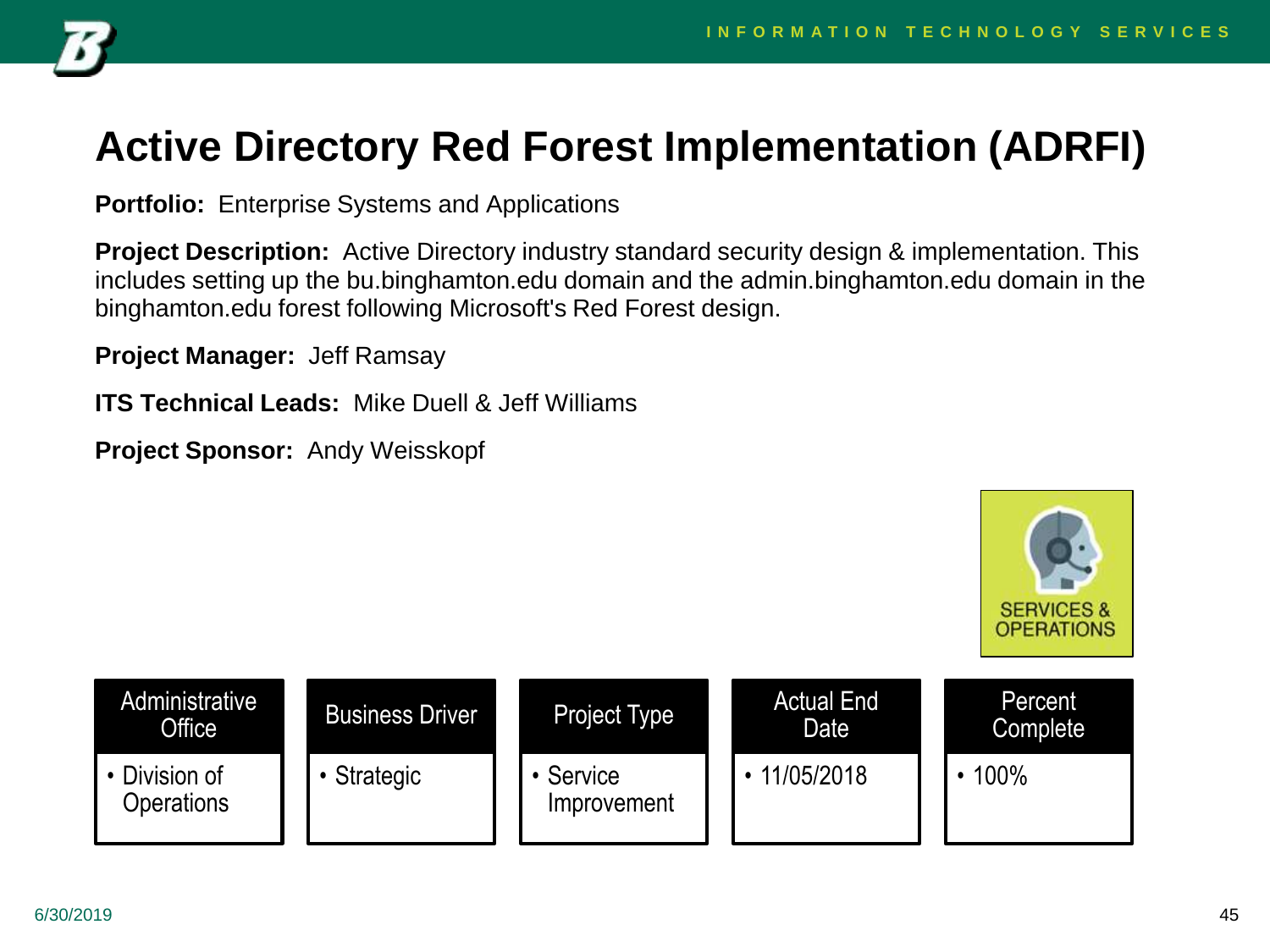# Active Directory Red Forest Implementation (ADRFI)

**Portfolio:** Enterprise Systems and Applications

**Project Description:** Active Directory industry standard security design & implementation. This includes setting up the bu.binghamton.edu domain and the admin.binghamton.edu domain in the binghamton.edu forest following Microsoft's Red Forest design.

**Project Manager:** Jeff Ramsay

**ITS Technical Leads:** Mike Duell & Jeff Williams

**Project Sponsor:** Andy Weisskopf

SERVICES & OPERATIONS

| Administrative Office | Business Driver | Project Type | Actual End Date | Percent Complete |
| --- | --- | --- | --- | --- |
| • Division of Operations | • Strategic | • Service Improvement | • 11/05/2018 | • 100% |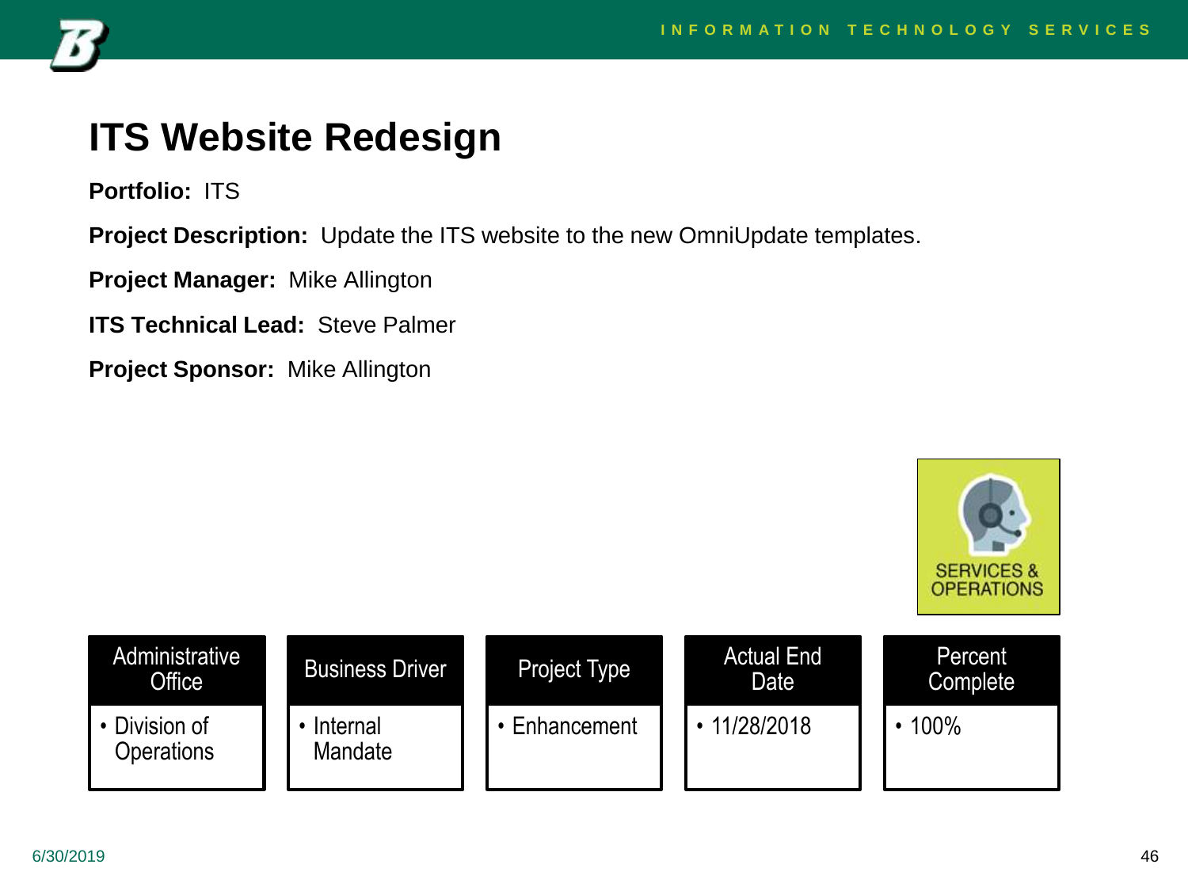# ITS Website Redesign

**Portfolio:** ITS

**Project Description:** Update the ITS website to the new OmniUpdate templates.

**Project Manager:** Mike Allington

**ITS Technical Lead:** Steve Palmer

**Project Sponsor:** Mike Allington

SERVICES & OPERATIONS

| Administrative Office | Business Driver | Project Type | Actual End Date | Percent Complete |
| --- | --- | --- | --- | --- |
| • Division of Operations | • Internal Mandate | • Enhancement | • 11/28/2018 | • 100% |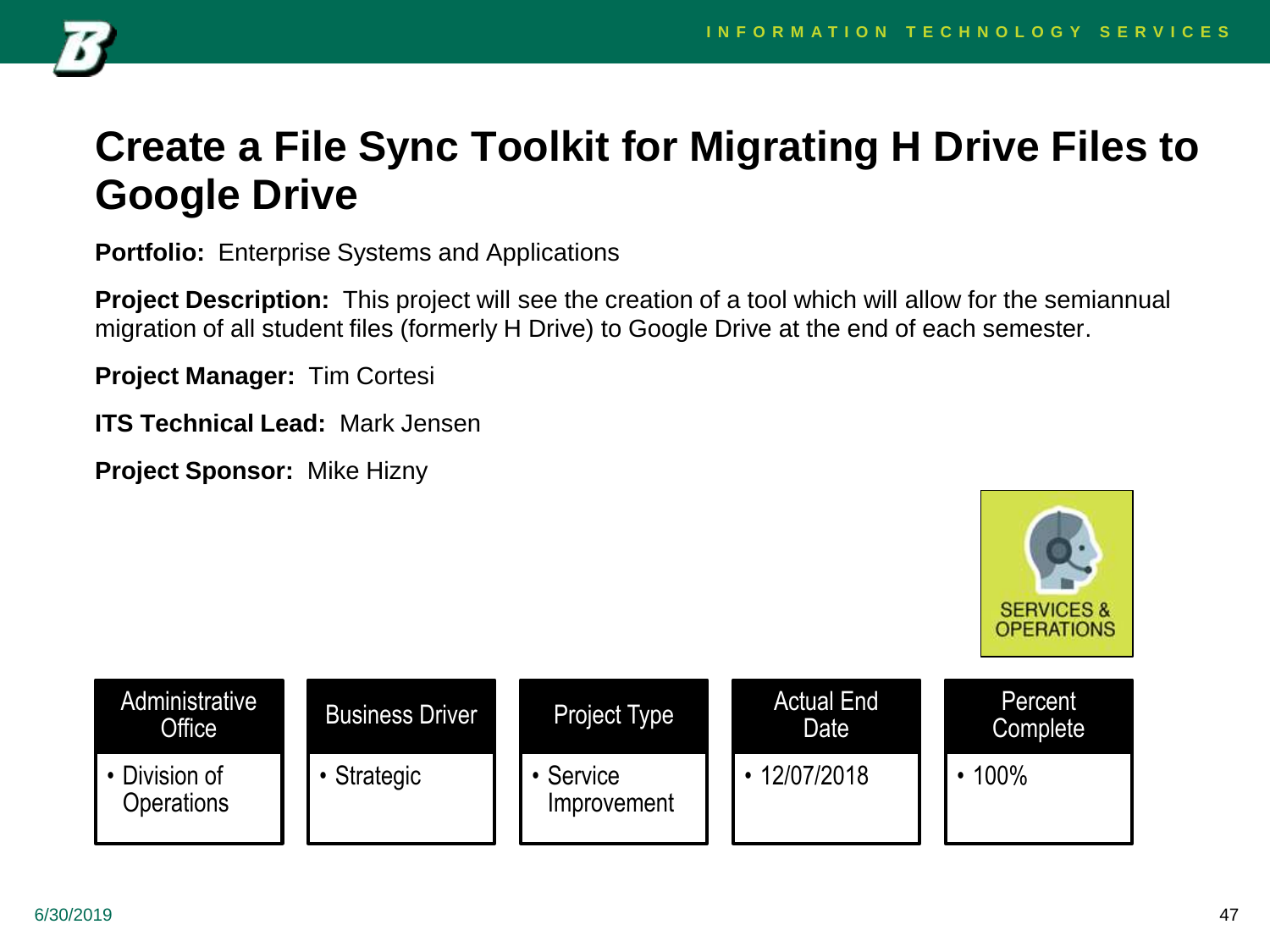# Create a File Sync Toolkit for Migrating H Drive Files to Google Drive

**Portfolio:** Enterprise Systems and Applications

**Project Description:** This project will see the creation of a tool which will allow for the semiannual migration of all student files (formerly H Drive) to Google Drive at the end of each semester.

**Project Manager:** Tim Cortesi

**ITS Technical Lead:** Mark Jensen

**Project Sponsor:** Mike Hizny

SERVICES & OPERATIONS

| Administrative Office | Business Driver | Project Type | Actual End Date | Percent Complete |
|---|---|---|---|---|
| • Division of Operations | • Strategic | • Service Improvement | • 12/07/2018 | • 100% |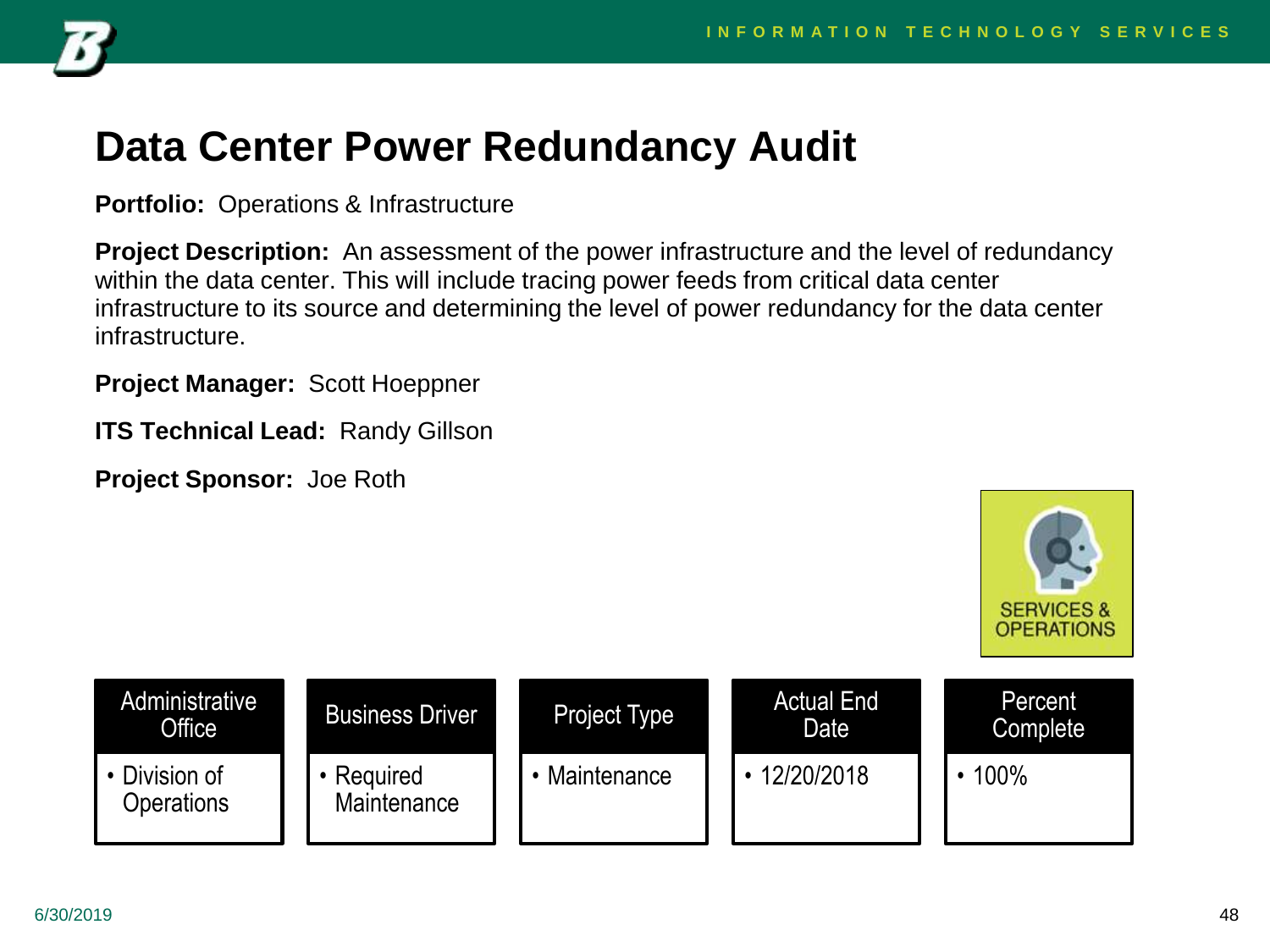# Data Center Power Redundancy Audit

**Portfolio:** Operations & Infrastructure

**Project Description:** An assessment of the power infrastructure and the level of redundancy within the data center. This will include tracing power feeds from critical data center infrastructure to its source and determining the level of power redundancy for the data center infrastructure.

**Project Manager:** Scott Hoeppner

**ITS Technical Lead:** Randy Gillson

**Project Sponsor:** Joe Roth

SERVICES & OPERATIONS

| Administrative Office | Business Driver | Project Type | Actual End Date | Percent Complete |
|---|---|---|---|---|
| • Division of Operations | • Required Maintenance | • Maintenance | • 12/20/2018 | • 100% |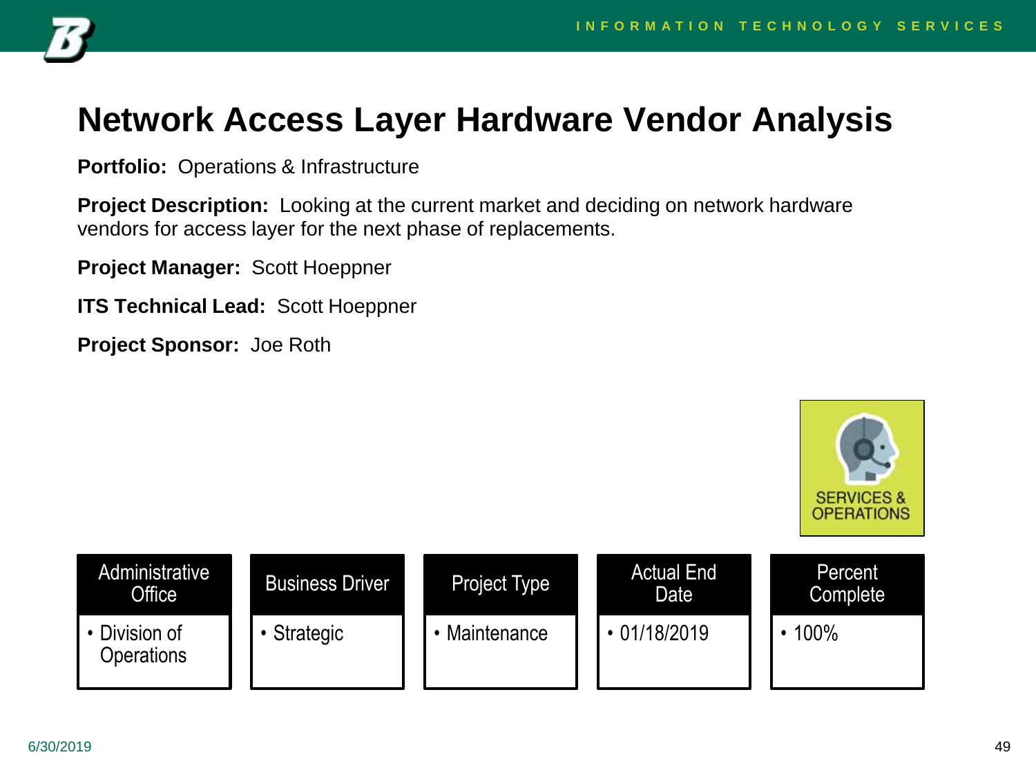# Network Access Layer Hardware Vendor Analysis

**Portfolio:** Operations & Infrastructure

**Project Description:** Looking at the current market and deciding on network hardware vendors for access layer for the next phase of replacements.

**Project Manager:** Scott Hoeppner

**ITS Technical Lead:** Scott Hoeppner

**Project Sponsor:** Joe Roth

SERVICES & OPERATIONS

| Administrative Office | Business Driver | Project Type | Actual End Date | Percent Complete |
|---|---|---|---|---|
| • Division of Operations | • Strategic | • Maintenance | • 01/18/2019 | • 100% |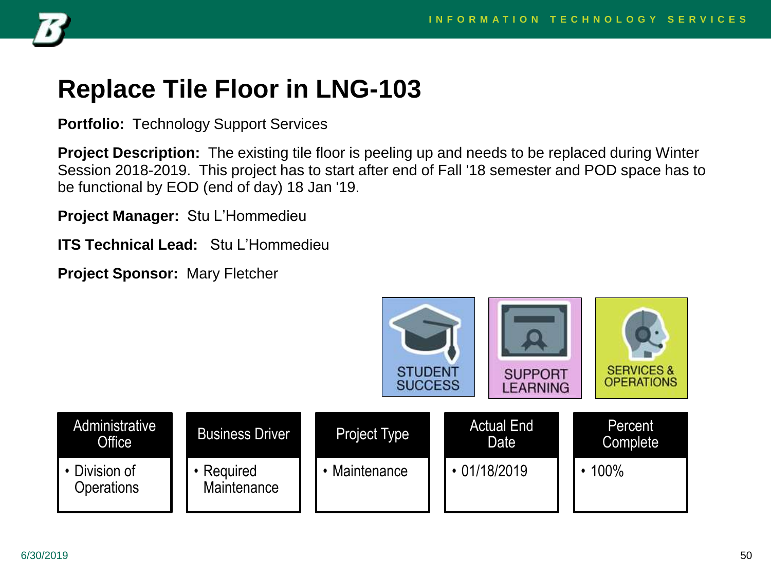# Replace Tile Floor in LNG-103

**Portfolio:** Technology Support Services

**Project Description:** The existing tile floor is peeling up and needs to be replaced during Winter Session 2018-2019. This project has to start after end of Fall '18 semester and POD space has to be functional by EOD (end of day) 18 Jan '19.

**Project Manager:** Stu L'Hommedieu

**ITS Technical Lead:** Stu L'Hommedieu

**Project Sponsor:** Mary Fletcher

STUDENT SUCCESS | SUPPORT LEARNING | SERVICES & OPERATIONS

| Administrative Office | Business Driver | Project Type | Actual End Date | Percent Complete |
|---|---|---|---|---|
| • Division of Operations | • Required Maintenance | • Maintenance | • 01/18/2019 | • 100% |

6/30/2019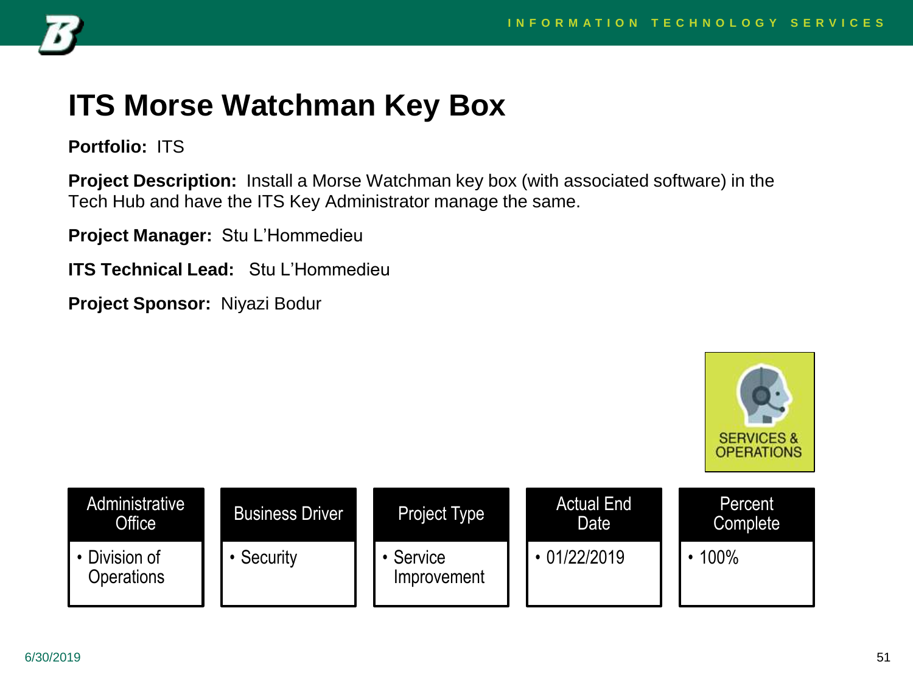# ITS Morse Watchman Key Box

**Portfolio:** ITS

**Project Description:** Install a Morse Watchman key box (with associated software) in the Tech Hub and have the ITS Key Administrator manage the same.

**Project Manager:** Stu L'Hommedieu

**ITS Technical Lead:** Stu L'Hommedieu

**Project Sponsor:** Niyazi Bodur

SERVICES & OPERATIONS

| Administrative Office | Business Driver | Project Type | Actual End Date | Percent Complete |
| --- | --- | --- | --- | --- |
| • Division of Operations | • Security | • Service Improvement | • 01/22/2019 | • 100% |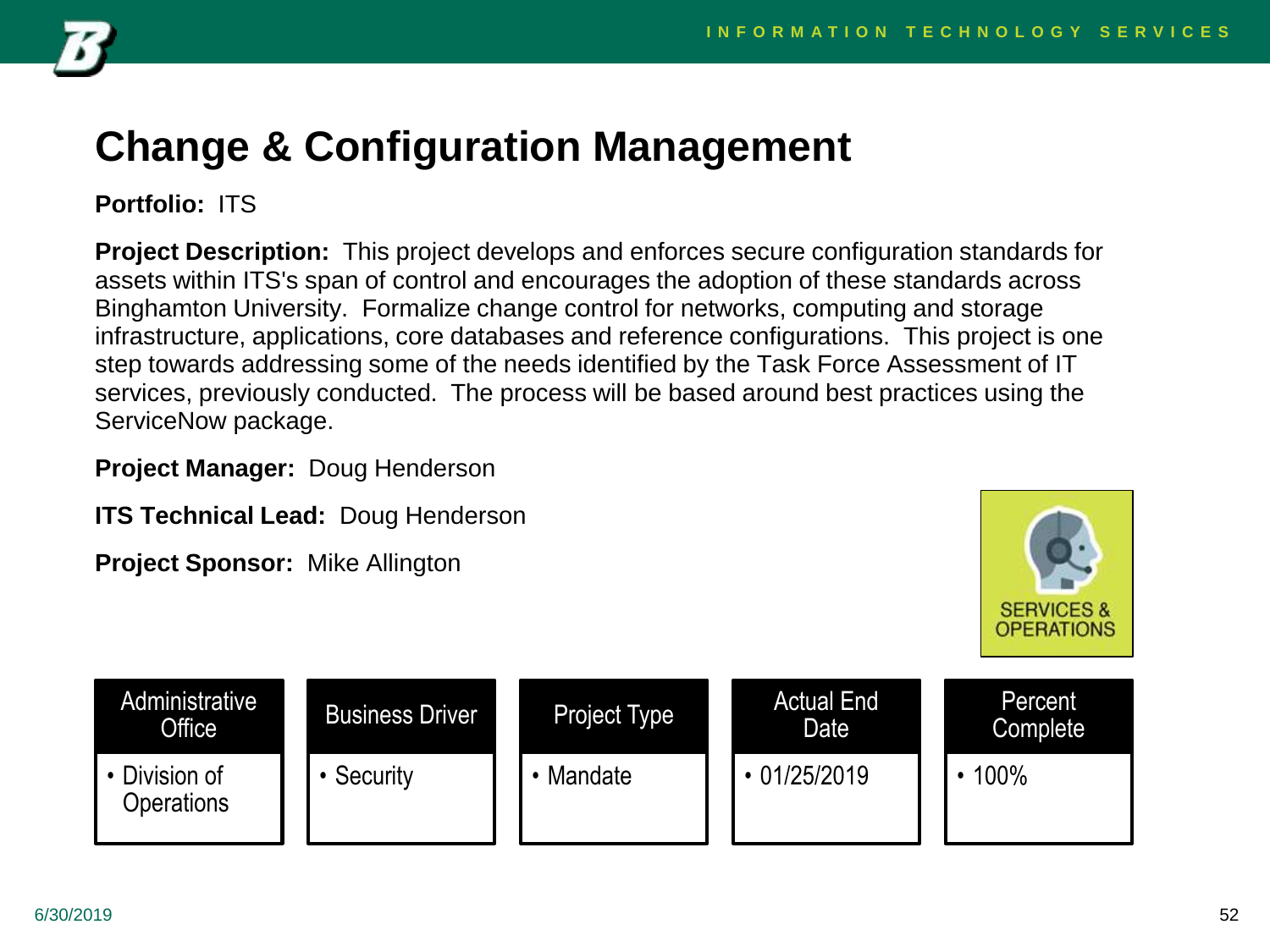# Change & Configuration Management

**Portfolio:** ITS

**Project Description:** This project develops and enforces secure configuration standards for assets within ITS's span of control and encourages the adoption of these standards across Binghamton University. Formalize change control for networks, computing and storage infrastructure, applications, core databases and reference configurations. This project is one step towards addressing some of the needs identified by the Task Force Assessment of IT services, previously conducted. The process will be based around best practices using the ServiceNow package.

**Project Manager:** Doug Henderson

**ITS Technical Lead:** Doug Henderson

**Project Sponsor:** Mike Allington

SERVICES & OPERATIONS

| Administrative Office | Business Driver | Project Type | Actual End Date | Percent Complete |
|---|---|---|---|---|
| • Division of Operations | • Security | • Mandate | • 01/25/2019 | • 100% |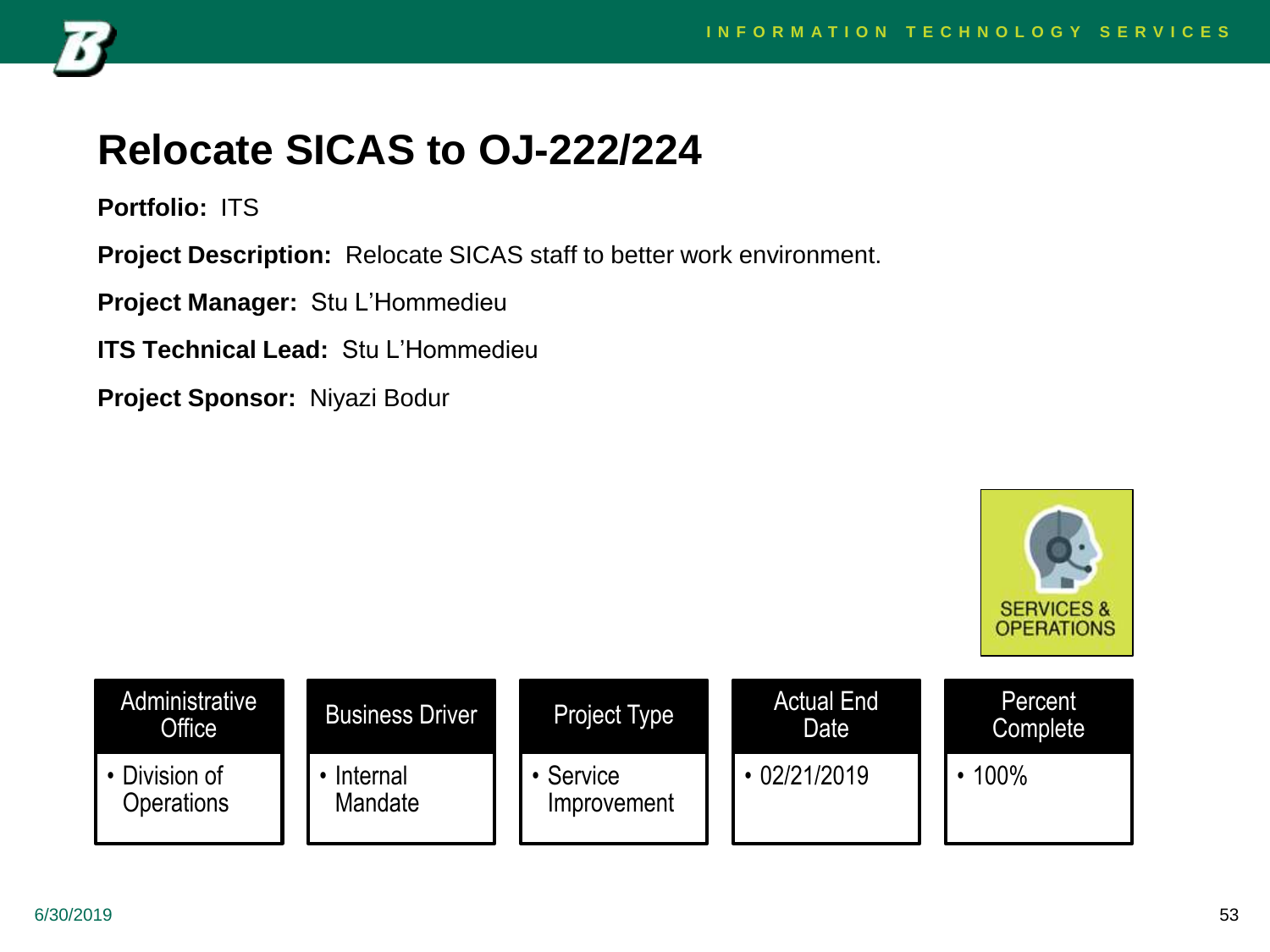# Relocate SICAS to OJ-222/224

**Portfolio:** ITS

**Project Description:** Relocate SICAS staff to better work environment.

**Project Manager:** Stu L'Hommedieu

**ITS Technical Lead:** Stu L'Hommedieu

**Project Sponsor:** Niyazi Bodur

SERVICES & OPERATIONS

| Administrative Office | Business Driver | Project Type | Actual End Date | Percent Complete |
|---|---|---|---|---|
| • Division of Operations | • Internal Mandate | • Service Improvement | • 02/21/2019 | • 100% |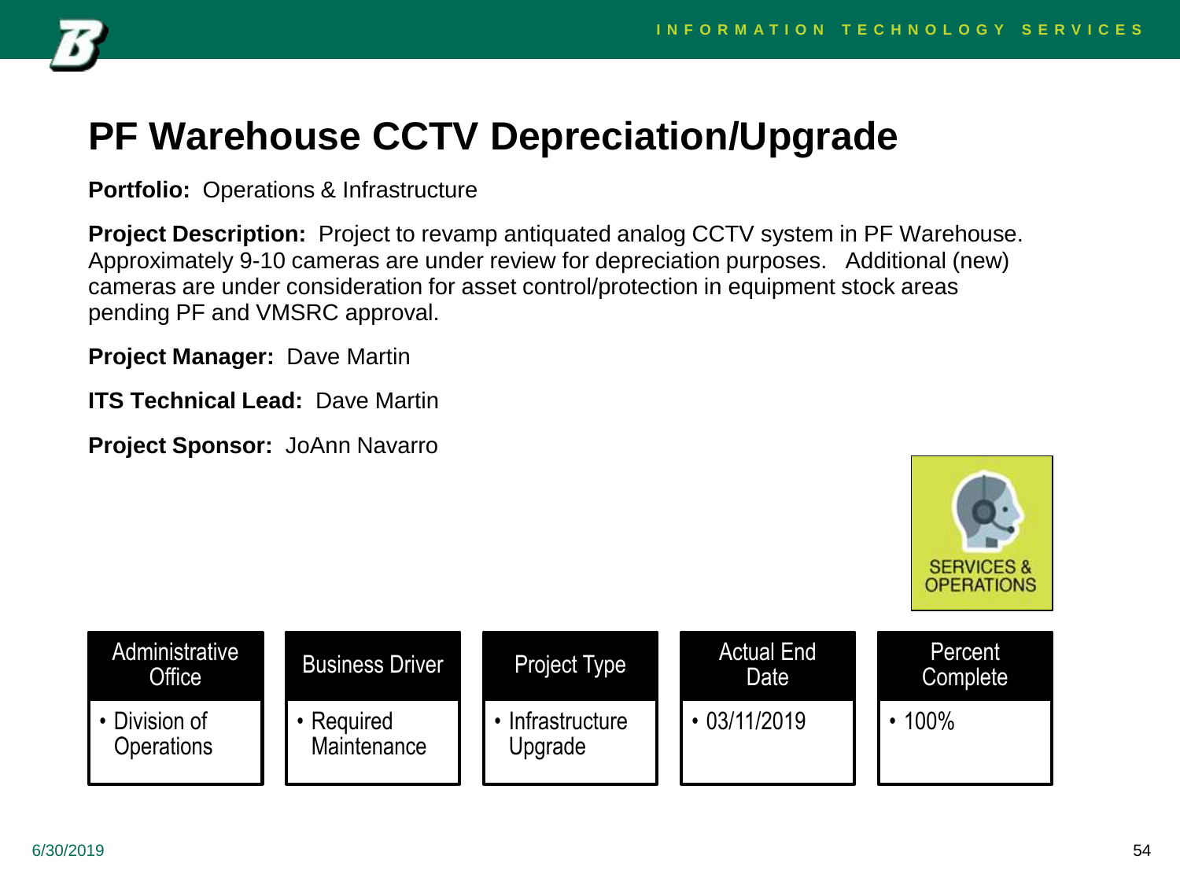# PF Warehouse CCTV Depreciation/Upgrade

**Portfolio:** Operations & Infrastructure

**Project Description:** Project to revamp antiquated analog CCTV system in PF Warehouse. Approximately 9-10 cameras are under review for depreciation purposes. Additional (new) cameras are under consideration for asset control/protection in equipment stock areas pending PF and VMSRC approval.

**Project Manager:** Dave Martin

**ITS Technical Lead:** Dave Martin

**Project Sponsor:** JoAnn Navarro

SERVICES & OPERATIONS

| Administrative Office | Business Driver | Project Type | Actual End Date | Percent Complete |
| --- | --- | --- | --- | --- |
| • Division of Operations | • Required Maintenance | • Infrastructure Upgrade | • 03/11/2019 | • 100% |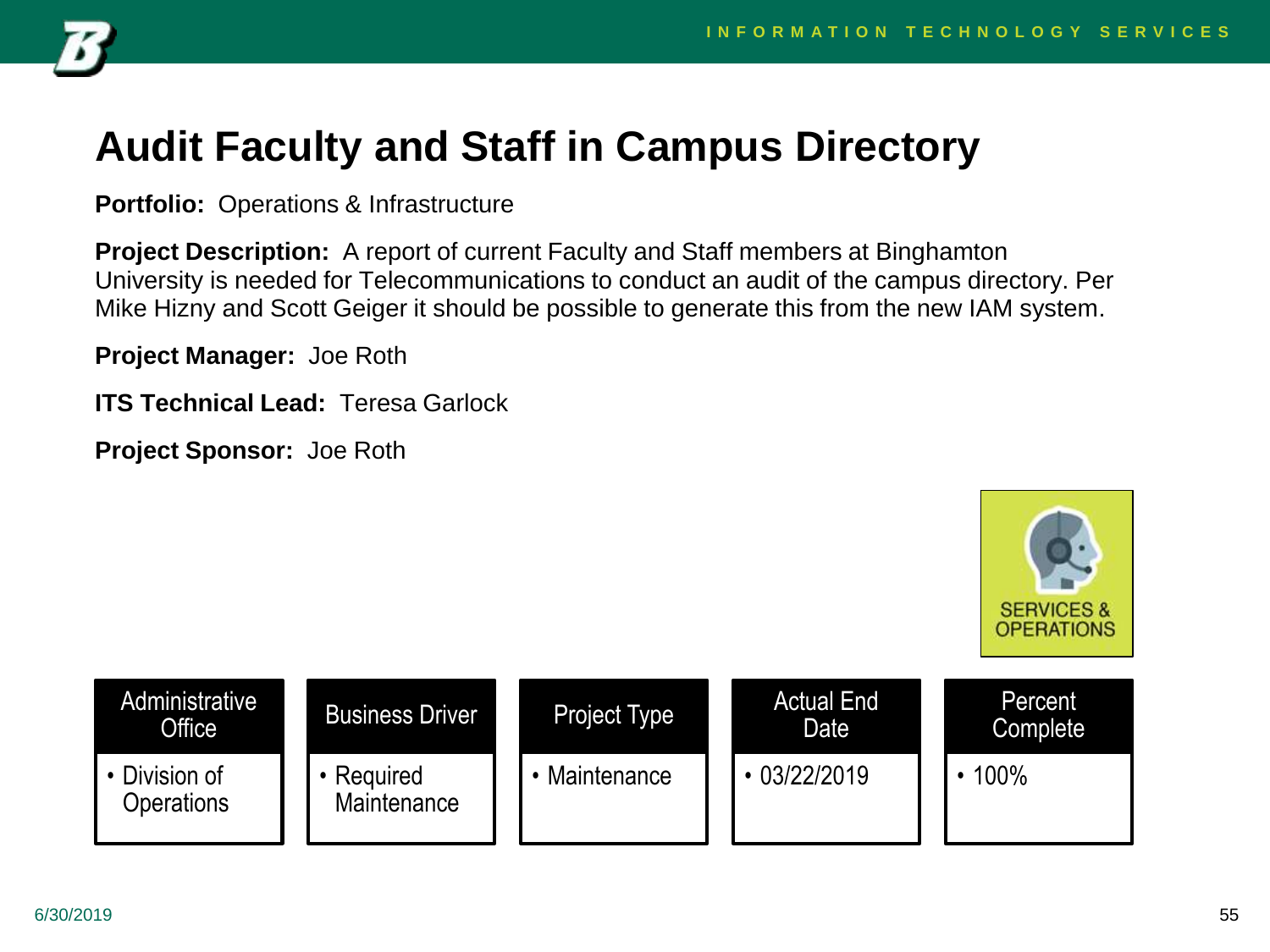# Audit Faculty and Staff in Campus Directory

**Portfolio:** Operations & Infrastructure

**Project Description:** A report of current Faculty and Staff members at Binghamton University is needed for Telecommunications to conduct an audit of the campus directory. Per Mike Hizny and Scott Geiger it should be possible to generate this from the new IAM system.

**Project Manager:** Joe Roth

**ITS Technical Lead:** Teresa Garlock

**Project Sponsor:** Joe Roth

SERVICES & OPERATIONS

| Administrative Office | Business Driver | Project Type | Actual End Date | Percent Complete |
| --- | --- | --- | --- | --- |
| • Division of Operations | • Required Maintenance | • Maintenance | • 03/22/2019 | • 100% |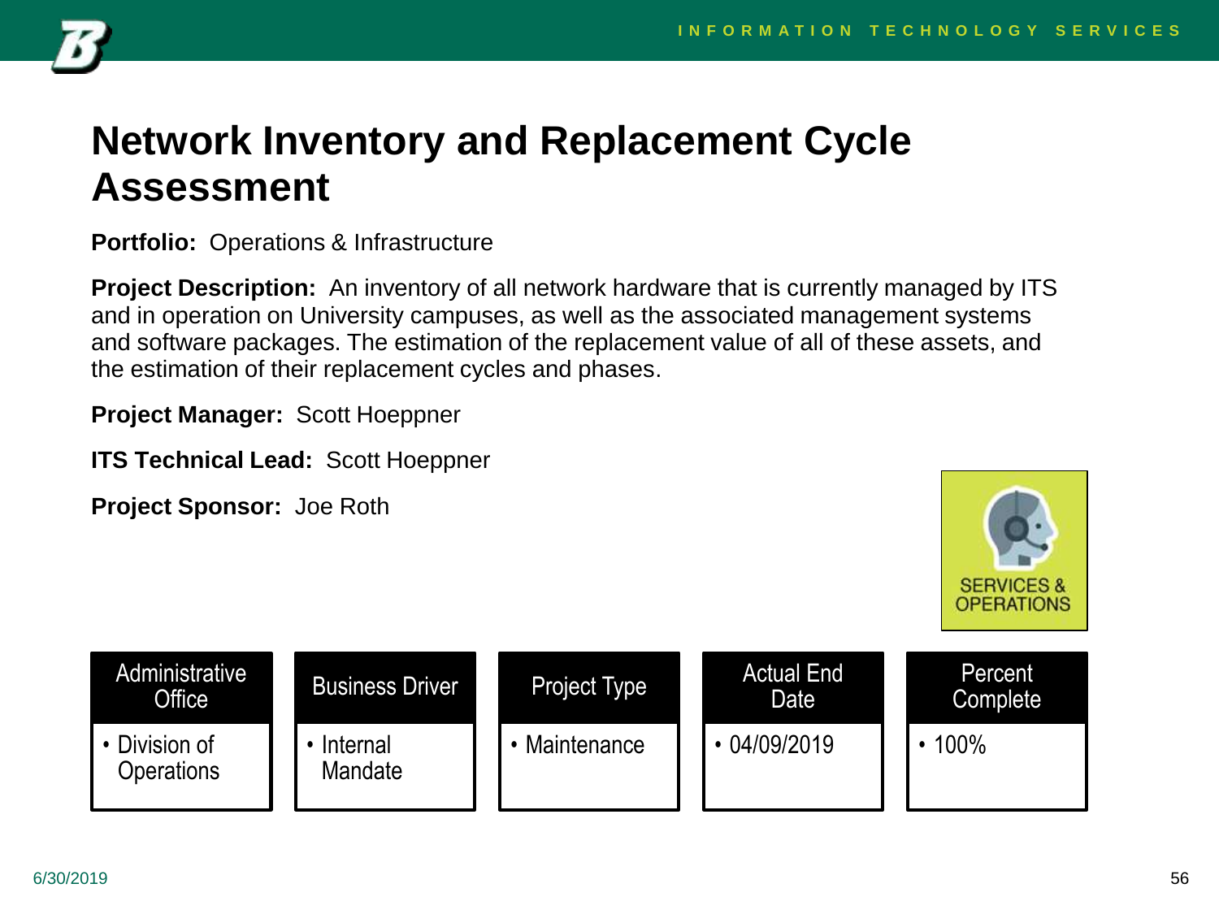# Network Inventory and Replacement Cycle Assessment

**Portfolio:** Operations & Infrastructure

**Project Description:** An inventory of all network hardware that is currently managed by ITS and in operation on University campuses, as well as the associated management systems and software packages. The estimation of the replacement value of all of these assets, and the estimation of their replacement cycles and phases.

**Project Manager:** Scott Hoeppner

**ITS Technical Lead:** Scott Hoeppner

**Project Sponsor:** Joe Roth

SERVICES & OPERATIONS

| Administrative Office | Business Driver | Project Type | Actual End Date | Percent Complete |
|---|---|---|---|---|
| • Division of Operations | • Internal Mandate | • Maintenance | • 04/09/2019 | • 100% |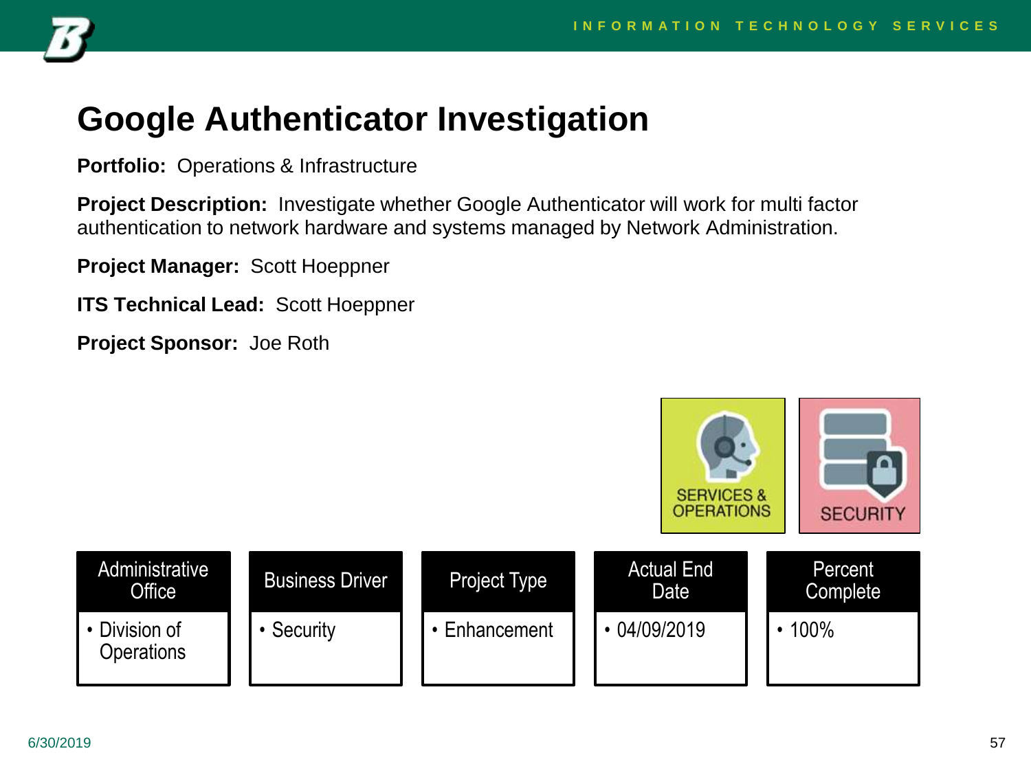# Google Authenticator Investigation

**Portfolio:** Operations & Infrastructure

**Project Description:** Investigate whether Google Authenticator will work for multi factor authentication to network hardware and systems managed by Network Administration.

**Project Manager:** Scott Hoeppner

**ITS Technical Lead:** Scott Hoeppner

**Project Sponsor:** Joe Roth

SERVICES & OPERATIONS

SECURITY

| Administrative Office | Business Driver | Project Type | Actual End Date | Percent Complete |
|---|---|---|---|---|
| • Division of Operations | • Security | • Enhancement | • 04/09/2019 | • 100% |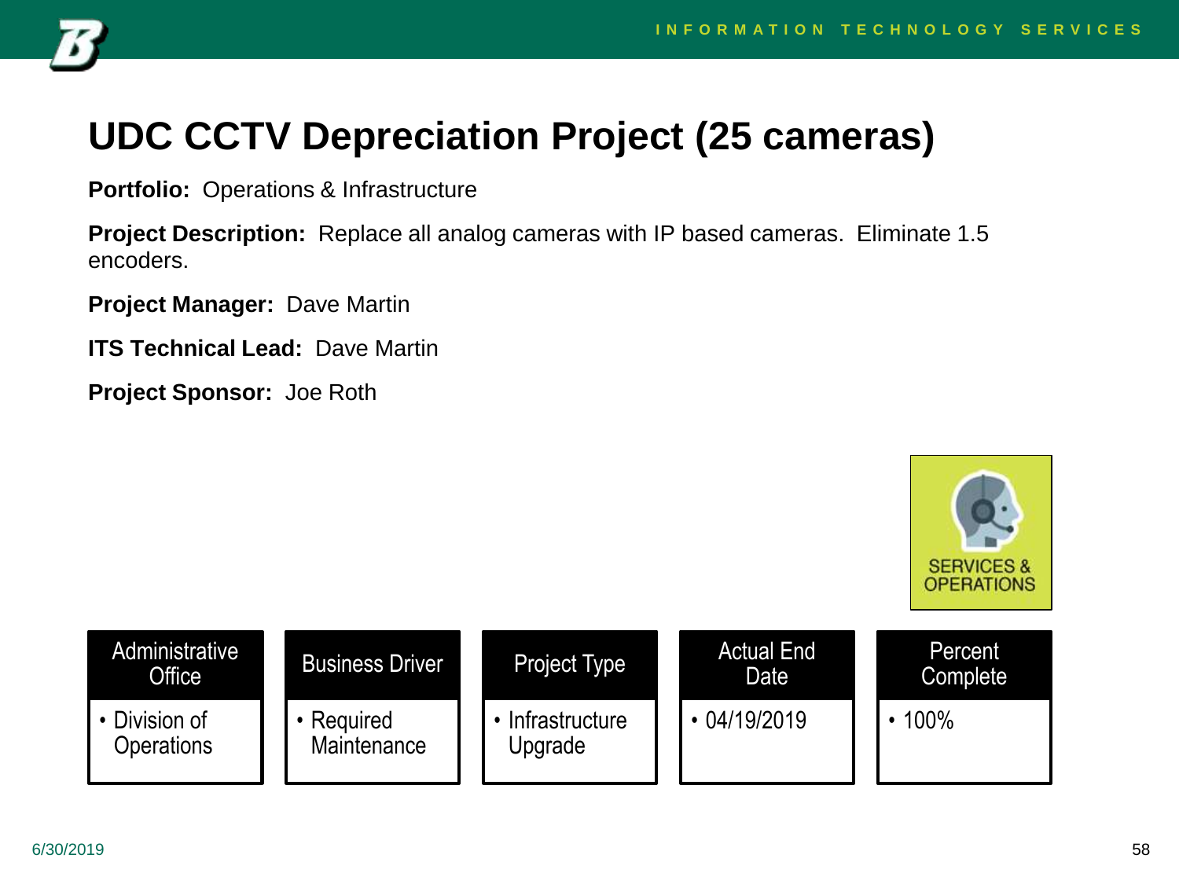# UDC CCTV Depreciation Project (25 cameras)

**Portfolio:** Operations & Infrastructure

**Project Description:** Replace all analog cameras with IP based cameras. Eliminate 1.5 encoders.

**Project Manager:** Dave Martin

**ITS Technical Lead:** Dave Martin

**Project Sponsor:** Joe Roth

SERVICES & OPERATIONS

| Administrative Office | Business Driver | Project Type | Actual End Date | Percent Complete |
|---|---|---|---|---|
| • Division of Operations | • Required Maintenance | • Infrastructure Upgrade | • 04/19/2019 | • 100% |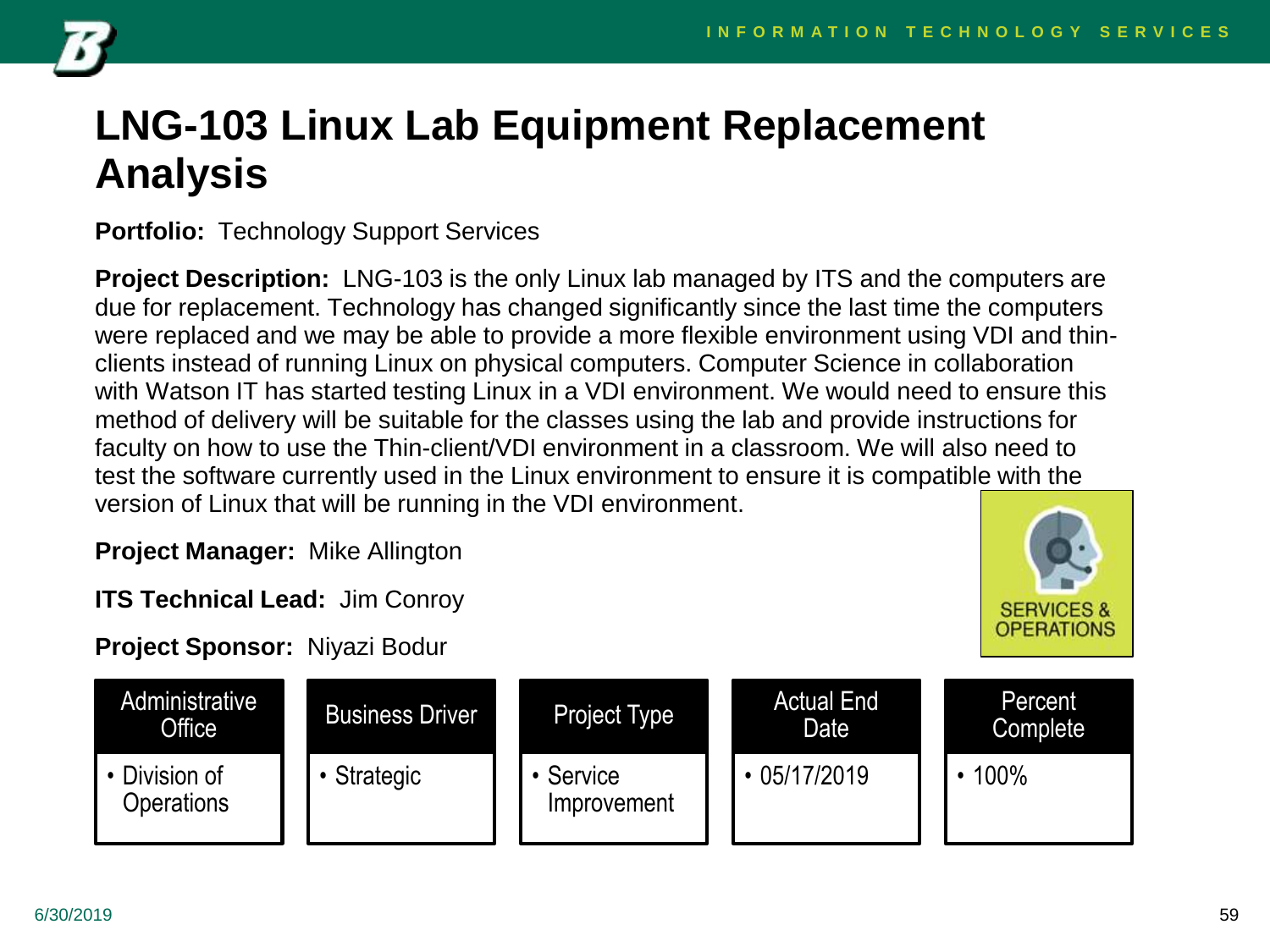# LNG-103 Linux Lab Equipment Replacement Analysis

**Portfolio:** Technology Support Services

**Project Description:** LNG-103 is the only Linux lab managed by ITS and the computers are due for replacement. Technology has changed significantly since the last time the computers were replaced and we may be able to provide a more flexible environment using VDI and thin-clients instead of running Linux on physical computers. Computer Science in collaboration with Watson IT has started testing Linux in a VDI environment. We would need to ensure this method of delivery will be suitable for the classes using the lab and provide instructions for faculty on how to use the Thin-client/VDI environment in a classroom. We will also need to test the software currently used in the Linux environment to ensure it is compatible with the version of Linux that will be running in the VDI environment.

**Project Manager:** Mike Allington

**ITS Technical Lead:** Jim Conroy

**Project Sponsor:** Niyazi Bodur

SERVICES & OPERATIONS

| Administrative Office | Business Driver | Project Type | Actual End Date | Percent Complete |
|---|---|---|---|---|
| • Division of Operations | • Strategic | • Service Improvement | • 05/17/2019 | • 100% |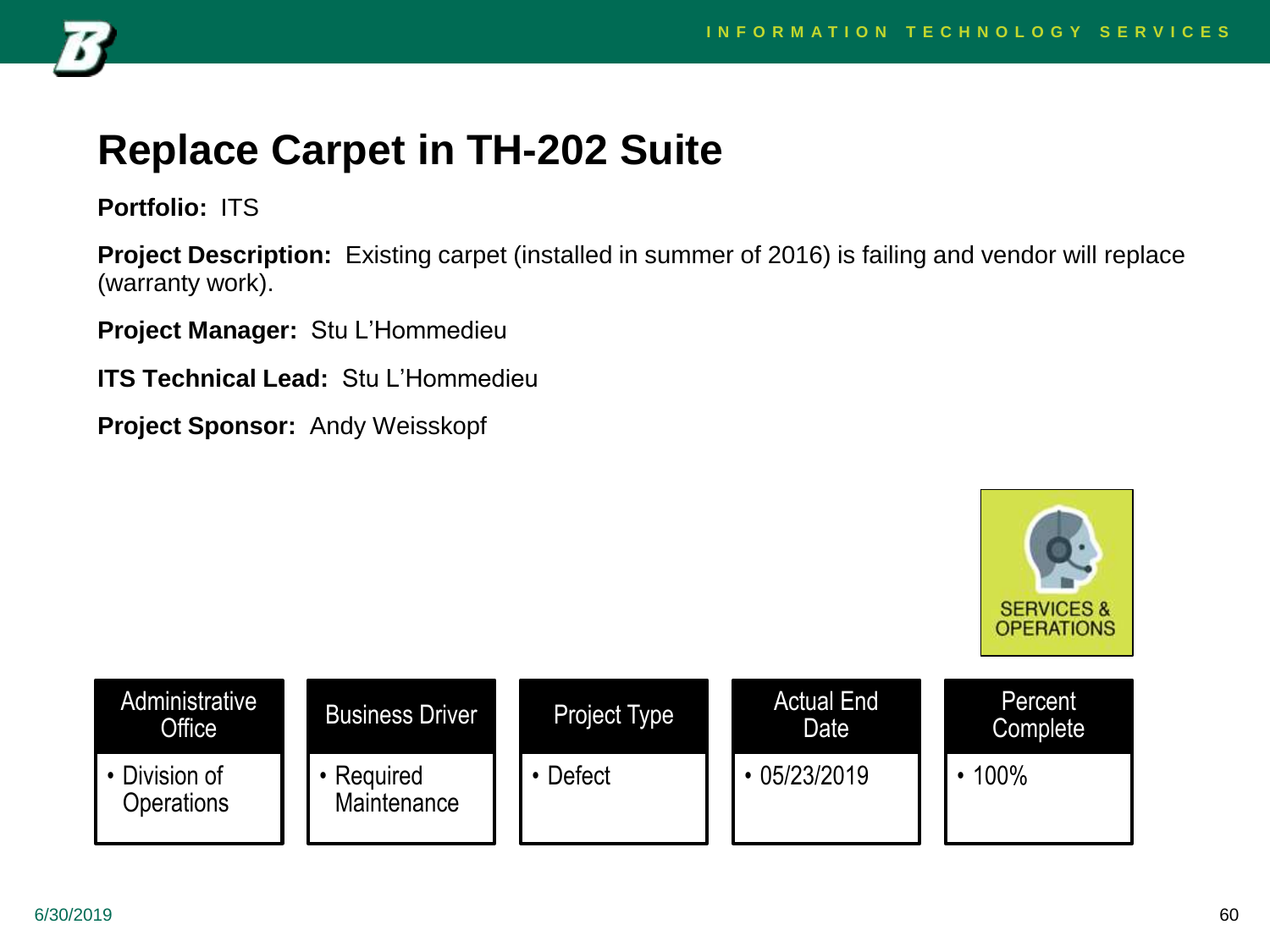# Replace Carpet in TH-202 Suite

**Portfolio:** ITS

**Project Description:** Existing carpet (installed in summer of 2016) is failing and vendor will replace (warranty work).

**Project Manager:** Stu L'Hommedieu

**ITS Technical Lead:** Stu L'Hommedieu

**Project Sponsor:** Andy Weisskopf

SERVICES & OPERATIONS

| Administrative Office | Business Driver | Project Type | Actual End Date | Percent Complete |
|---|---|---|---|---|
| • Division of Operations | • Required Maintenance | • Defect | • 05/23/2019 | • 100% |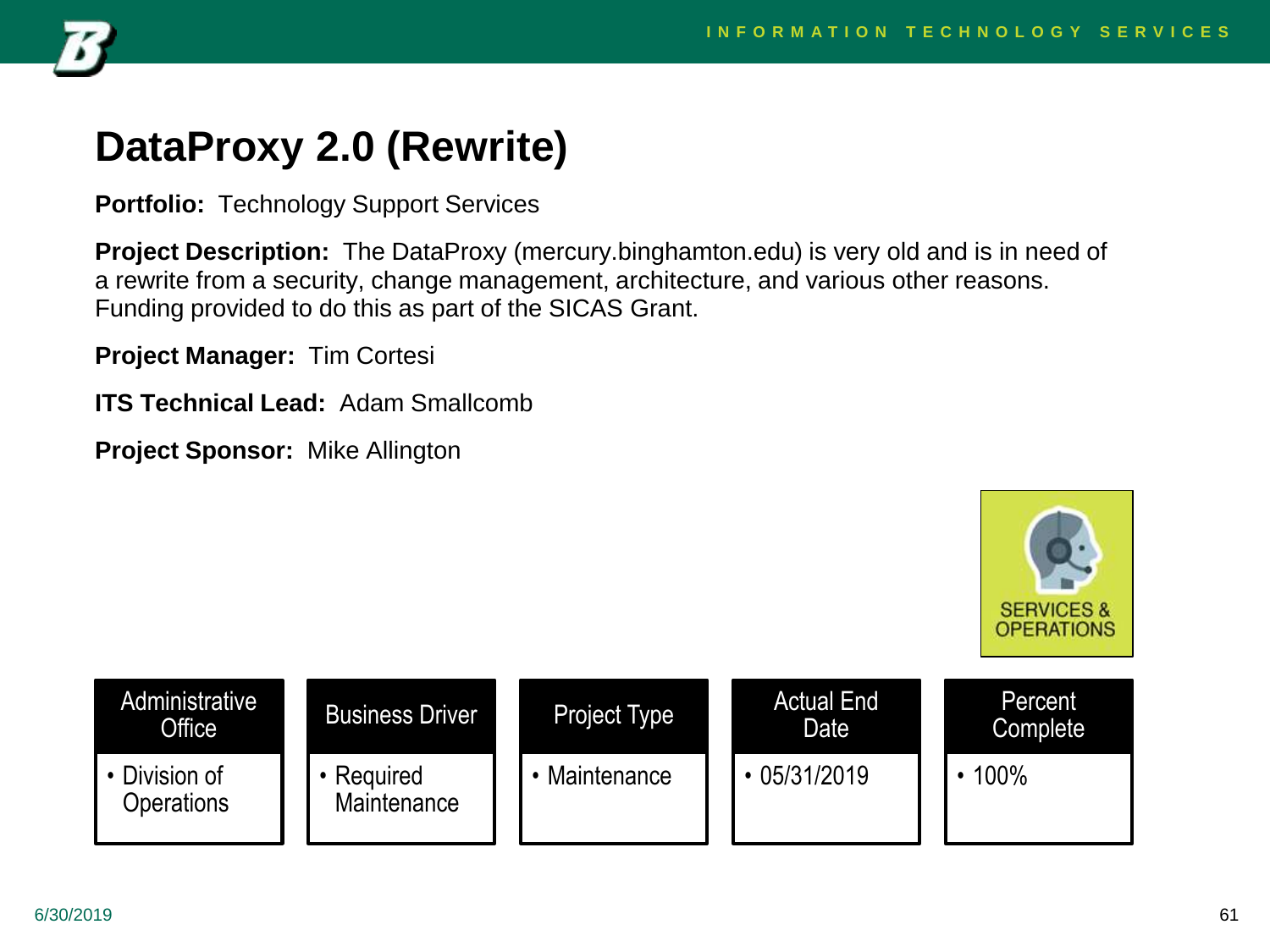# DataProxy 2.0 (Rewrite)

**Portfolio:** Technology Support Services

**Project Description:** The DataProxy (mercury.binghamton.edu) is very old and is in need of a rewrite from a security, change management, architecture, and various other reasons. Funding provided to do this as part of the SICAS Grant.

**Project Manager:** Tim Cortesi

**ITS Technical Lead:** Adam Smallcomb

**Project Sponsor:** Mike Allington

SERVICES & OPERATIONS

| Administrative Office | Business Driver | Project Type | Actual End Date | Percent Complete |
|---|---|---|---|---|
| • Division of Operations | • Required Maintenance | • Maintenance | • 05/31/2019 | • 100% |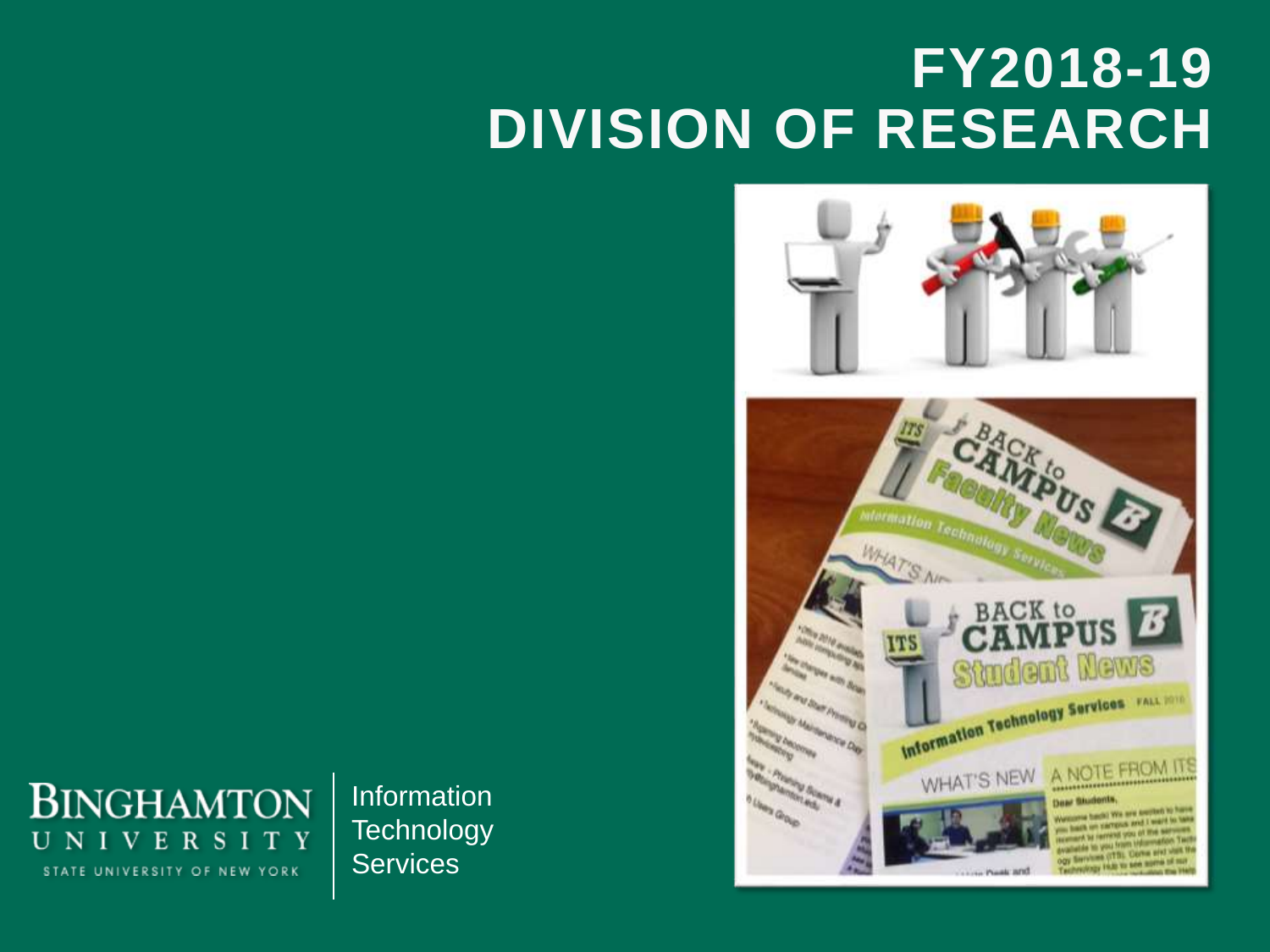# FY2018-19
# DIVISION OF RESEARCH

BINGHAMTON UNIVERSITY
STATE UNIVERSITY OF NEW YORK

Information Technology Services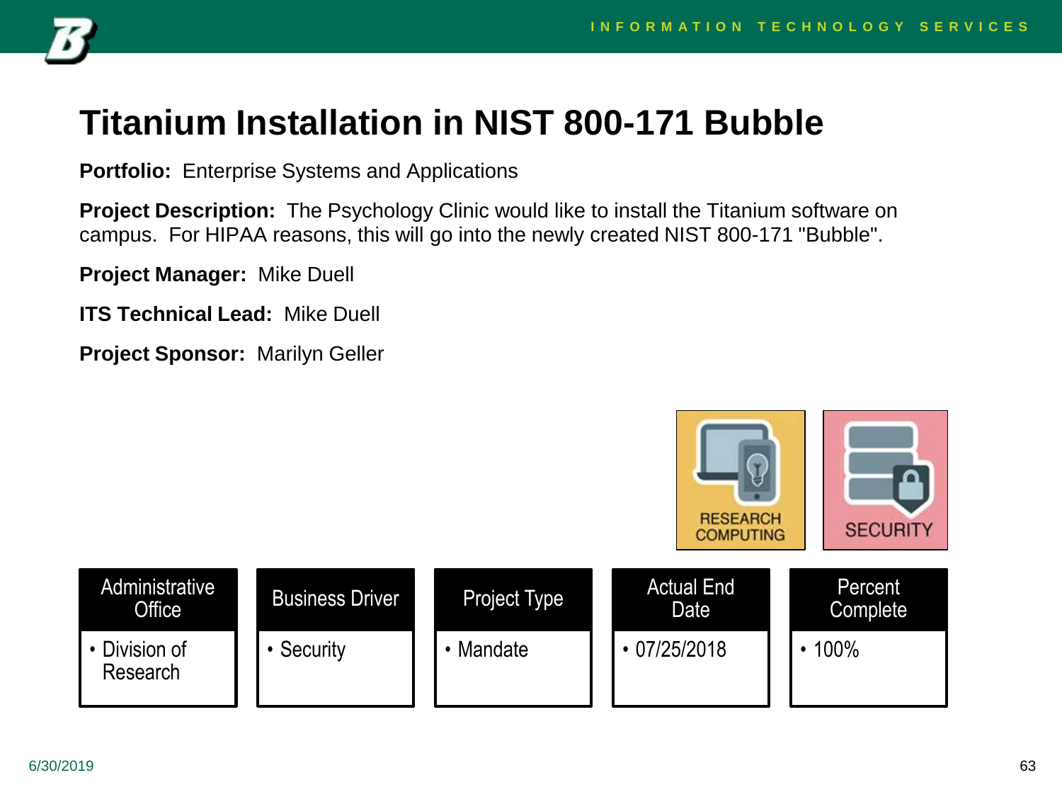# Titanium Installation in NIST 800-171 Bubble

**Portfolio:** Enterprise Systems and Applications

**Project Description:** The Psychology Clinic would like to install the Titanium software on campus. For HIPAA reasons, this will go into the newly created NIST 800-171 "Bubble".

**Project Manager:** Mike Duell

**ITS Technical Lead:** Mike Duell

**Project Sponsor:** Marilyn Geller

RESEARCH COMPUTING

SECURITY

| Administrative Office | Business Driver | Project Type | Actual End Date | Percent Complete |
|---|---|---|---|---|
| • Division of Research | • Security | • Mandate | • 07/25/2018 | • 100% |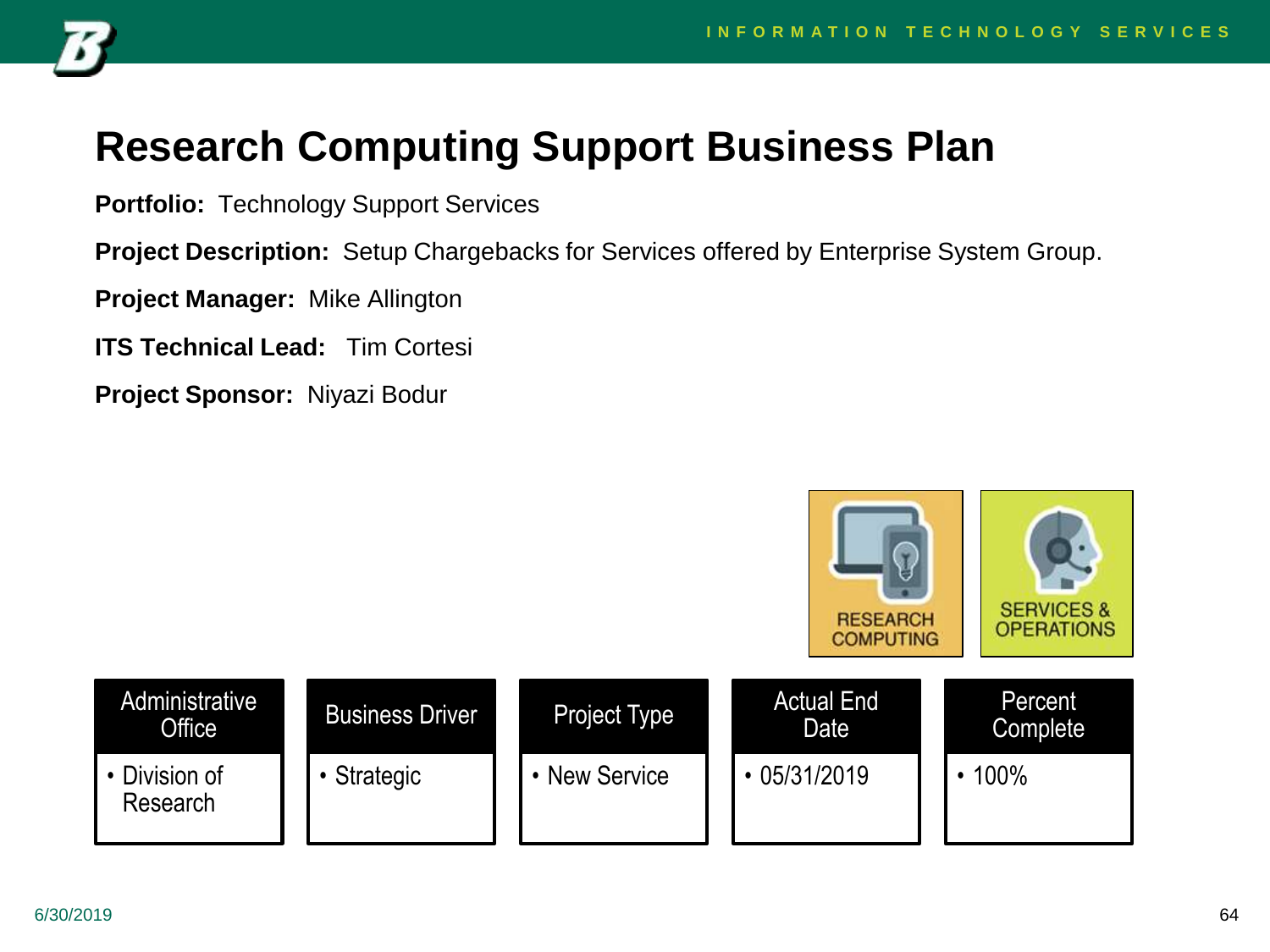# Research Computing Support Business Plan

**Portfolio:** Technology Support Services

**Project Description:** Setup Chargebacks for Services offered by Enterprise System Group.

**Project Manager:** Mike Allington

**ITS Technical Lead:** Tim Cortesi

**Project Sponsor:** Niyazi Bodur

RESEARCH COMPUTING

SERVICES & OPERATIONS

| Administrative Office | Business Driver | Project Type | Actual End Date | Percent Complete |
|---|---|---|---|---|
| • Division of Research | • Strategic | • New Service | • 05/31/2019 | • 100% |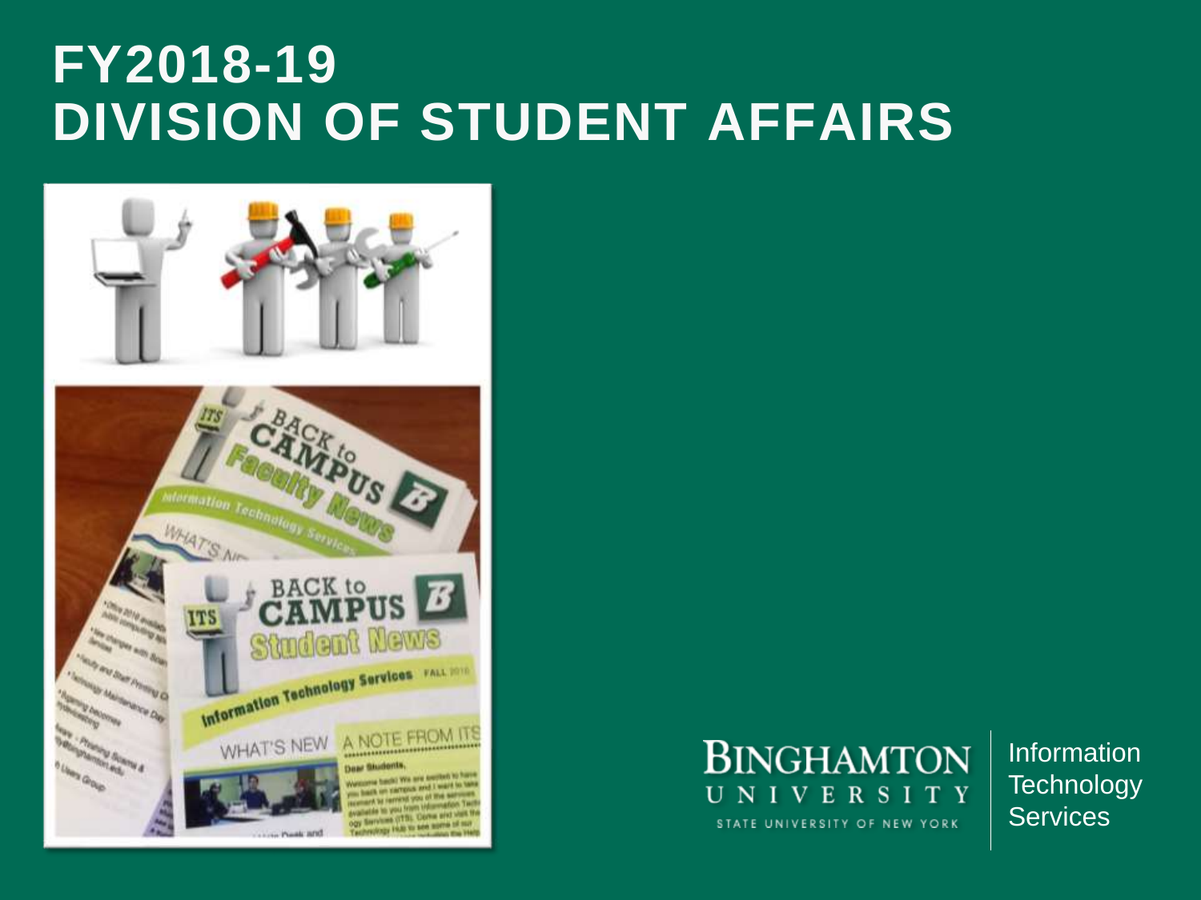# FY2018-19
# DIVISION OF STUDENT AFFAIRS

BINGHAMTON UNIVERSITY
STATE UNIVERSITY OF NEW YORK

Information Technology Services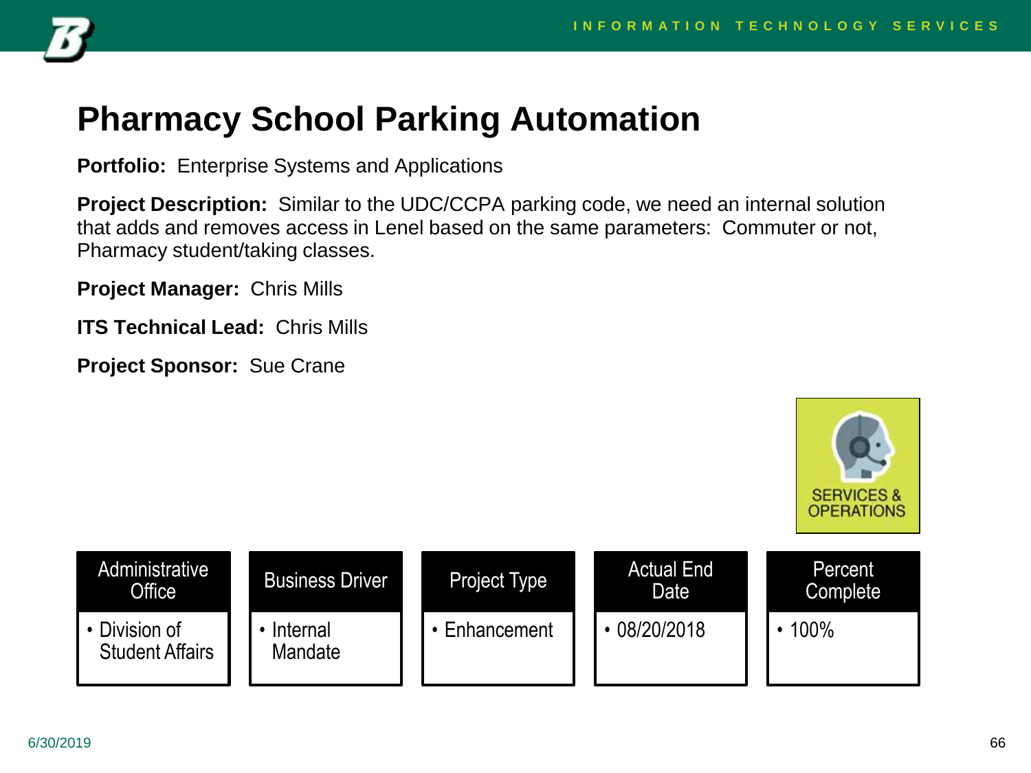# Pharmacy School Parking Automation

**Portfolio:** Enterprise Systems and Applications

**Project Description:** Similar to the UDC/CCPA parking code, we need an internal solution that adds and removes access in Lenel based on the same parameters: Commuter or not, Pharmacy student/taking classes.

**Project Manager:** Chris Mills

**ITS Technical Lead:** Chris Mills

**Project Sponsor:** Sue Crane

SERVICES & OPERATIONS

| Administrative Office | Business Driver | Project Type | Actual End Date | Percent Complete |
| --- | --- | --- | --- | --- |
| • Division of Student Affairs | • Internal Mandate | • Enhancement | • 08/20/2018 | • 100% |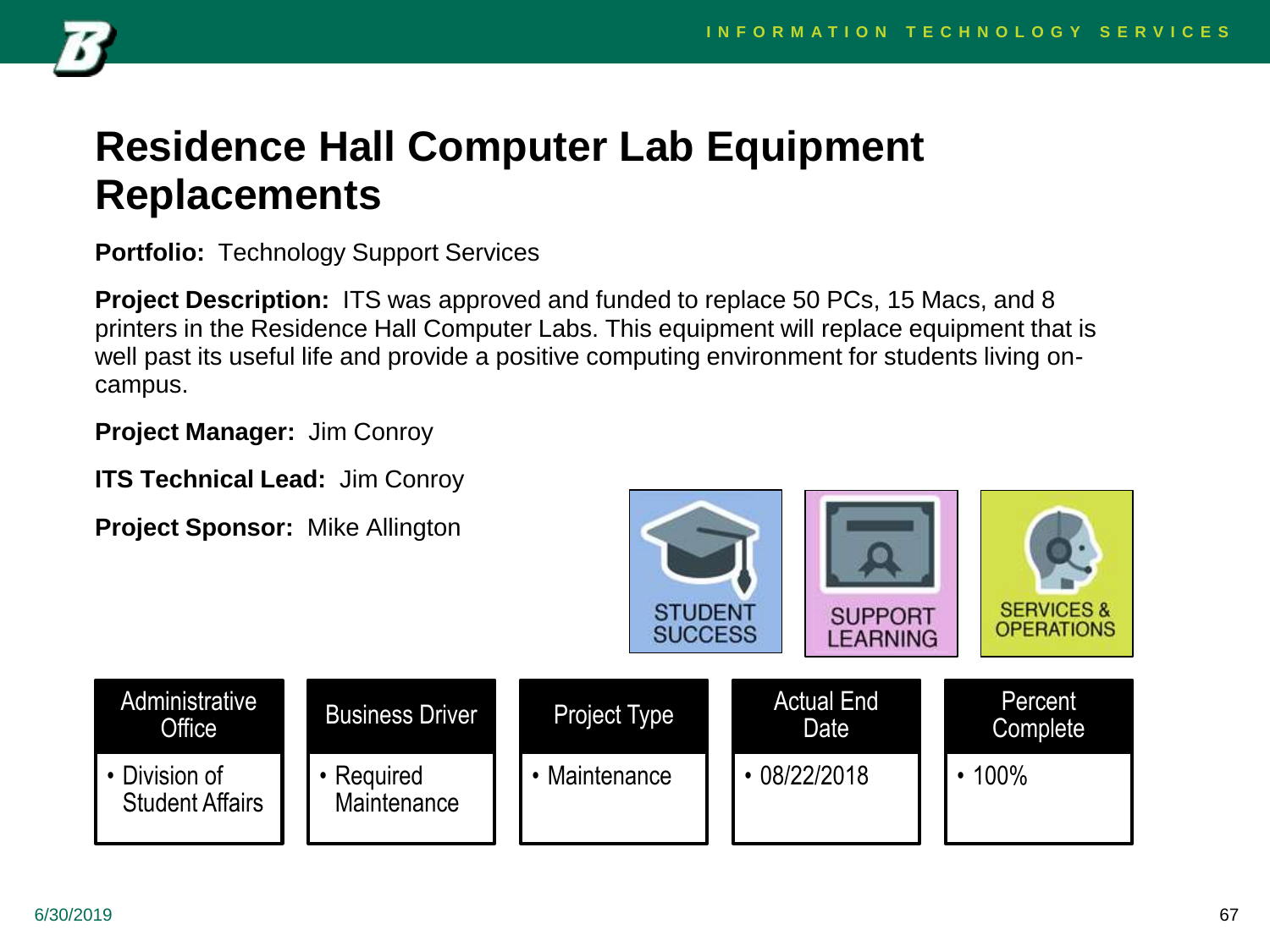# Residence Hall Computer Lab Equipment Replacements

**Portfolio:** Technology Support Services

**Project Description:** ITS was approved and funded to replace 50 PCs, 15 Macs, and 8 printers in the Residence Hall Computer Labs. This equipment will replace equipment that is well past its useful life and provide a positive computing environment for students living on-campus.

**Project Manager:** Jim Conroy

**ITS Technical Lead:** Jim Conroy

**Project Sponsor:** Mike Allington

STUDENT SUCCESS | SUPPORT LEARNING | SERVICES & OPERATIONS

| Administrative Office | Business Driver | Project Type | Actual End Date | Percent Complete |
| --- | --- | --- | --- | --- |
| • Division of Student Affairs | • Required Maintenance | • Maintenance | • 08/22/2018 | • 100% |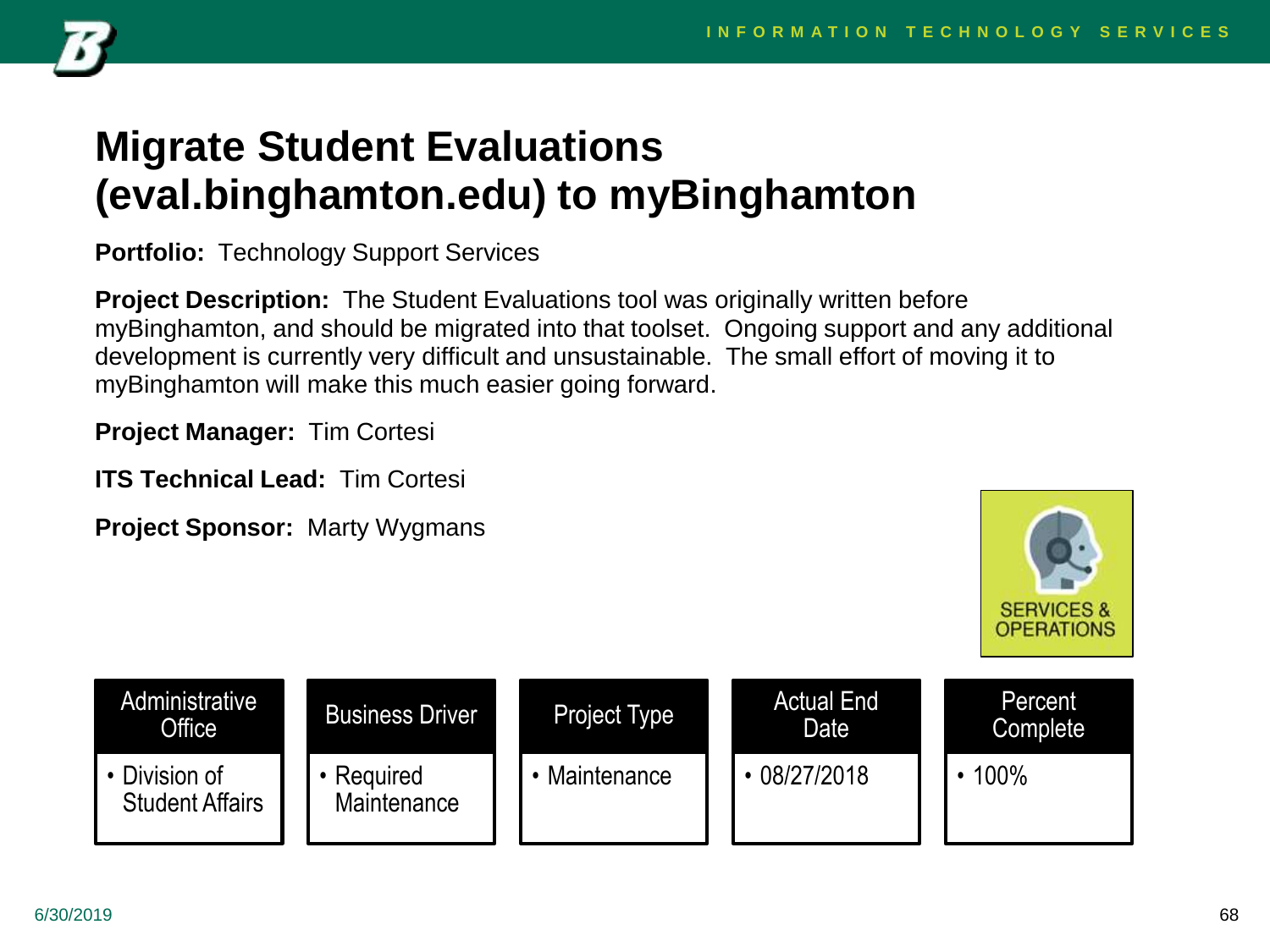# Migrate Student Evaluations (eval.binghamton.edu) to myBinghamton

**Portfolio:** Technology Support Services

**Project Description:** The Student Evaluations tool was originally written before myBinghamton, and should be migrated into that toolset. Ongoing support and any additional development is currently very difficult and unsustainable. The small effort of moving it to myBinghamton will make this much easier going forward.

**Project Manager:** Tim Cortesi

**ITS Technical Lead:** Tim Cortesi

**Project Sponsor:** Marty Wygmans

SERVICES & OPERATIONS

| Administrative Office | Business Driver | Project Type | Actual End Date | Percent Complete |
|---|---|---|---|---|
| • Division of Student Affairs | • Required Maintenance | • Maintenance | • 08/27/2018 | • 100% |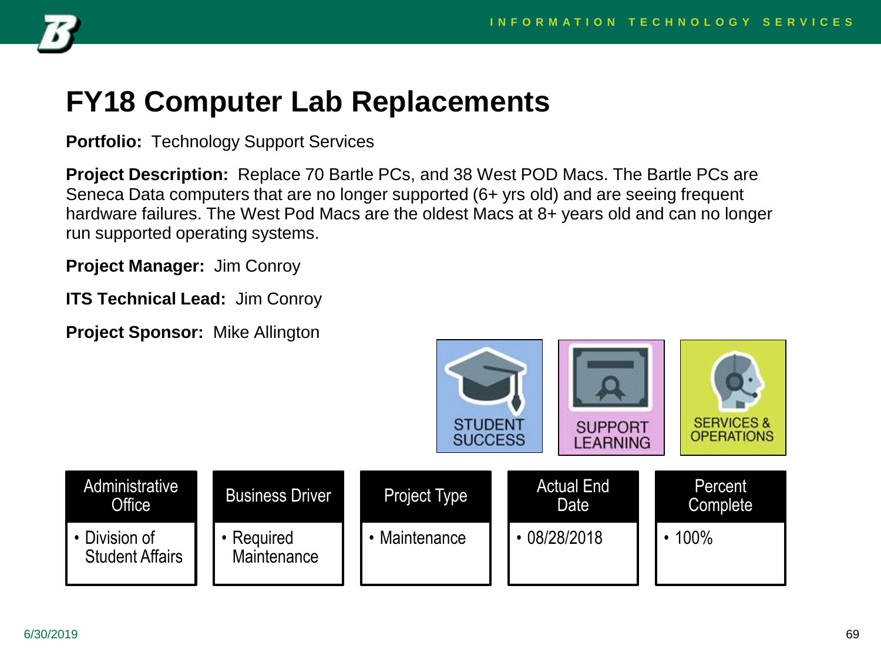# FY18 Computer Lab Replacements

**Portfolio:** Technology Support Services

**Project Description:** Replace 70 Bartle PCs, and 38 West POD Macs. The Bartle PCs are Seneca Data computers that are no longer supported (6+ yrs old) and are seeing frequent hardware failures. The West Pod Macs are the oldest Macs at 8+ years old and can no longer run supported operating systems.

**Project Manager:** Jim Conroy

**ITS Technical Lead:** Jim Conroy

**Project Sponsor:** Mike Allington

STUDENT SUCCESS | SUPPORT LEARNING | SERVICES & OPERATIONS

| Administrative Office | Business Driver | Project Type | Actual End Date | Percent Complete |
| --- | --- | --- | --- | --- |
| • Division of Student Affairs | • Required Maintenance | • Maintenance | • 08/28/2018 | • 100% |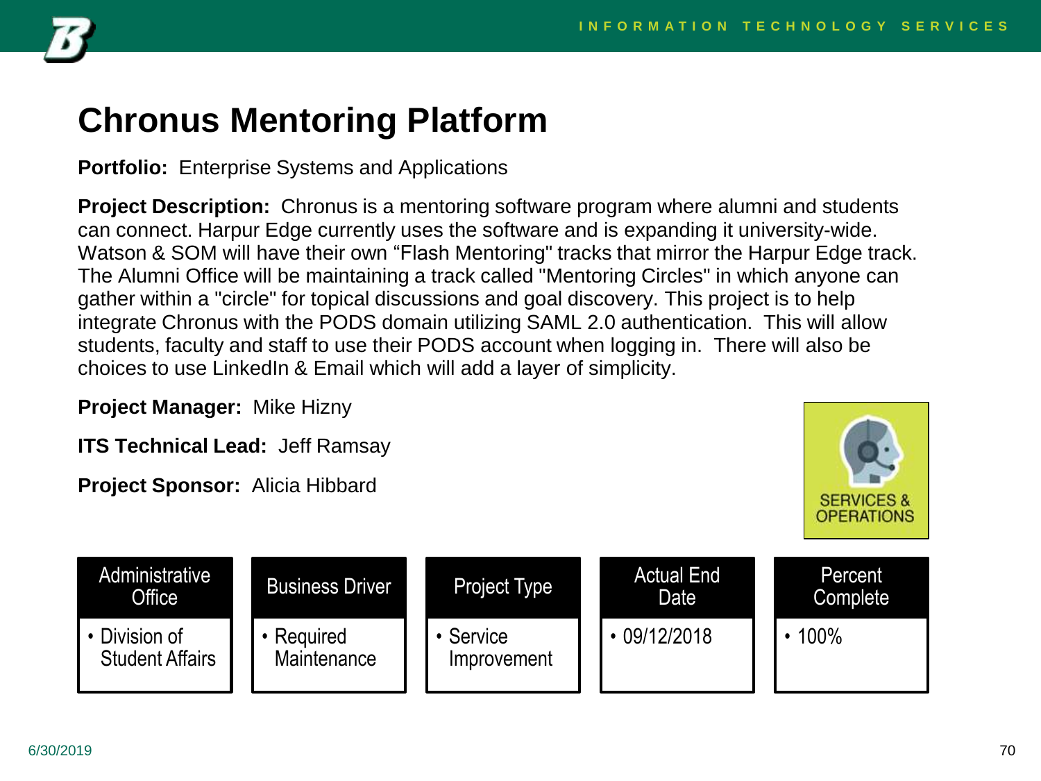# Chronus Mentoring Platform

**Portfolio:** Enterprise Systems and Applications

**Project Description:** Chronus is a mentoring software program where alumni and students can connect. Harpur Edge currently uses the software and is expanding it university-wide. Watson & SOM will have their own "Flash Mentoring" tracks that mirror the Harpur Edge track. The Alumni Office will be maintaining a track called "Mentoring Circles" in which anyone can gather within a "circle" for topical discussions and goal discovery. This project is to help integrate Chronus with the PODS domain utilizing SAML 2.0 authentication. This will allow students, faculty and staff to use their PODS account when logging in. There will also be choices to use LinkedIn & Email which will add a layer of simplicity.

**Project Manager:** Mike Hizny

**ITS Technical Lead:** Jeff Ramsay

**Project Sponsor:** Alicia Hibbard

SERVICES & OPERATIONS

| Administrative Office | Business Driver | Project Type | Actual End Date | Percent Complete |
|---|---|---|---|---|
| • Division of Student Affairs | • Required Maintenance | • Service Improvement | • 09/12/2018 | • 100% |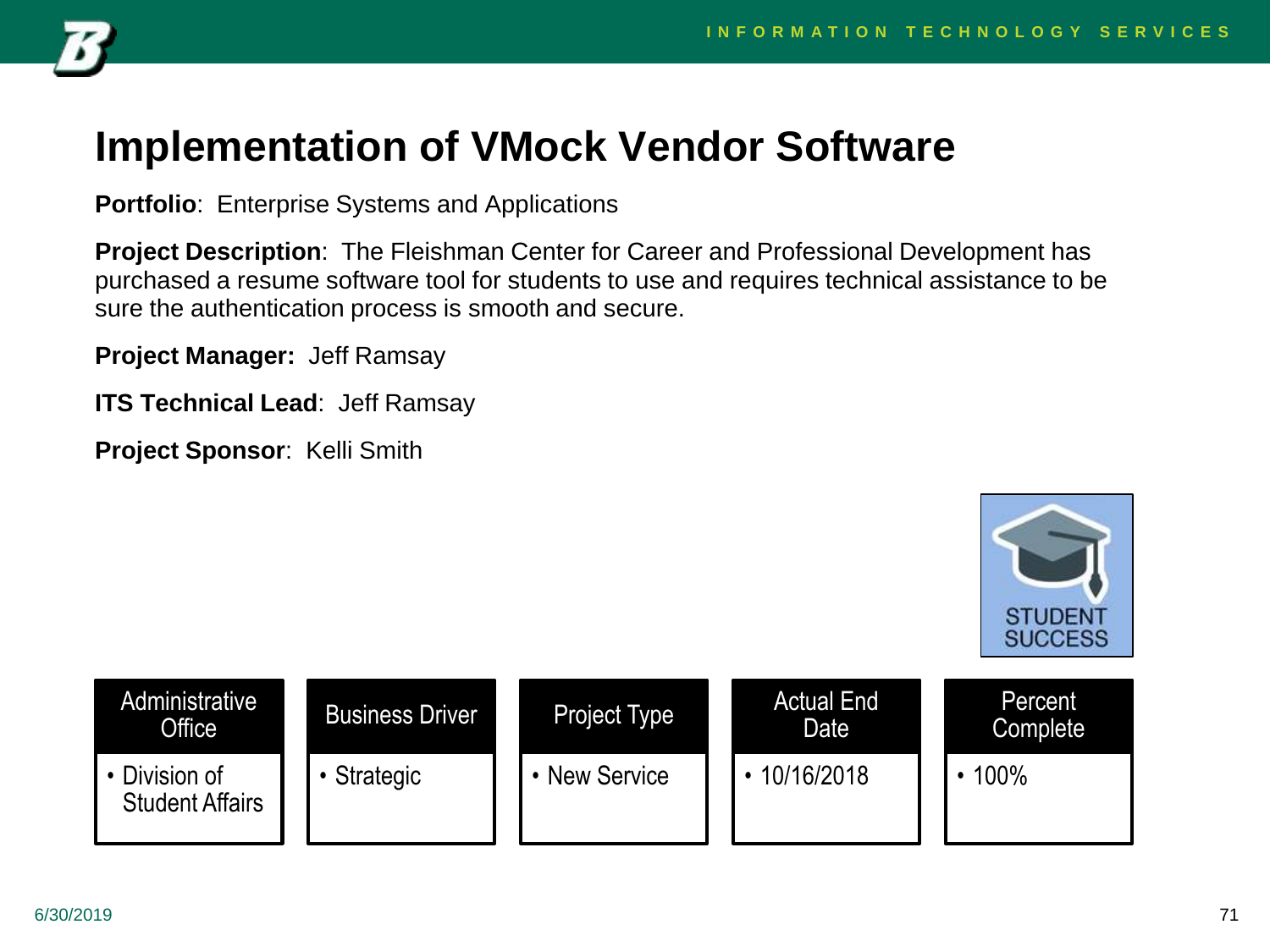# Implementation of VMock Vendor Software

**Portfolio**: Enterprise Systems and Applications

**Project Description**: The Fleishman Center for Career and Professional Development has purchased a resume software tool for students to use and requires technical assistance to be sure the authentication process is smooth and secure.

**Project Manager:** Jeff Ramsay

**ITS Technical Lead**: Jeff Ramsay

**Project Sponsor**: Kelli Smith

STUDENT SUCCESS

| Administrative Office | Business Driver | Project Type | Actual End Date | Percent Complete |
|---|---|---|---|---|
| • Division of Student Affairs | • Strategic | • New Service | • 10/16/2018 | • 100% |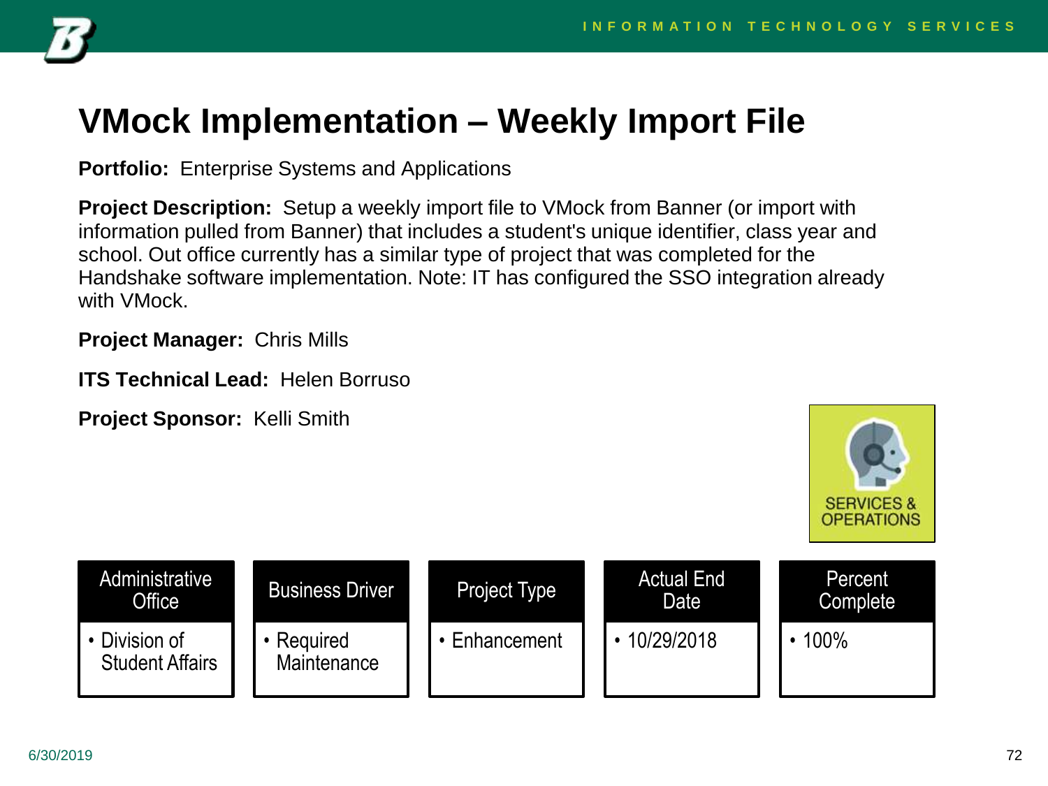# VMock Implementation – Weekly Import File

**Portfolio:** Enterprise Systems and Applications

**Project Description:** Setup a weekly import file to VMock from Banner (or import with information pulled from Banner) that includes a student's unique identifier, class year and school. Out office currently has a similar type of project that was completed for the Handshake software implementation. Note: IT has configured the SSO integration already with VMock.

**Project Manager:** Chris Mills

**ITS Technical Lead:** Helen Borruso

**Project Sponsor:** Kelli Smith

SERVICES & OPERATIONS

| Administrative Office | Business Driver | Project Type | Actual End Date | Percent Complete |
| --- | --- | --- | --- | --- |
| • Division of Student Affairs | • Required Maintenance | • Enhancement | • 10/29/2018 | • 100% |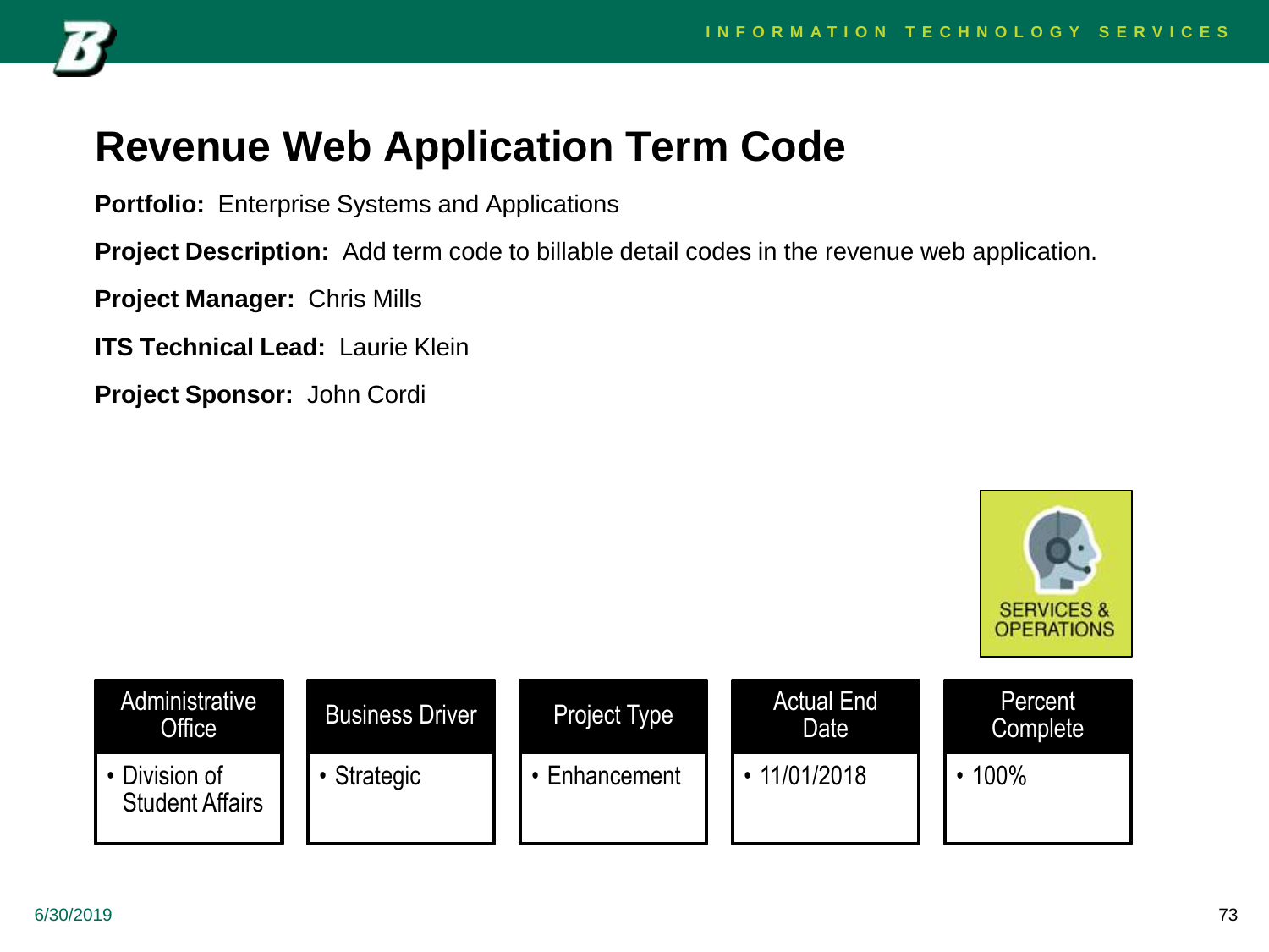# Revenue Web Application Term Code

**Portfolio:** Enterprise Systems and Applications

**Project Description:** Add term code to billable detail codes in the revenue web application.

**Project Manager:** Chris Mills

**ITS Technical Lead:** Laurie Klein

**Project Sponsor:** John Cordi

SERVICES & OPERATIONS

| Administrative Office | Business Driver | Project Type | Actual End Date | Percent Complete |
| --- | --- | --- | --- | --- |
| • Division of Student Affairs | • Strategic | • Enhancement | • 11/01/2018 | • 100% |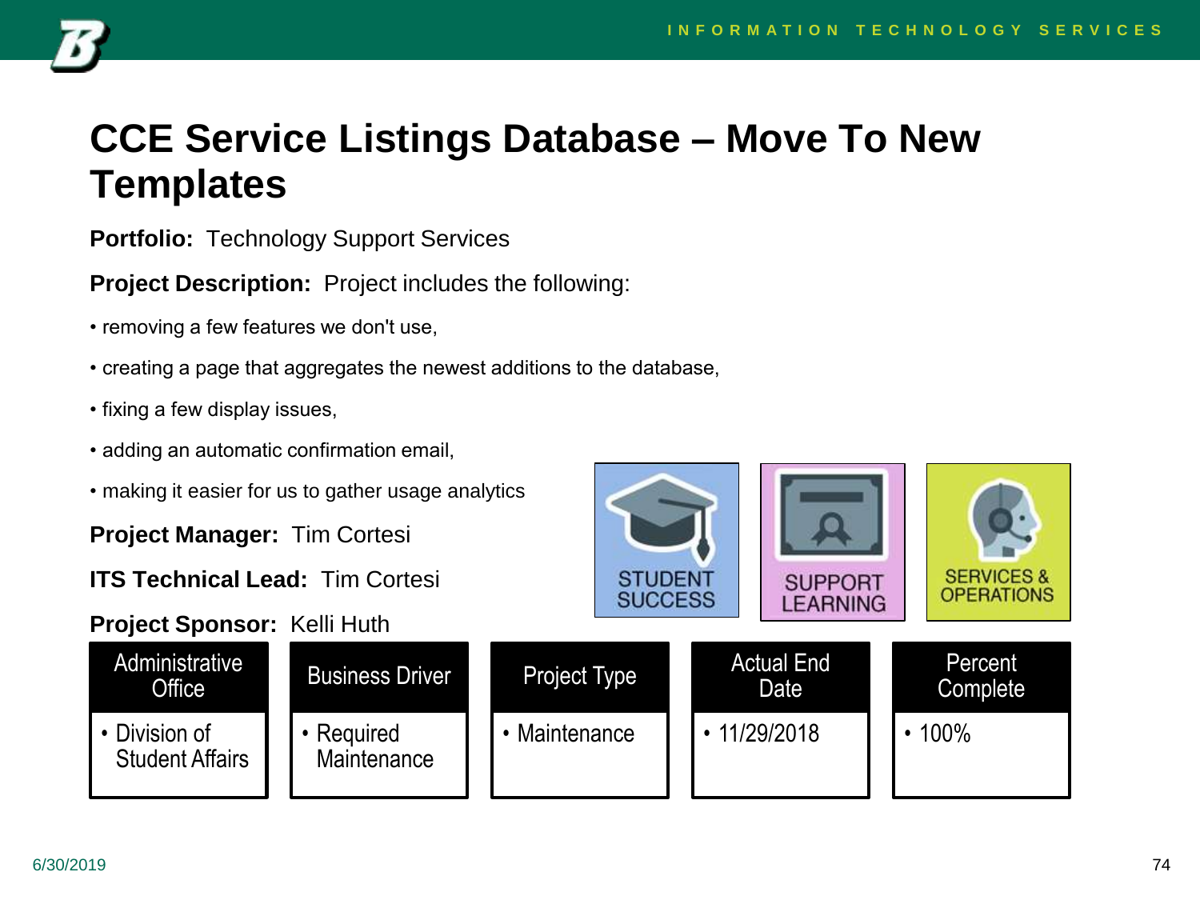# CCE Service Listings Database – Move To New Templates

**Portfolio:** Technology Support Services

**Project Description:** Project includes the following:

- removing a few features we don't use,
- creating a page that aggregates the newest additions to the database,
- fixing a few display issues,
- adding an automatic confirmation email,
- making it easier for us to gather usage analytics

**Project Manager:** Tim Cortesi

**ITS Technical Lead:** Tim Cortesi

**Project Sponsor:** Kelli Huth

STUDENT SUCCESS | SUPPORT LEARNING | SERVICES & OPERATIONS

| Administrative Office | Business Driver | Project Type | Actual End Date | Percent Complete |
|---|---|---|---|---|
| • Division of Student Affairs | • Required Maintenance | • Maintenance | • 11/29/2018 | • 100% |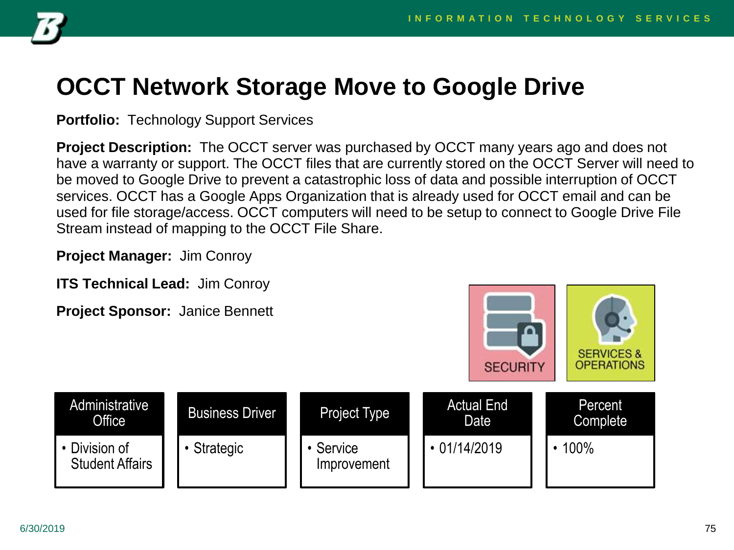# OCCT Network Storage Move to Google Drive

**Portfolio:** Technology Support Services

**Project Description:** The OCCT server was purchased by OCCT many years ago and does not have a warranty or support. The OCCT files that are currently stored on the OCCT Server will need to be moved to Google Drive to prevent a catastrophic loss of data and possible interruption of OCCT services. OCCT has a Google Apps Organization that is already used for OCCT email and can be used for file storage/access. OCCT computers will need to be setup to connect to Google Drive File Stream instead of mapping to the OCCT File Share.

**Project Manager:** Jim Conroy

**ITS Technical Lead:** Jim Conroy

**Project Sponsor:** Janice Bennett

SECURITY

SERVICES & OPERATIONS

| Administrative Office | Business Driver | Project Type | Actual End Date | Percent Complete |
|---|---|---|---|---|
| • Division of Student Affairs | • Strategic | • Service Improvement | • 01/14/2019 | • 100% |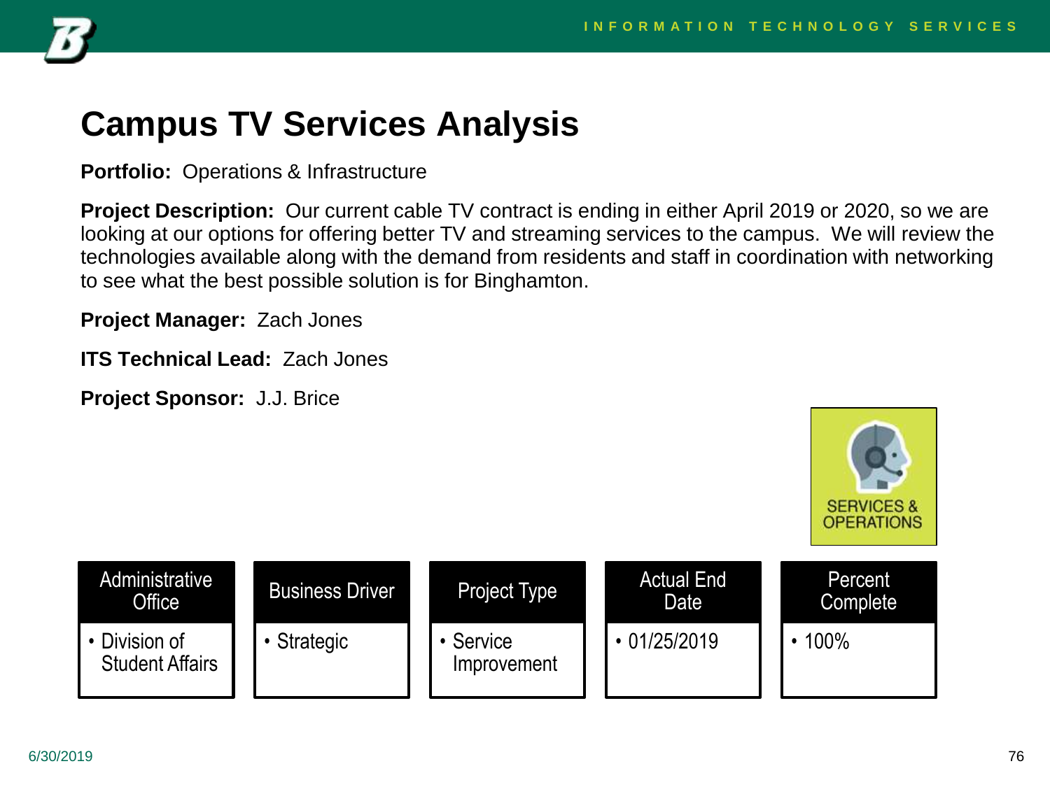# Campus TV Services Analysis

**Portfolio:** Operations & Infrastructure

**Project Description:** Our current cable TV contract is ending in either April 2019 or 2020, so we are looking at our options for offering better TV and streaming services to the campus. We will review the technologies available along with the demand from residents and staff in coordination with networking to see what the best possible solution is for Binghamton.

**Project Manager:** Zach Jones

**ITS Technical Lead:** Zach Jones

**Project Sponsor:** J.J. Brice

SERVICES & OPERATIONS

| Administrative Office | Business Driver | Project Type | Actual End Date | Percent Complete |
| --- | --- | --- | --- | --- |
| • Division of Student Affairs | • Strategic | • Service Improvement | • 01/25/2019 | • 100% |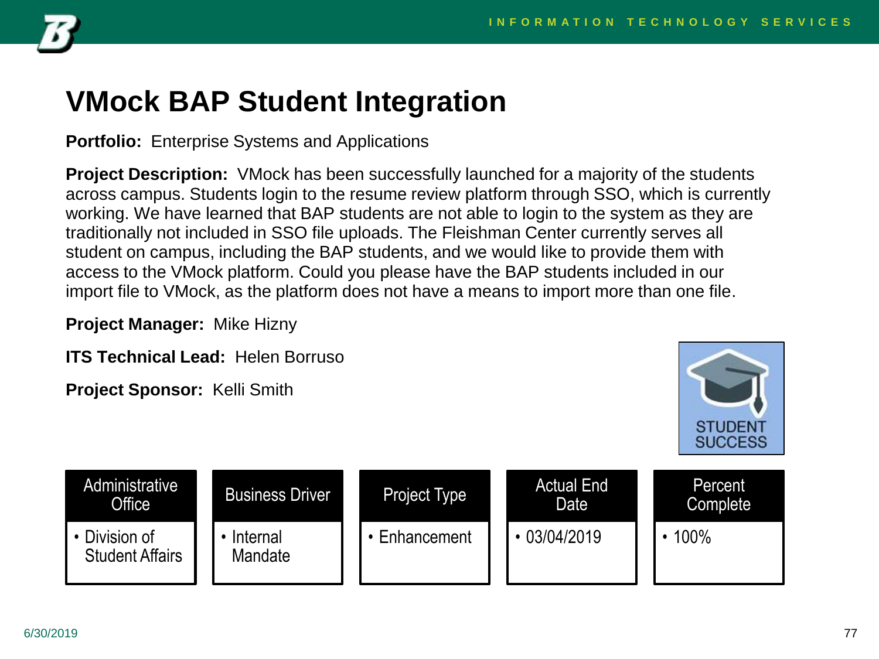# VMock BAP Student Integration

**Portfolio:** Enterprise Systems and Applications

**Project Description:** VMock has been successfully launched for a majority of the students across campus. Students login to the resume review platform through SSO, which is currently working. We have learned that BAP students are not able to login to the system as they are traditionally not included in SSO file uploads. The Fleishman Center currently serves all student on campus, including the BAP students, and we would like to provide them with access to the VMock platform. Could you please have the BAP students included in our import file to VMock, as the platform does not have a means to import more than one file.

**Project Manager:** Mike Hizny

**ITS Technical Lead:** Helen Borruso

**Project Sponsor:** Kelli Smith

STUDENT SUCCESS

| Administrative Office | Business Driver | Project Type | Actual End Date | Percent Complete |
|---|---|---|---|---|
| • Division of Student Affairs | • Internal Mandate | • Enhancement | • 03/04/2019 | • 100% |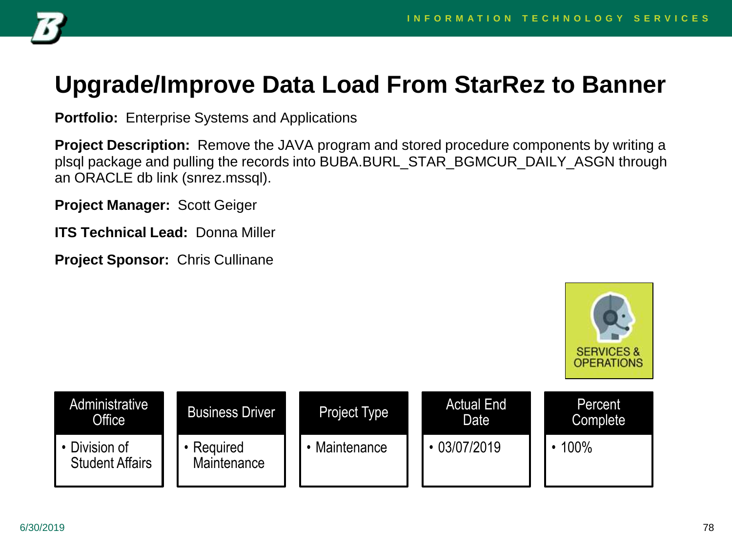# Upgrade/Improve Data Load From StarRez to Banner

**Portfolio:** Enterprise Systems and Applications

**Project Description:** Remove the JAVA program and stored procedure components by writing a plsql package and pulling the records into BUBA.BURL_STAR_BGMCUR_DAILY_ASGN through an ORACLE db link (snrez.mssql).

**Project Manager:** Scott Geiger

**ITS Technical Lead:** Donna Miller

**Project Sponsor:** Chris Cullinane

SERVICES & OPERATIONS

| Administrative Office | Business Driver | Project Type | Actual End Date | Percent Complete |
|---|---|---|---|---|
| • Division of Student Affairs | • Required Maintenance | • Maintenance | • 03/07/2019 | • 100% |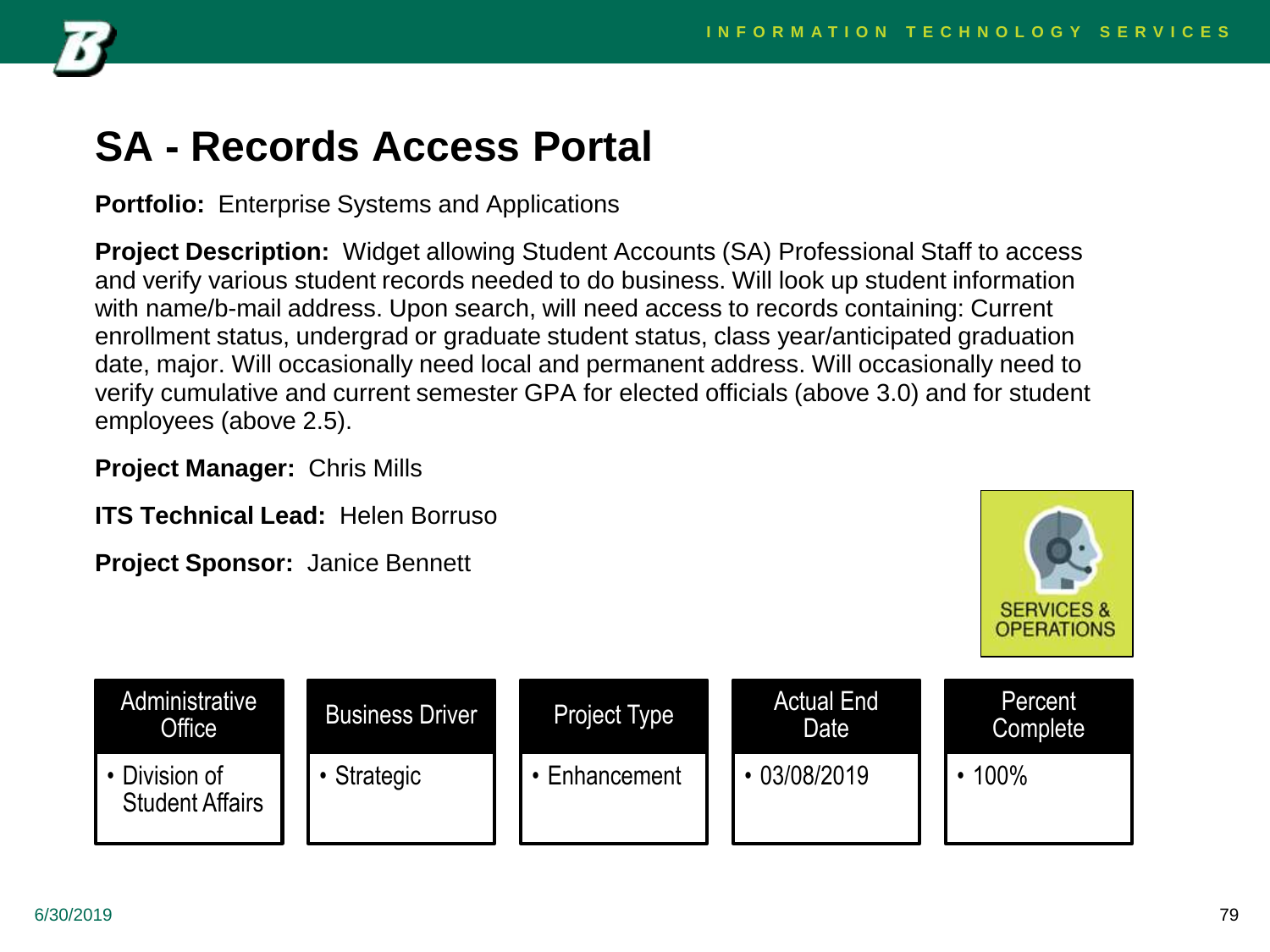# SA - Records Access Portal

**Portfolio:** Enterprise Systems and Applications

**Project Description:** Widget allowing Student Accounts (SA) Professional Staff to access and verify various student records needed to do business. Will look up student information with name/b-mail address. Upon search, will need access to records containing: Current enrollment status, undergrad or graduate student status, class year/anticipated graduation date, major. Will occasionally need local and permanent address. Will occasionally need to verify cumulative and current semester GPA for elected officials (above 3.0) and for student employees (above 2.5).

**Project Manager:** Chris Mills

**ITS Technical Lead:** Helen Borruso

**Project Sponsor:** Janice Bennett

SERVICES & OPERATIONS

| Administrative Office | Business Driver | Project Type | Actual End Date | Percent Complete |
| --- | --- | --- | --- | --- |
| • Division of Student Affairs | • Strategic | • Enhancement | • 03/08/2019 | • 100% |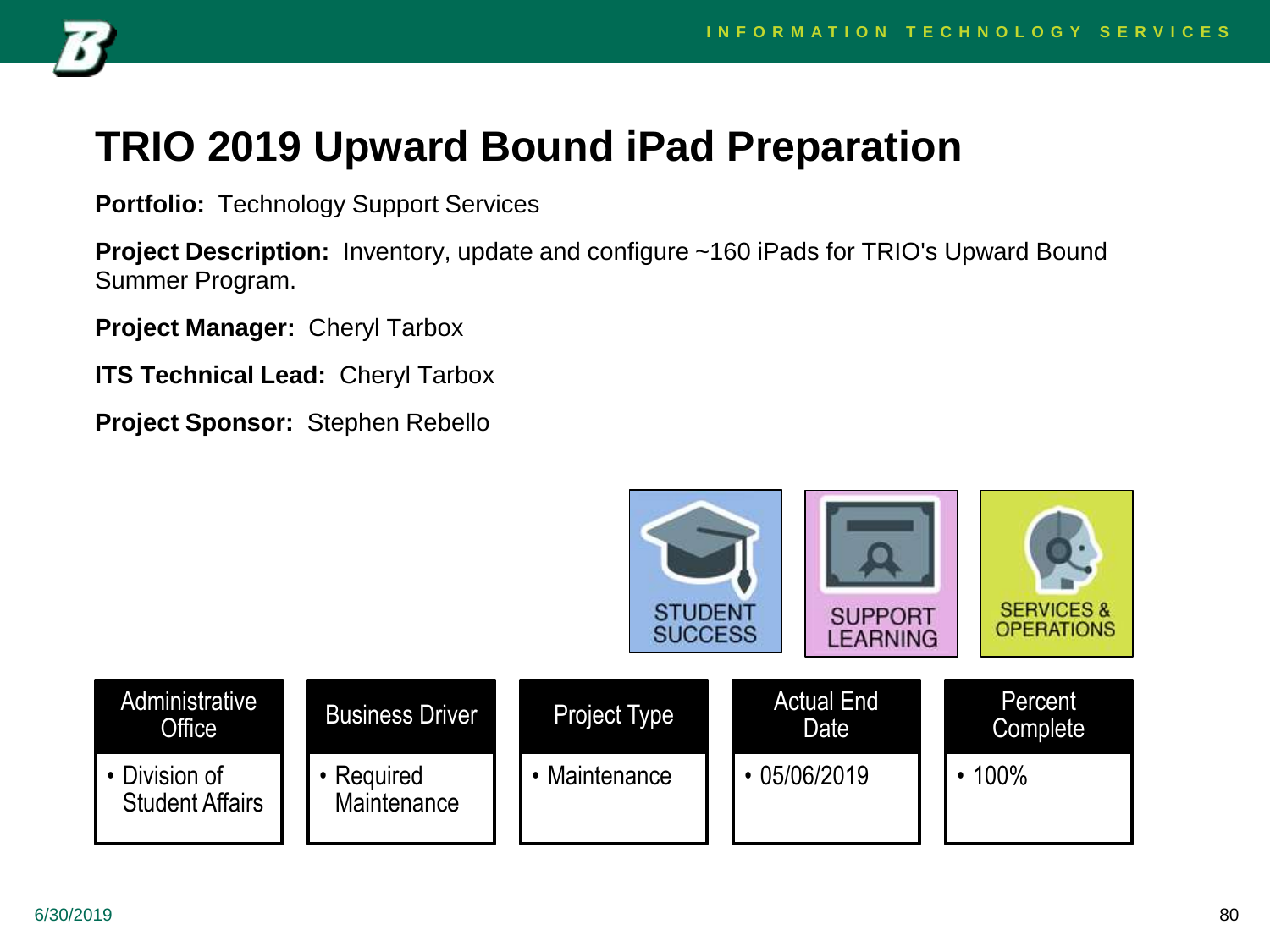# TRIO 2019 Upward Bound iPad Preparation

**Portfolio:** Technology Support Services

**Project Description:** Inventory, update and configure ~160 iPads for TRIO's Upward Bound Summer Program.

**Project Manager:** Cheryl Tarbox

**ITS Technical Lead:** Cheryl Tarbox

**Project Sponsor:** Stephen Rebello

STUDENT SUCCESS | SUPPORT LEARNING | SERVICES & OPERATIONS

| Administrative Office | Business Driver | Project Type | Actual End Date | Percent Complete |
|---|---|---|---|---|
| • Division of Student Affairs | • Required Maintenance | • Maintenance | • 05/06/2019 | • 100% |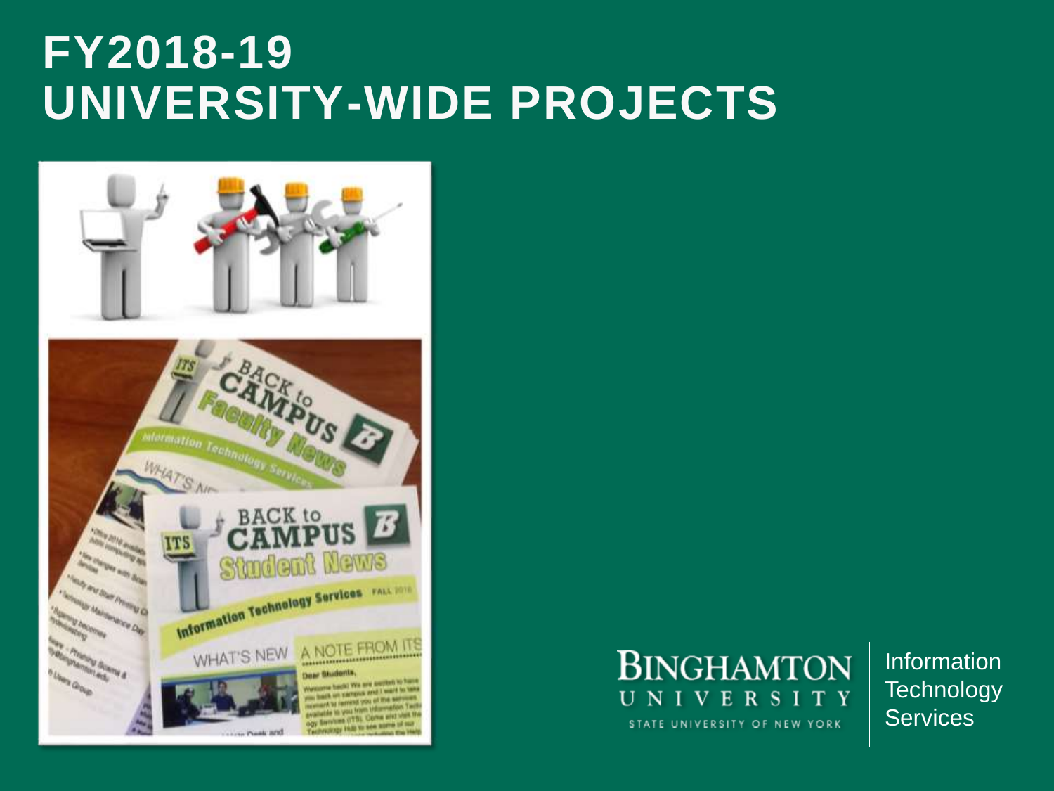# FY2018-19 UNIVERSITY-WIDE PROJECTS

BINGHAMTON UNIVERSITY
STATE UNIVERSITY OF NEW YORK

Information Technology Services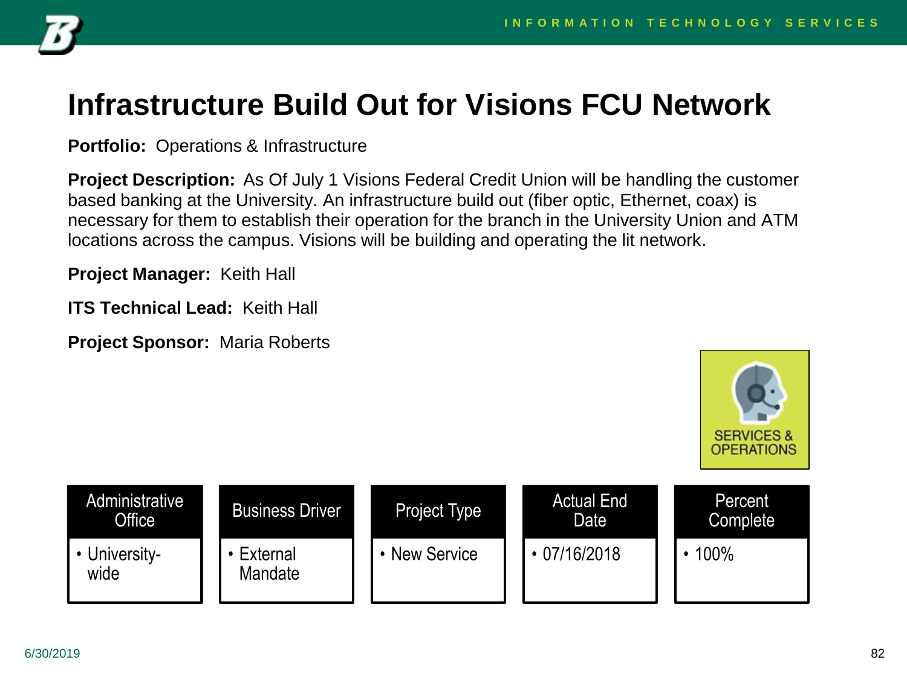# Infrastructure Build Out for Visions FCU Network

**Portfolio:** Operations & Infrastructure

**Project Description:** As Of July 1 Visions Federal Credit Union will be handling the customer based banking at the University. An infrastructure build out (fiber optic, Ethernet, coax) is necessary for them to establish their operation for the branch in the University Union and ATM locations across the campus. Visions will be building and operating the lit network.

**Project Manager:** Keith Hall

**ITS Technical Lead:** Keith Hall

**Project Sponsor:** Maria Roberts

SERVICES & OPERATIONS

| Administrative Office | Business Driver | Project Type | Actual End Date | Percent Complete |
|---|---|---|---|---|
| • University-wide | • External Mandate | • New Service | • 07/16/2018 | • 100% |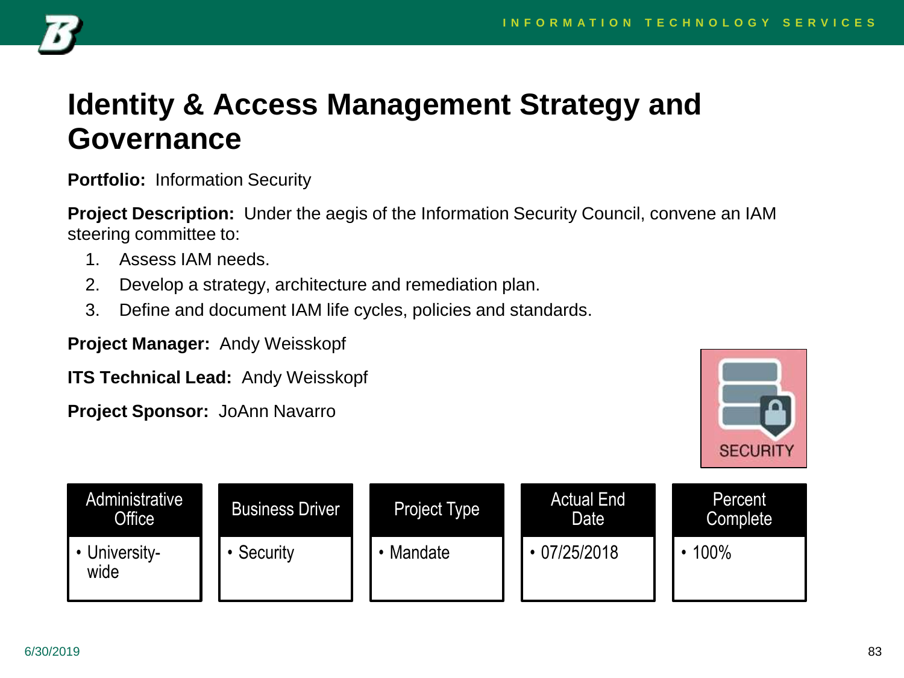# Identity & Access Management Strategy and Governance

**Portfolio:** Information Security

**Project Description:** Under the aegis of the Information Security Council, convene an IAM steering committee to:

1. Assess IAM needs.
2. Develop a strategy, architecture and remediation plan.
3. Define and document IAM life cycles, policies and standards.

**Project Manager:** Andy Weisskopf

**ITS Technical Lead:** Andy Weisskopf

**Project Sponsor:** JoAnn Navarro

| Administrative Office | Business Driver | Project Type | Actual End Date | Percent Complete |
|---|---|---|---|---|
| • University-wide | • Security | • Mandate | • 07/25/2018 | • 100% |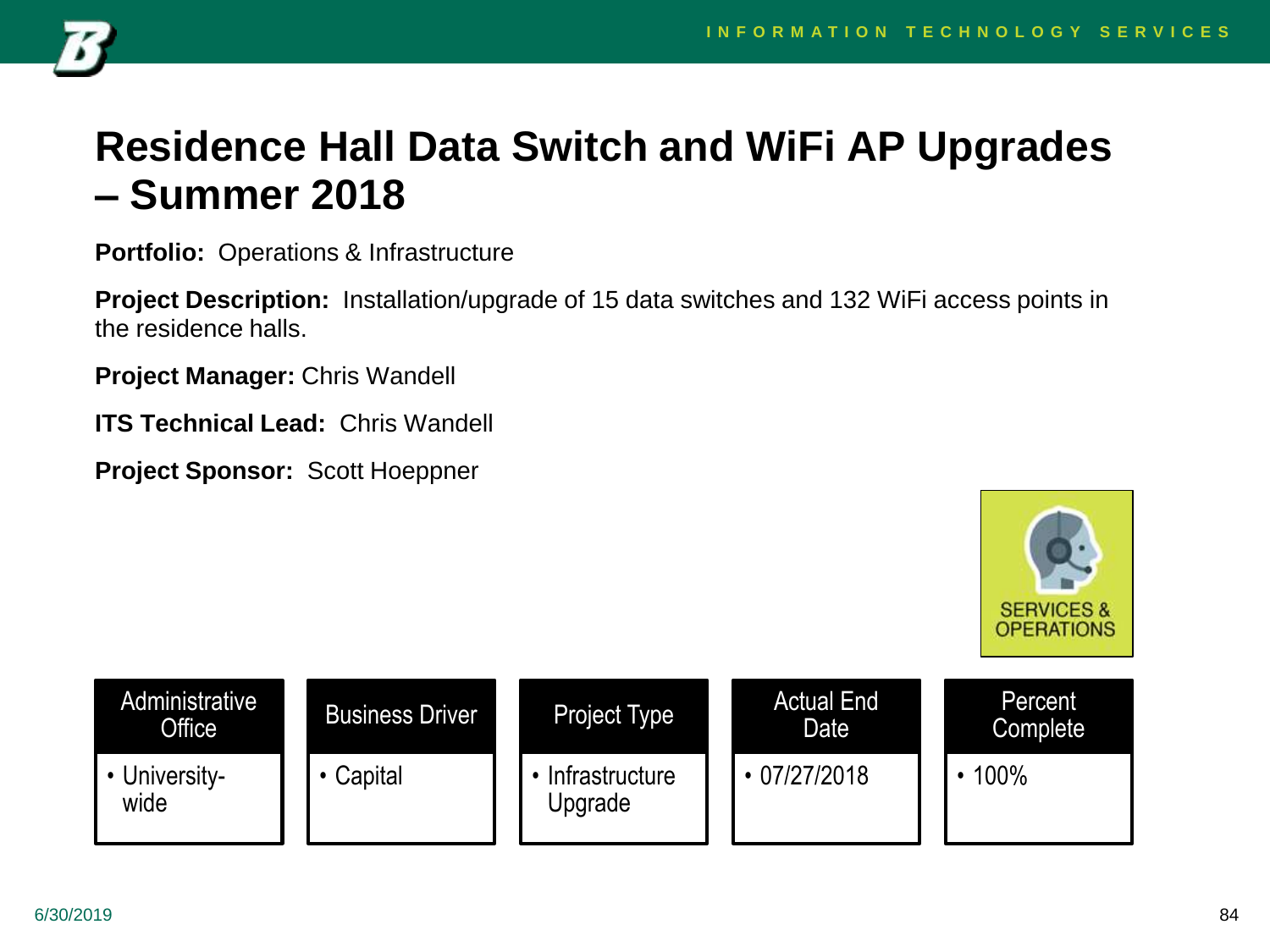# Residence Hall Data Switch and WiFi AP Upgrades – Summer 2018

**Portfolio:** Operations & Infrastructure

**Project Description:** Installation/upgrade of 15 data switches and 132 WiFi access points in the residence halls.

**Project Manager:** Chris Wandell

**ITS Technical Lead:** Chris Wandell

**Project Sponsor:** Scott Hoeppner

SERVICES & OPERATIONS

| Administrative Office | Business Driver | Project Type | Actual End Date | Percent Complete |
|---|---|---|---|---|
| • University-wide | • Capital | • Infrastructure Upgrade | • 07/27/2018 | • 100% |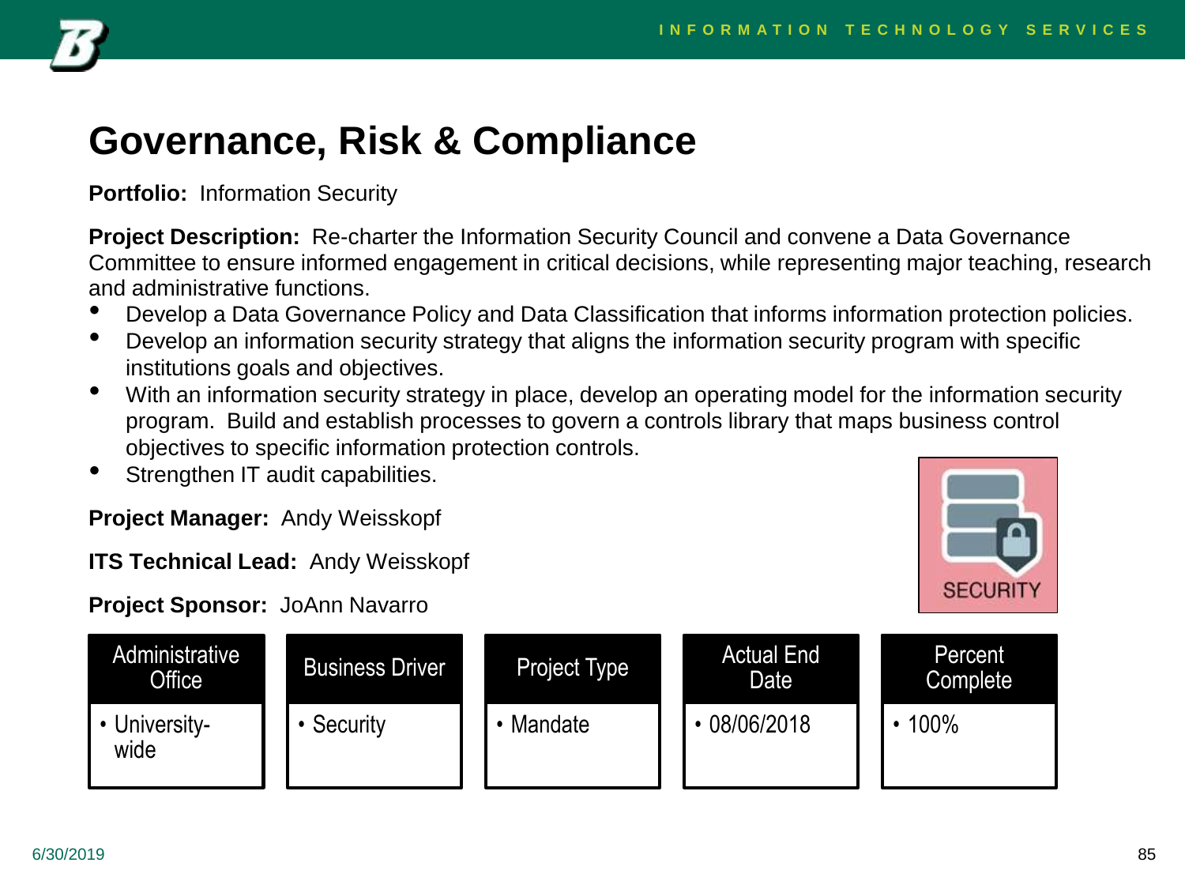# Governance, Risk & Compliance

**Portfolio:** Information Security

**Project Description:** Re-charter the Information Security Council and convene a Data Governance Committee to ensure informed engagement in critical decisions, while representing major teaching, research and administrative functions.

- Develop a Data Governance Policy and Data Classification that informs information protection policies.
- Develop an information security strategy that aligns the information security program with specific institutions goals and objectives.
- With an information security strategy in place, develop an operating model for the information security program. Build and establish processes to govern a controls library that maps business control objectives to specific information protection controls.
- Strengthen IT audit capabilities.

**Project Manager:** Andy Weisskopf

**ITS Technical Lead:** Andy Weisskopf

**Project Sponsor:** JoAnn Navarro

SECURITY

| Administrative Office | Business Driver | Project Type | Actual End Date | Percent Complete |
|---|---|---|---|---|
| • University-wide | • Security | • Mandate | • 08/06/2018 | • 100% |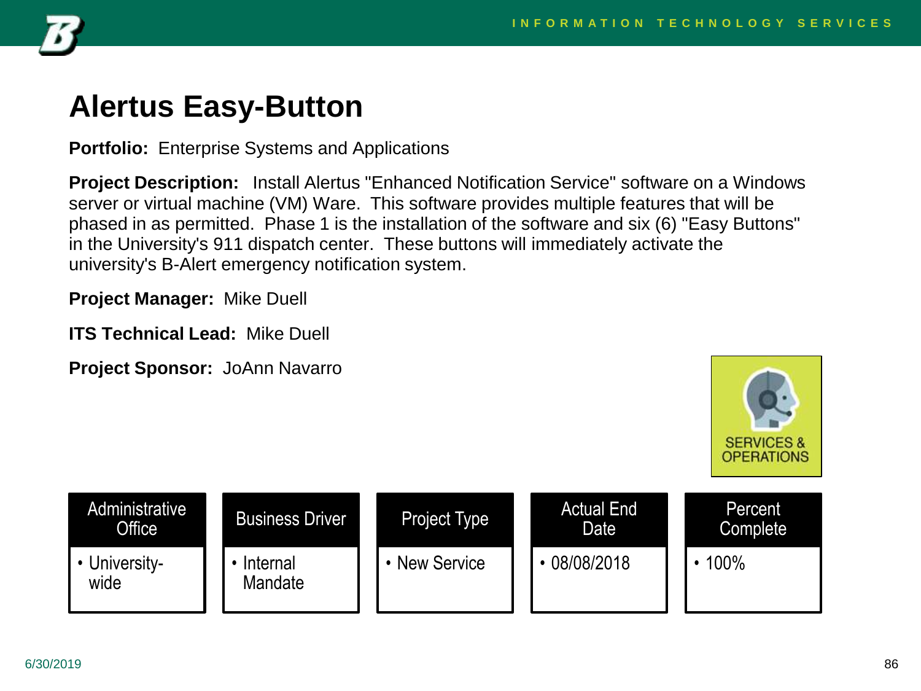# Alertus Easy-Button

**Portfolio:** Enterprise Systems and Applications

**Project Description:** Install Alertus "Enhanced Notification Service" software on a Windows server or virtual machine (VM) Ware. This software provides multiple features that will be phased in as permitted. Phase 1 is the installation of the software and six (6) "Easy Buttons" in the University's 911 dispatch center. These buttons will immediately activate the university's B-Alert emergency notification system.

**Project Manager:** Mike Duell

**ITS Technical Lead:** Mike Duell

**Project Sponsor:** JoAnn Navarro

SERVICES & OPERATIONS

| Administrative Office | Business Driver | Project Type | Actual End Date | Percent Complete |
|---|---|---|---|---|
| • University-wide | • Internal Mandate | • New Service | • 08/08/2018 | • 100% |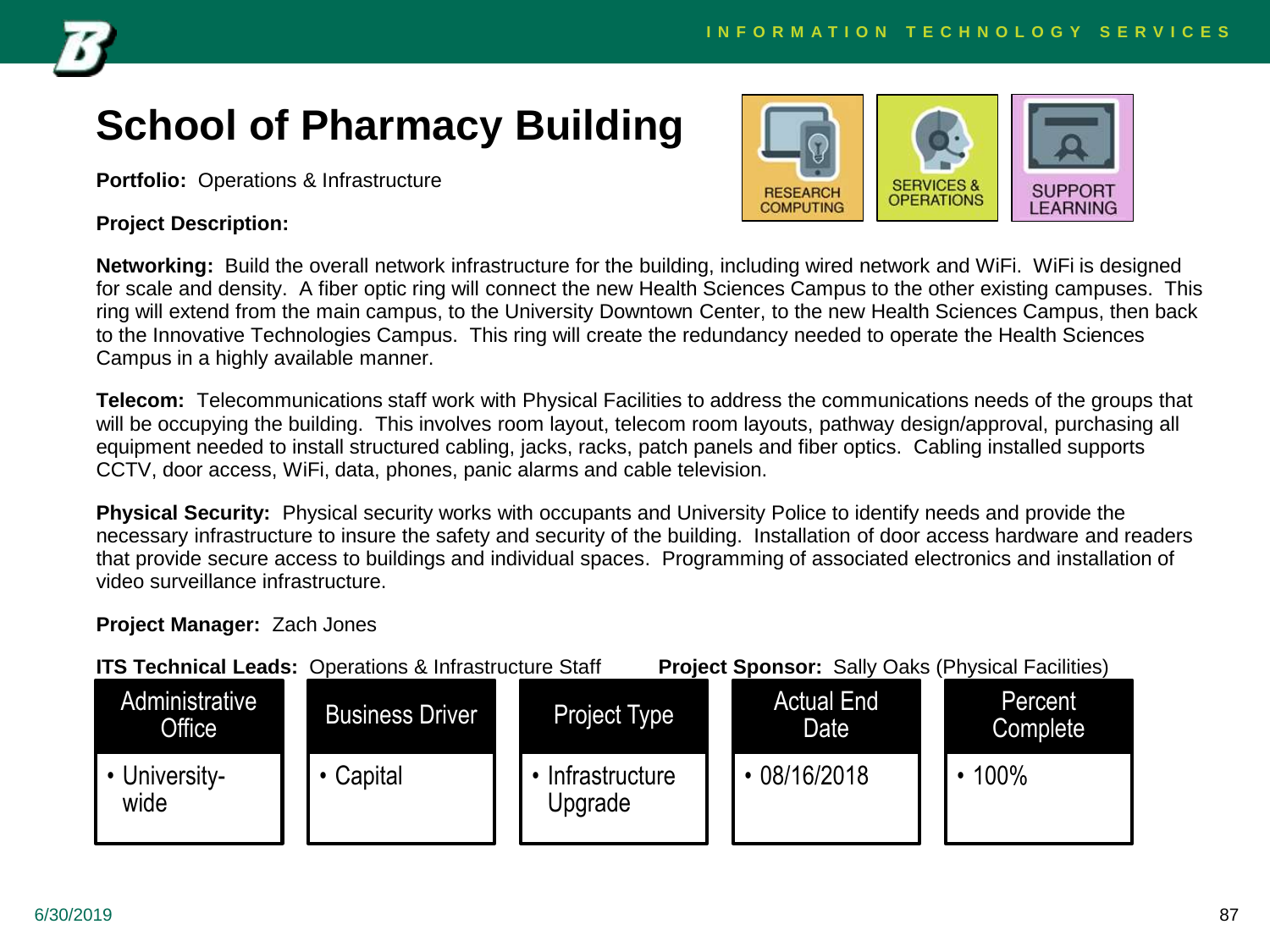# School of Pharmacy Building

**Portfolio:** Operations & Infrastructure

RESEARCH COMPUTING | SERVICES & OPERATIONS | SUPPORT LEARNING

**Project Description:**

**Networking:** Build the overall network infrastructure for the building, including wired network and WiFi. WiFi is designed for scale and density. A fiber optic ring will connect the new Health Sciences Campus to the other existing campuses. This ring will extend from the main campus, to the University Downtown Center, to the new Health Sciences Campus, then back to the Innovative Technologies Campus. This ring will create the redundancy needed to operate the Health Sciences Campus in a highly available manner.

**Telecom:** Telecommunications staff work with Physical Facilities to address the communications needs of the groups that will be occupying the building. This involves room layout, telecom room layouts, pathway design/approval, purchasing all equipment needed to install structured cabling, jacks, racks, patch panels and fiber optics. Cabling installed supports CCTV, door access, WiFi, data, phones, panic alarms and cable television.

**Physical Security:** Physical security works with occupants and University Police to identify needs and provide the necessary infrastructure to insure the safety and security of the building. Installation of door access hardware and readers that provide secure access to buildings and individual spaces. Programming of associated electronics and installation of video surveillance infrastructure.

**Project Manager:** Zach Jones

**ITS Technical Leads:** Operations & Infrastructure Staff

**Project Sponsor:** Sally Oaks (Physical Facilities)

| Administrative Office | Business Driver | Project Type | Actual End Date | Percent Complete |
|---|---|---|---|---|
| • University-wide | • Capital | • Infrastructure Upgrade | • 08/16/2018 | • 100% |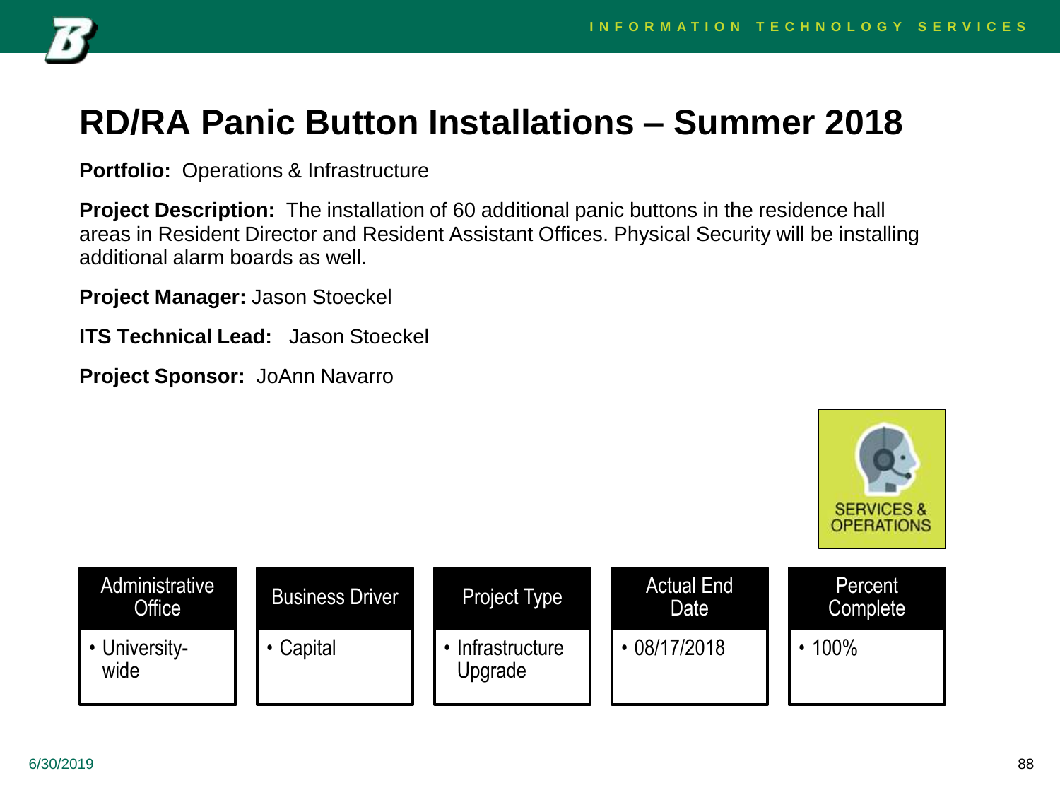# RD/RA Panic Button Installations – Summer 2018

**Portfolio:** Operations & Infrastructure

**Project Description:** The installation of 60 additional panic buttons in the residence hall areas in Resident Director and Resident Assistant Offices. Physical Security will be installing additional alarm boards as well.

**Project Manager:** Jason Stoeckel

**ITS Technical Lead:** Jason Stoeckel

**Project Sponsor:** JoAnn Navarro

SERVICES & OPERATIONS

| Administrative Office | Business Driver | Project Type | Actual End Date | Percent Complete |
|---|---|---|---|---|
| • University-wide | • Capital | • Infrastructure Upgrade | • 08/17/2018 | • 100% |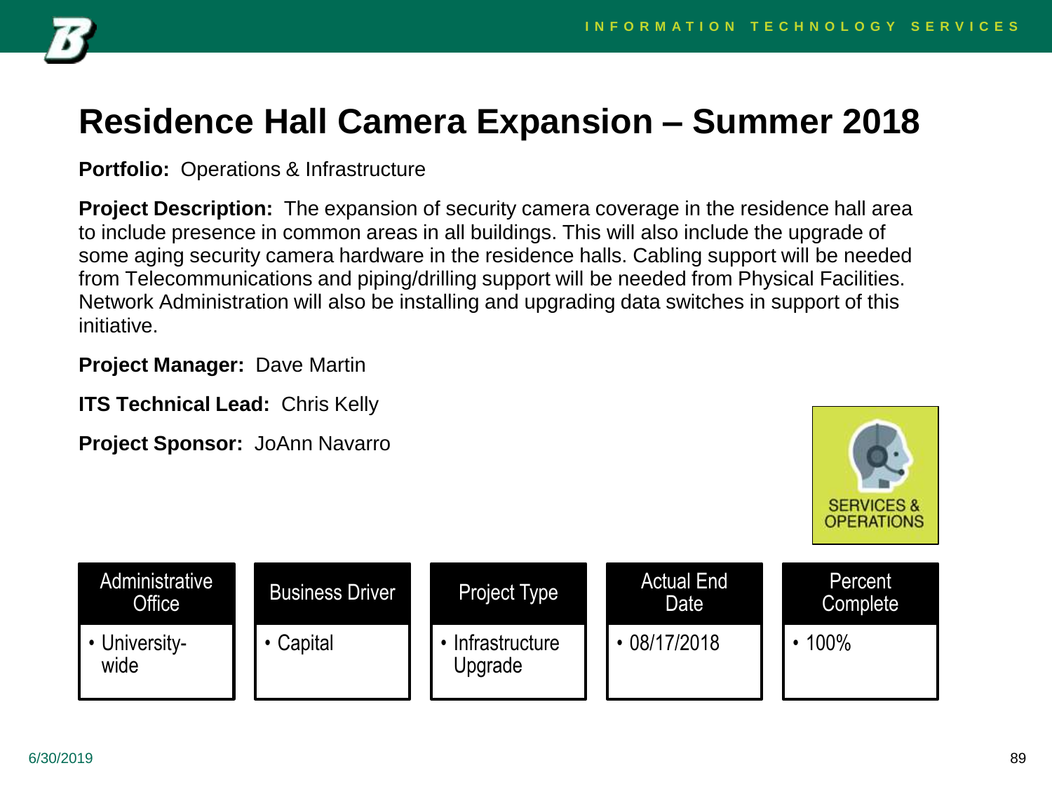# Residence Hall Camera Expansion – Summer 2018

**Portfolio:** Operations & Infrastructure

**Project Description:** The expansion of security camera coverage in the residence hall area to include presence in common areas in all buildings. This will also include the upgrade of some aging security camera hardware in the residence halls. Cabling support will be needed from Telecommunications and piping/drilling support will be needed from Physical Facilities. Network Administration will also be installing and upgrading data switches in support of this initiative.

**Project Manager:** Dave Martin

**ITS Technical Lead:** Chris Kelly

**Project Sponsor:** JoAnn Navarro

SERVICES & OPERATIONS

| Administrative Office | Business Driver | Project Type | Actual End Date | Percent Complete |
|---|---|---|---|---|
| • University-wide | • Capital | • Infrastructure Upgrade | • 08/17/2018 | • 100% |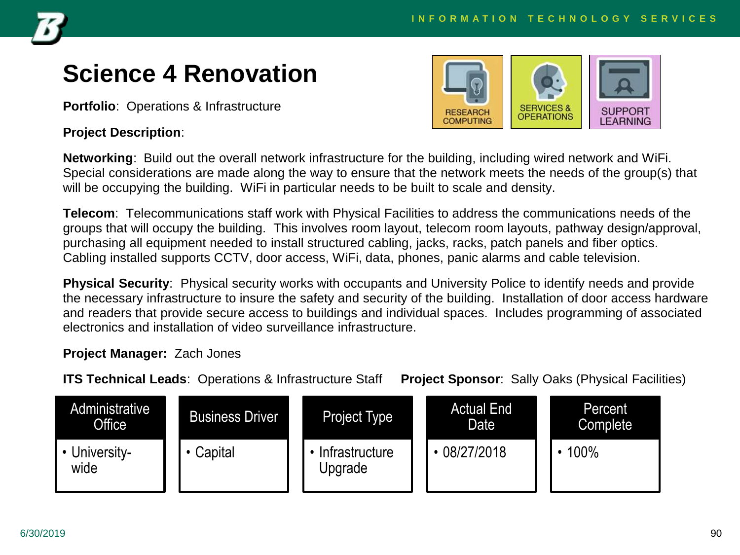# Science 4 Renovation

RESEARCH COMPUTING | SERVICES & OPERATIONS | SUPPORT LEARNING

**Portfolio**: Operations & Infrastructure

**Project Description**:

**Networking**: Build out the overall network infrastructure for the building, including wired network and WiFi. Special considerations are made along the way to ensure that the network meets the needs of the group(s) that will be occupying the building. WiFi in particular needs to be built to scale and density.

**Telecom**: Telecommunications staff work with Physical Facilities to address the communications needs of the groups that will occupy the building. This involves room layout, telecom room layouts, pathway design/approval, purchasing all equipment needed to install structured cabling, jacks, racks, patch panels and fiber optics. Cabling installed supports CCTV, door access, WiFi, data, phones, panic alarms and cable television.

**Physical Security**: Physical security works with occupants and University Police to identify needs and provide the necessary infrastructure to insure the safety and security of the building. Installation of door access hardware and readers that provide secure access to buildings and individual spaces. Includes programming of associated electronics and installation of video surveillance infrastructure.

**Project Manager:** Zach Jones

**ITS Technical Leads**: Operations & Infrastructure Staff **Project Sponsor**: Sally Oaks (Physical Facilities)

| Administrative Office | Business Driver | Project Type | Actual End Date | Percent Complete |
|---|---|---|---|---|
| • University-wide | • Capital | • Infrastructure Upgrade | • 08/27/2018 | • 100% |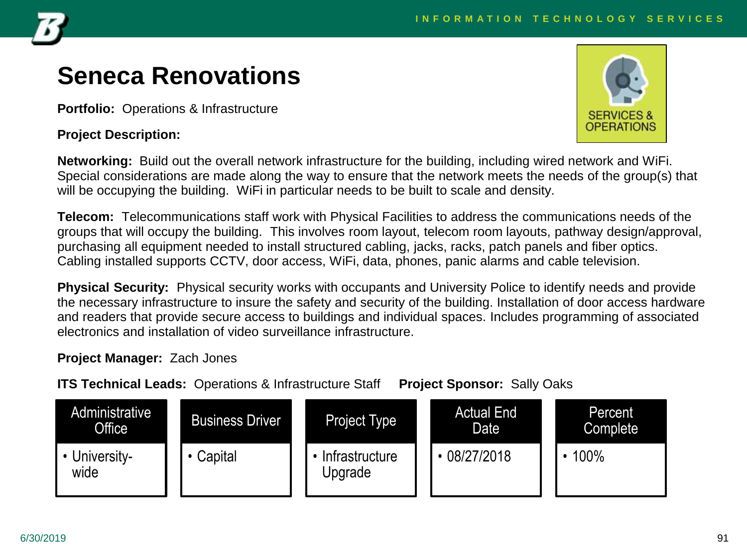# Seneca Renovations

**Portfolio:** Operations & Infrastructure

SERVICES & OPERATIONS

**Project Description:**

**Networking:** Build out the overall network infrastructure for the building, including wired network and WiFi. Special considerations are made along the way to ensure that the network meets the needs of the group(s) that will be occupying the building. WiFi in particular needs to be built to scale and density.

**Telecom:** Telecommunications staff work with Physical Facilities to address the communications needs of the groups that will occupy the building. This involves room layout, telecom room layouts, pathway design/approval, purchasing all equipment needed to install structured cabling, jacks, racks, patch panels and fiber optics. Cabling installed supports CCTV, door access, WiFi, data, phones, panic alarms and cable television.

**Physical Security:** Physical security works with occupants and University Police to identify needs and provide the necessary infrastructure to insure the safety and security of the building. Installation of door access hardware and readers that provide secure access to buildings and individual spaces. Includes programming of associated electronics and installation of video surveillance infrastructure.

**Project Manager:** Zach Jones

**ITS Technical Leads:** Operations & Infrastructure Staff **Project Sponsor:** Sally Oaks

| Administrative Office | Business Driver | Project Type | Actual End Date | Percent Complete |
|---|---|---|---|---|
| • University-wide | • Capital | • Infrastructure Upgrade | • 08/27/2018 | • 100% |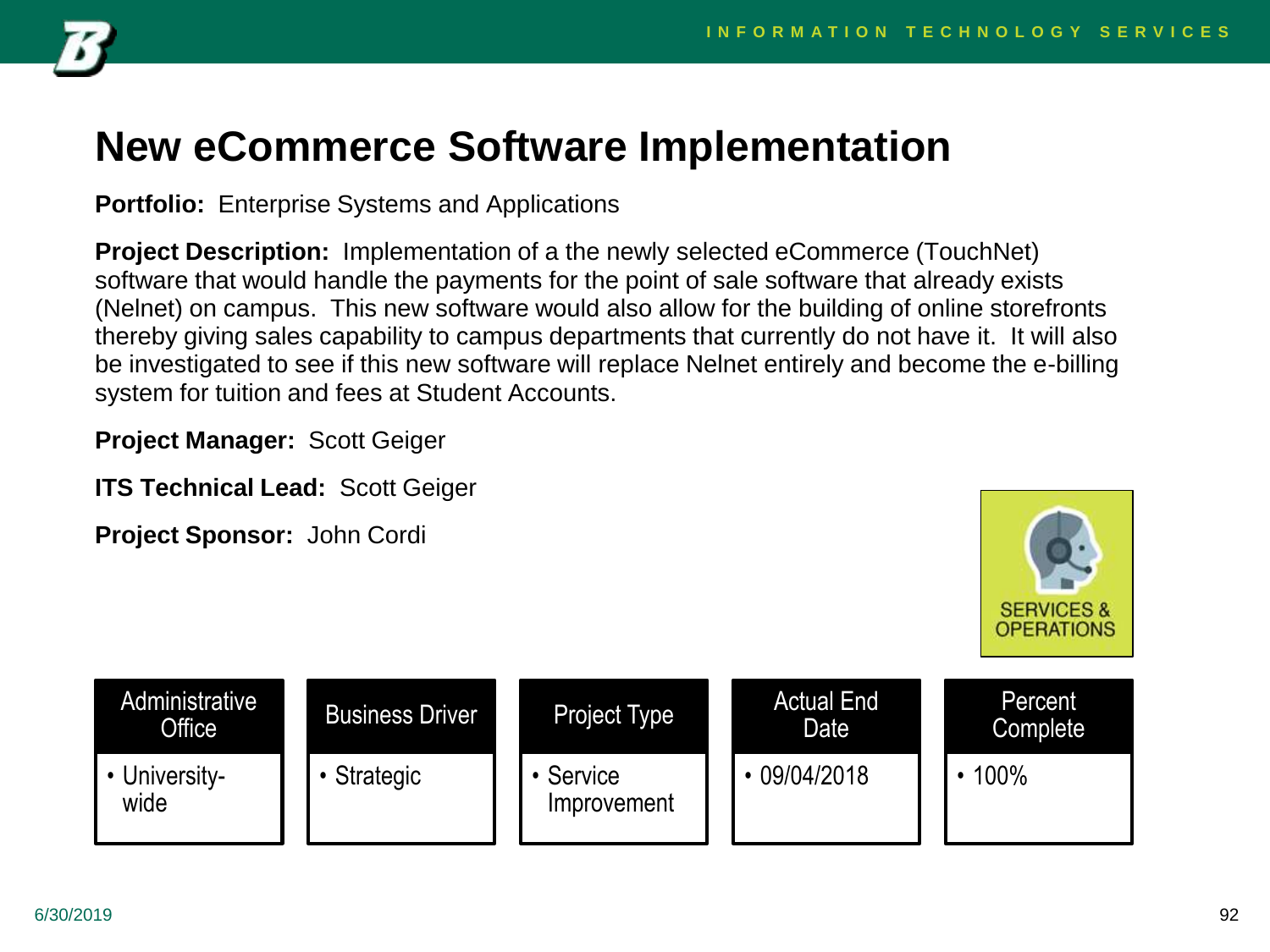# New eCommerce Software Implementation

**Portfolio:** Enterprise Systems and Applications

**Project Description:** Implementation of a the newly selected eCommerce (TouchNet) software that would handle the payments for the point of sale software that already exists (Nelnet) on campus. This new software would also allow for the building of online storefronts thereby giving sales capability to campus departments that currently do not have it. It will also be investigated to see if this new software will replace Nelnet entirely and become the e-billing system for tuition and fees at Student Accounts.

**Project Manager:** Scott Geiger

**ITS Technical Lead:** Scott Geiger

**Project Sponsor:** John Cordi

SERVICES & OPERATIONS

| Administrative Office | Business Driver | Project Type | Actual End Date | Percent Complete |
|---|---|---|---|---|
| • University-wide | • Strategic | • Service Improvement | • 09/04/2018 | • 100% |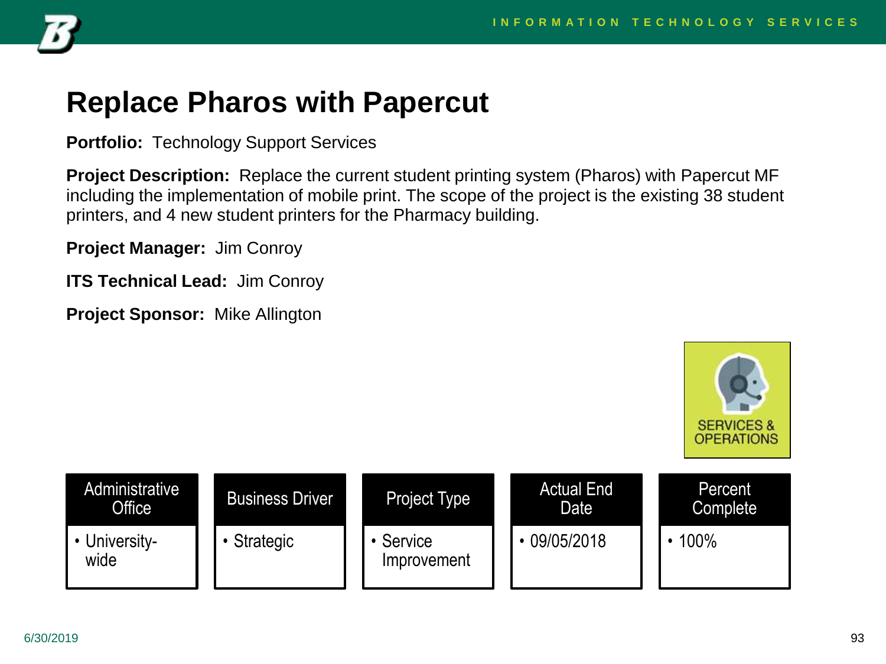# Replace Pharos with Papercut

**Portfolio:** Technology Support Services

**Project Description:** Replace the current student printing system (Pharos) with Papercut MF including the implementation of mobile print. The scope of the project is the existing 38 student printers, and 4 new student printers for the Pharmacy building.

**Project Manager:** Jim Conroy

**ITS Technical Lead:** Jim Conroy

**Project Sponsor:** Mike Allington

SERVICES & OPERATIONS

| Administrative Office | Business Driver | Project Type | Actual End Date | Percent Complete |
|---|---|---|---|---|
| • University-wide | • Strategic | • Service Improvement | • 09/05/2018 | • 100% |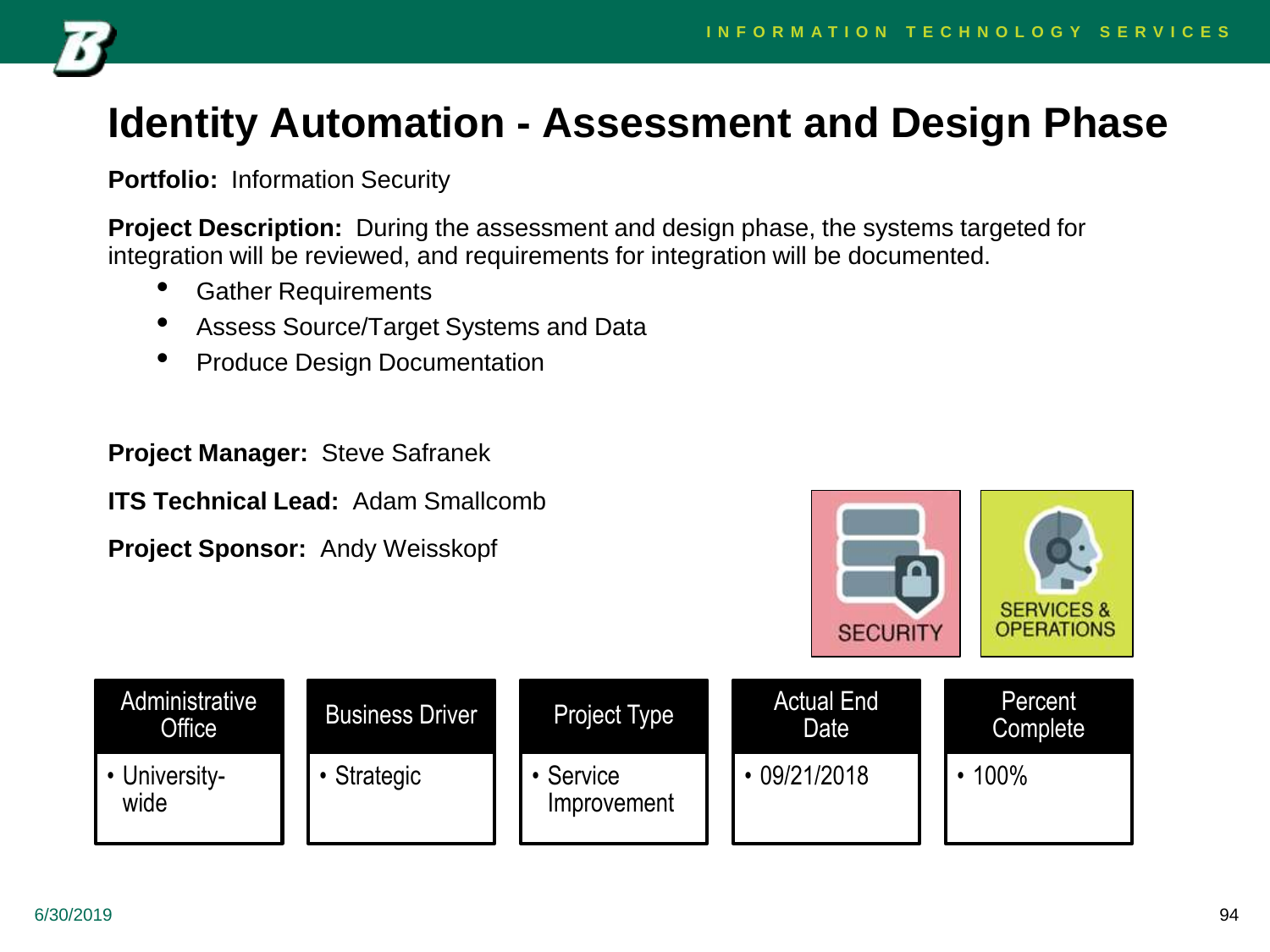# Identity Automation - Assessment and Design Phase

**Portfolio:** Information Security

**Project Description:** During the assessment and design phase, the systems targeted for integration will be reviewed, and requirements for integration will be documented.

- Gather Requirements
- Assess Source/Target Systems and Data
- Produce Design Documentation

**Project Manager:** Steve Safranek

**ITS Technical Lead:** Adam Smallcomb

**Project Sponsor:** Andy Weisskopf

SECURITY

SERVICES & OPERATIONS

| Administrative Office | Business Driver | Project Type | Actual End Date | Percent Complete |
|---|---|---|---|---|
| • University-wide | • Strategic | • Service Improvement | • 09/21/2018 | • 100% |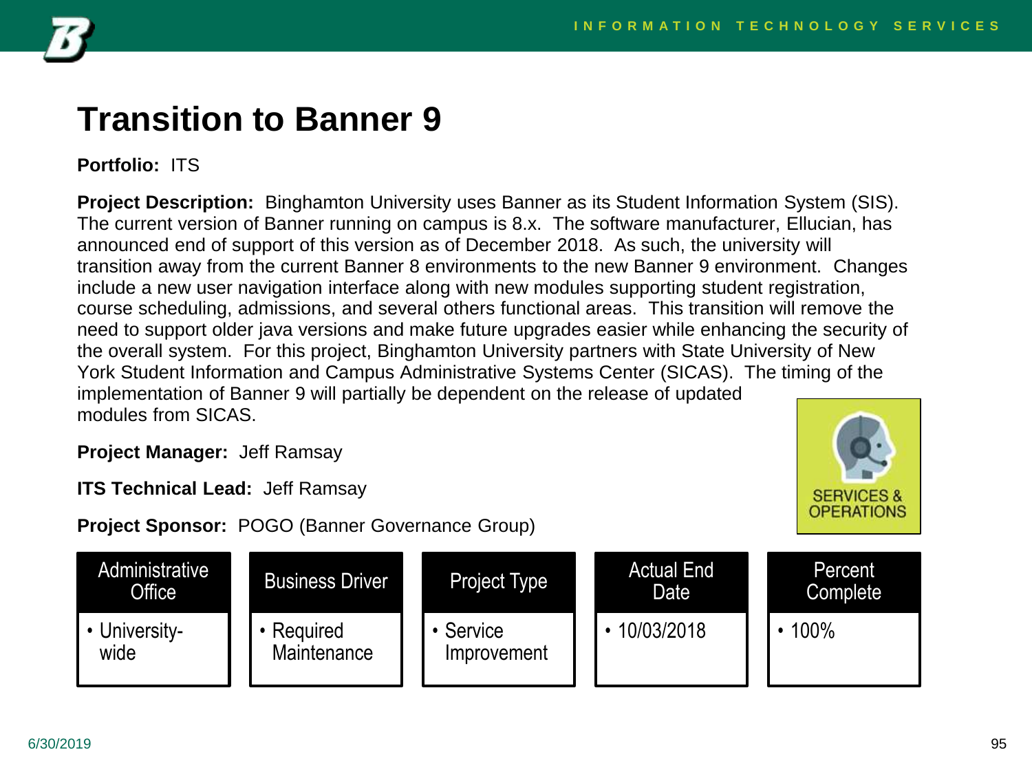# Transition to Banner 9

**Portfolio:** ITS

**Project Description:** Binghamton University uses Banner as its Student Information System (SIS). The current version of Banner running on campus is 8.x. The software manufacturer, Ellucian, has announced end of support of this version as of December 2018. As such, the university will transition away from the current Banner 8 environments to the new Banner 9 environment. Changes include a new user navigation interface along with new modules supporting student registration, course scheduling, admissions, and several others functional areas. This transition will remove the need to support older java versions and make future upgrades easier while enhancing the security of the overall system. For this project, Binghamton University partners with State University of New York Student Information and Campus Administrative Systems Center (SICAS). The timing of the implementation of Banner 9 will partially be dependent on the release of updated modules from SICAS.

**Project Manager:** Jeff Ramsay

**ITS Technical Lead:** Jeff Ramsay

**Project Sponsor:** POGO (Banner Governance Group)

SERVICES & OPERATIONS

| Administrative Office | Business Driver | Project Type | Actual End Date | Percent Complete |
|---|---|---|---|---|
| • University-wide | • Required Maintenance | • Service Improvement | • 10/03/2018 | • 100% |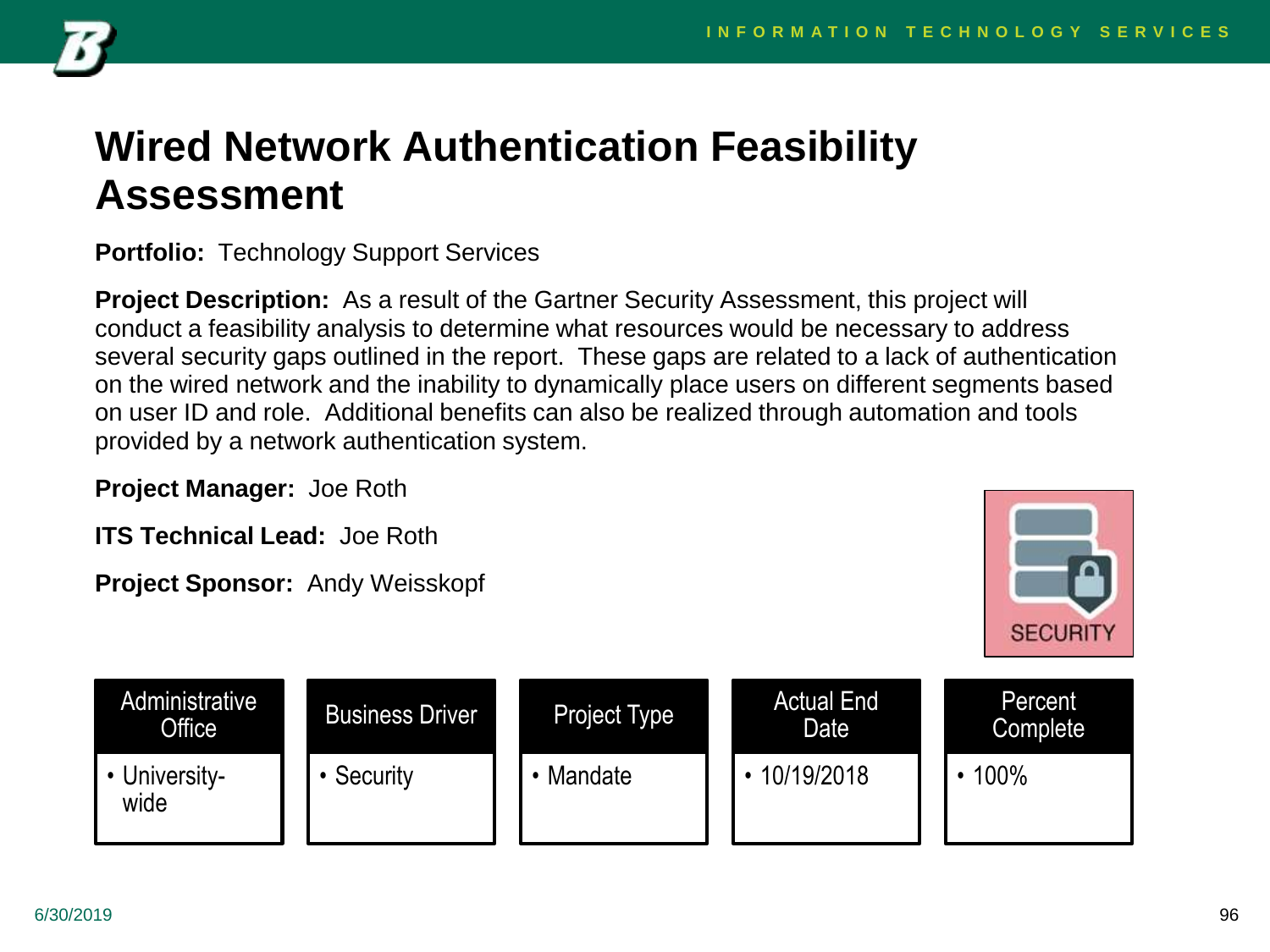# Wired Network Authentication Feasibility Assessment

**Portfolio:** Technology Support Services

**Project Description:** As a result of the Gartner Security Assessment, this project will conduct a feasibility analysis to determine what resources would be necessary to address several security gaps outlined in the report. These gaps are related to a lack of authentication on the wired network and the inability to dynamically place users on different segments based on user ID and role. Additional benefits can also be realized through automation and tools provided by a network authentication system.

**Project Manager:** Joe Roth

**ITS Technical Lead:** Joe Roth

**Project Sponsor:** Andy Weisskopf

SECURITY

| Administrative Office | Business Driver | Project Type | Actual End Date | Percent Complete |
|---|---|---|---|---|
| • University-wide | • Security | • Mandate | • 10/19/2018 | • 100% |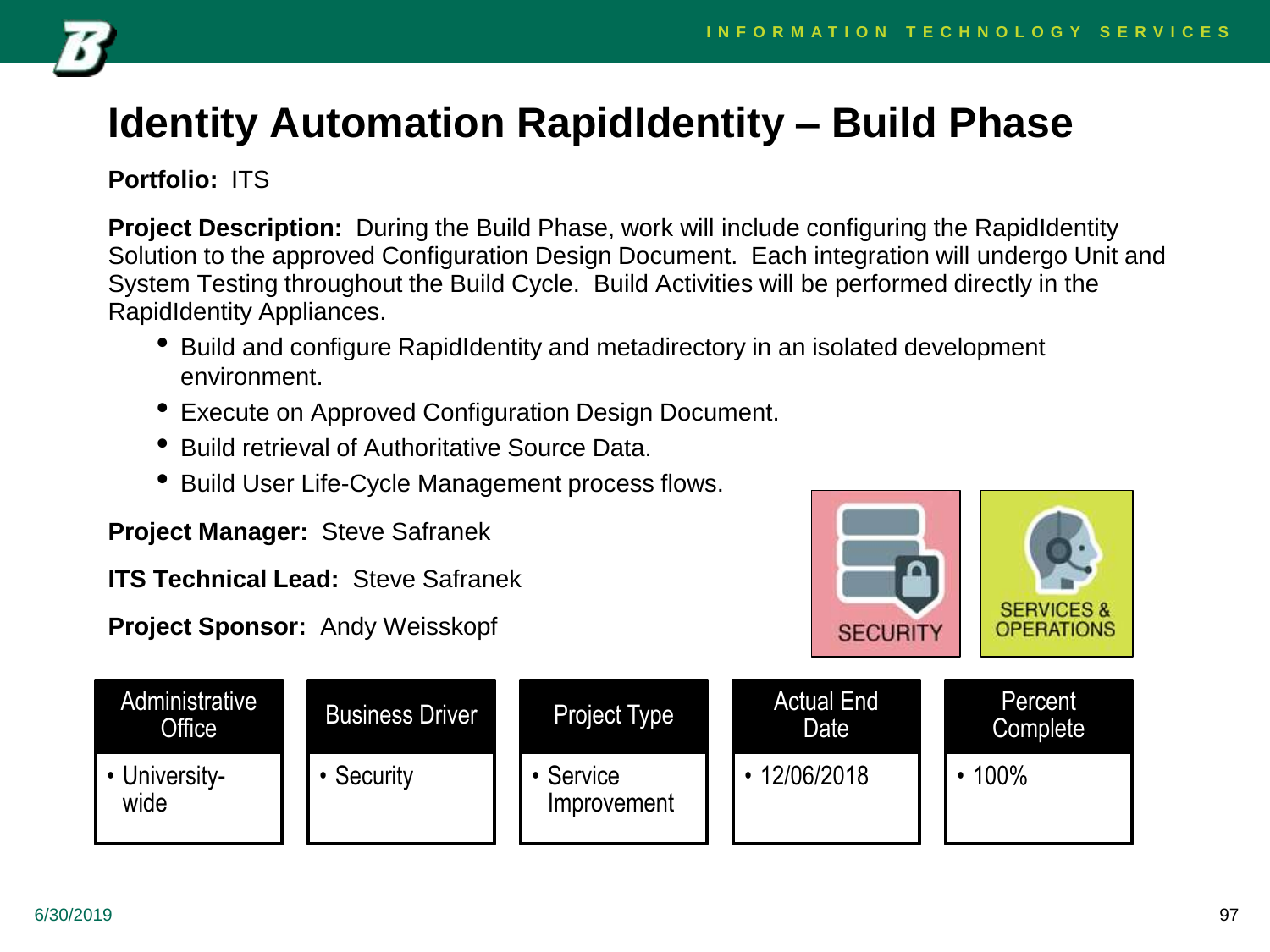# Identity Automation RapidIdentity – Build Phase

**Portfolio:** ITS

**Project Description:** During the Build Phase, work will include configuring the RapidIdentity Solution to the approved Configuration Design Document. Each integration will undergo Unit and System Testing throughout the Build Cycle. Build Activities will be performed directly in the RapidIdentity Appliances.

- Build and configure RapidIdentity and metadirectory in an isolated development environment.
- Execute on Approved Configuration Design Document.
- Build retrieval of Authoritative Source Data.
- Build User Life-Cycle Management process flows.

**Project Manager:** Steve Safranek

**ITS Technical Lead:** Steve Safranek

**Project Sponsor:** Andy Weisskopf

SECURITY

SERVICES & OPERATIONS

| Administrative Office | Business Driver | Project Type | Actual End Date | Percent Complete |
|---|---|---|---|---|
| • University-wide | • Security | • Service Improvement | • 12/06/2018 | • 100% |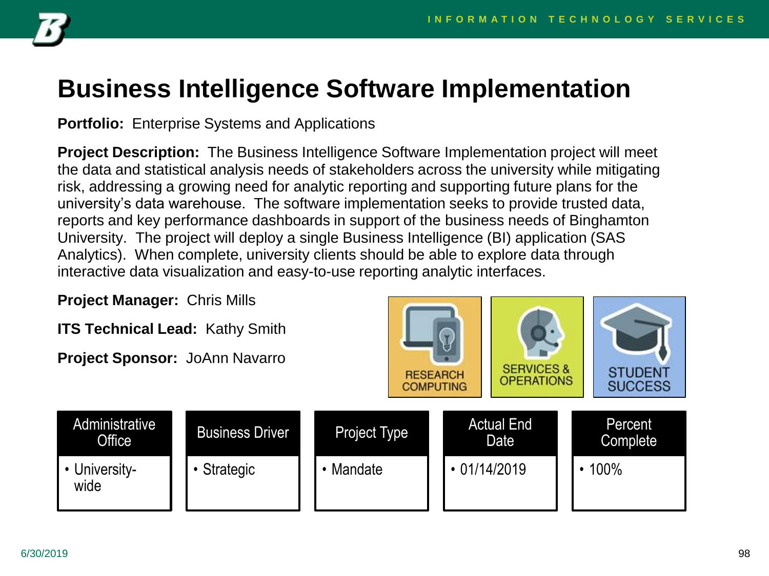# Business Intelligence Software Implementation

**Portfolio:** Enterprise Systems and Applications

**Project Description:** The Business Intelligence Software Implementation project will meet the data and statistical analysis needs of stakeholders across the university while mitigating risk, addressing a growing need for analytic reporting and supporting future plans for the university's data warehouse. The software implementation seeks to provide trusted data, reports and key performance dashboards in support of the business needs of Binghamton University. The project will deploy a single Business Intelligence (BI) application (SAS Analytics). When complete, university clients should be able to explore data through interactive data visualization and easy-to-use reporting analytic interfaces.

**Project Manager:** Chris Mills

**ITS Technical Lead:** Kathy Smith

**Project Sponsor:** JoAnn Navarro

RESEARCH COMPUTING | SERVICES & OPERATIONS | STUDENT SUCCESS

| Administrative Office | Business Driver | Project Type | Actual End Date | Percent Complete |
|---|---|---|---|---|
| • University-wide | • Strategic | • Mandate | • 01/14/2019 | • 100% |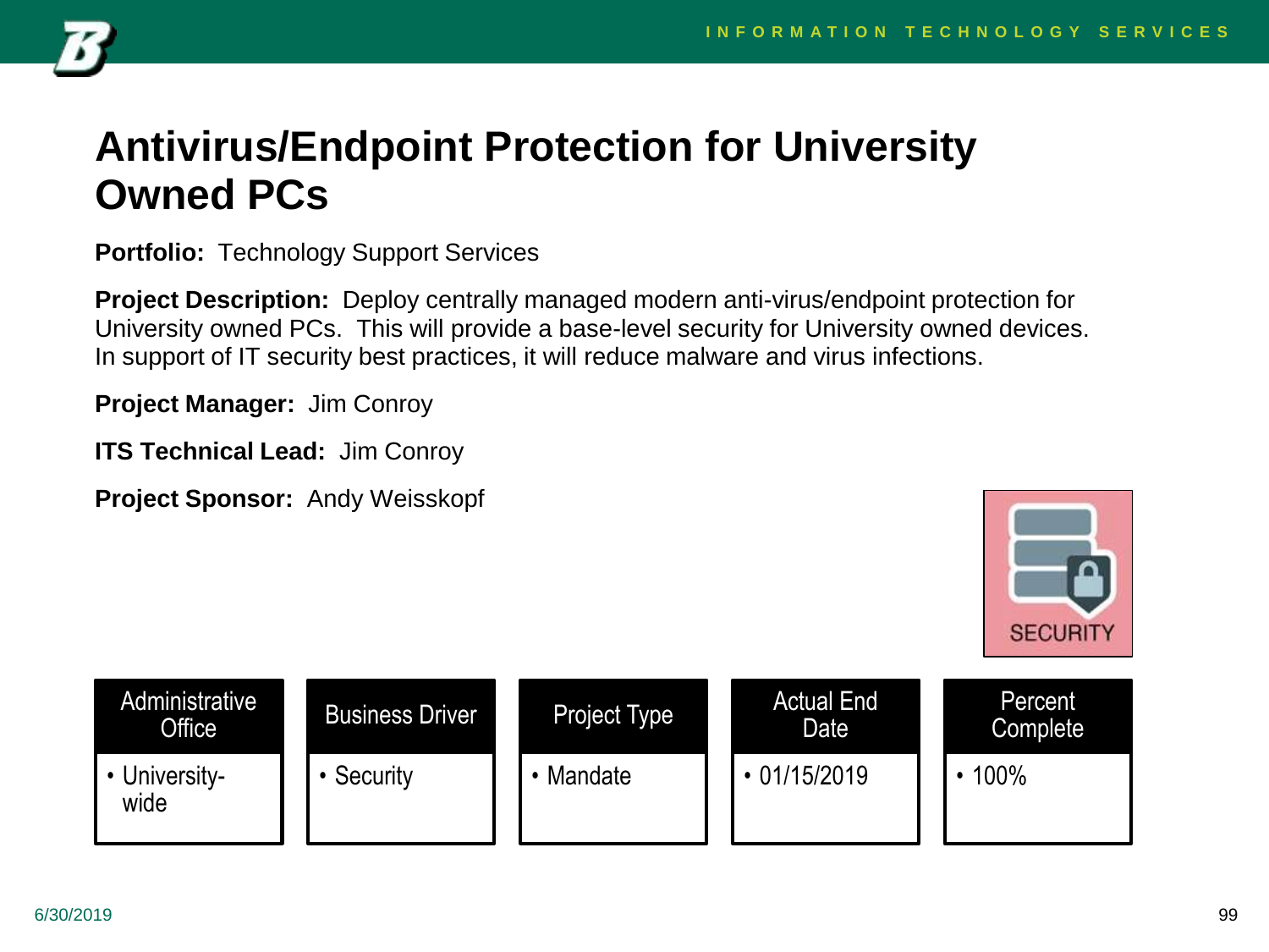# Antivirus/Endpoint Protection for University Owned PCs

**Portfolio:** Technology Support Services

**Project Description:** Deploy centrally managed modern anti-virus/endpoint protection for University owned PCs. This will provide a base-level security for University owned devices. In support of IT security best practices, it will reduce malware and virus infections.

**Project Manager:** Jim Conroy

**ITS Technical Lead:** Jim Conroy

**Project Sponsor:** Andy Weisskopf

SECURITY

| Administrative Office | Business Driver | Project Type | Actual End Date | Percent Complete |
|---|---|---|---|---|
| • University-wide | • Security | • Mandate | • 01/15/2019 | • 100% |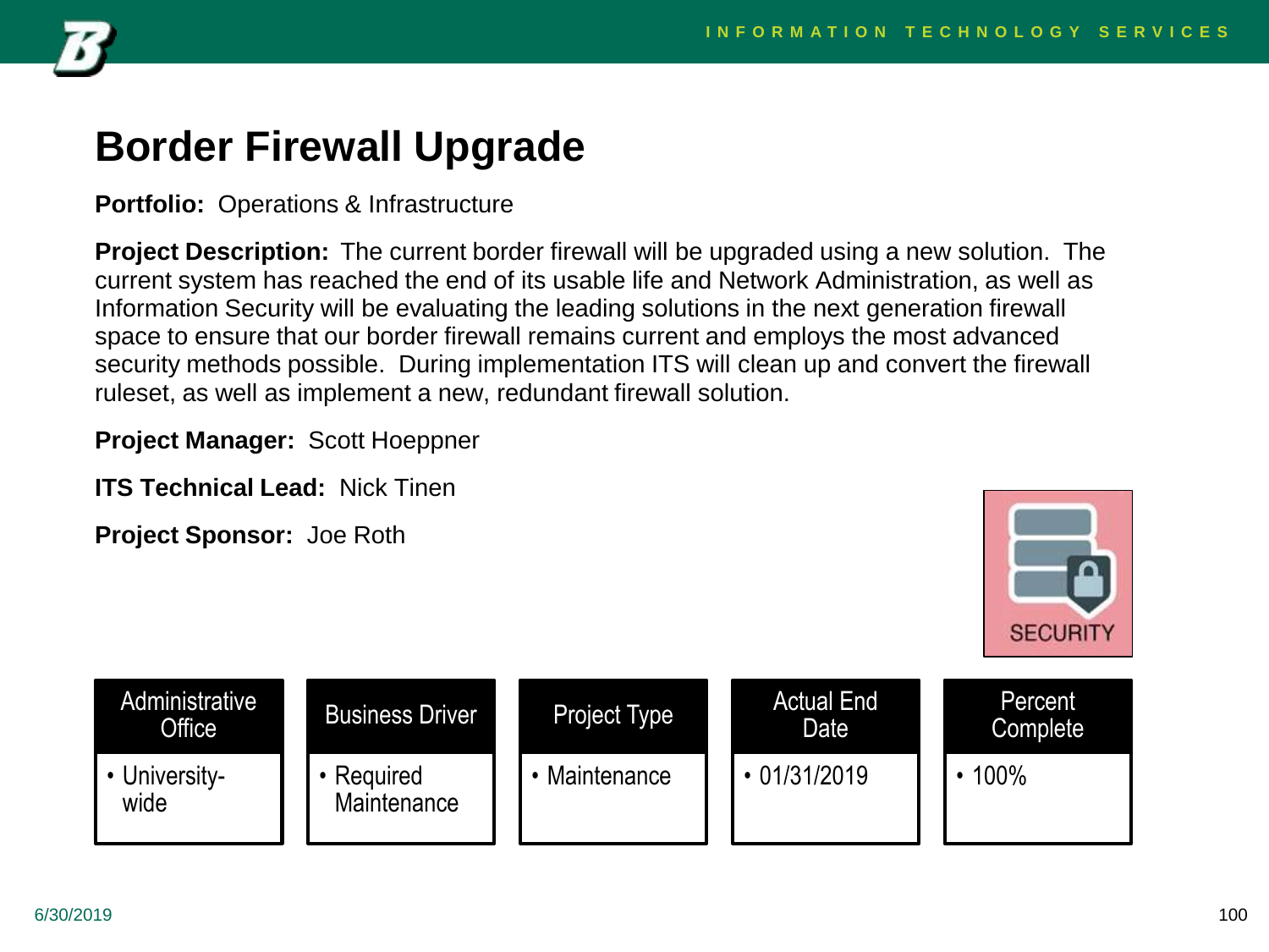# Border Firewall Upgrade

**Portfolio:** Operations & Infrastructure

**Project Description:** The current border firewall will be upgraded using a new solution. The current system has reached the end of its usable life and Network Administration, as well as Information Security will be evaluating the leading solutions in the next generation firewall space to ensure that our border firewall remains current and employs the most advanced security methods possible. During implementation ITS will clean up and convert the firewall ruleset, as well as implement a new, redundant firewall solution.

**Project Manager:** Scott Hoeppner

**ITS Technical Lead:** Nick Tinen

**Project Sponsor:** Joe Roth

SECURITY

| Administrative Office | Business Driver | Project Type | Actual End Date | Percent Complete |
|---|---|---|---|---|
| • University-wide | • Required Maintenance | • Maintenance | • 01/31/2019 | • 100% |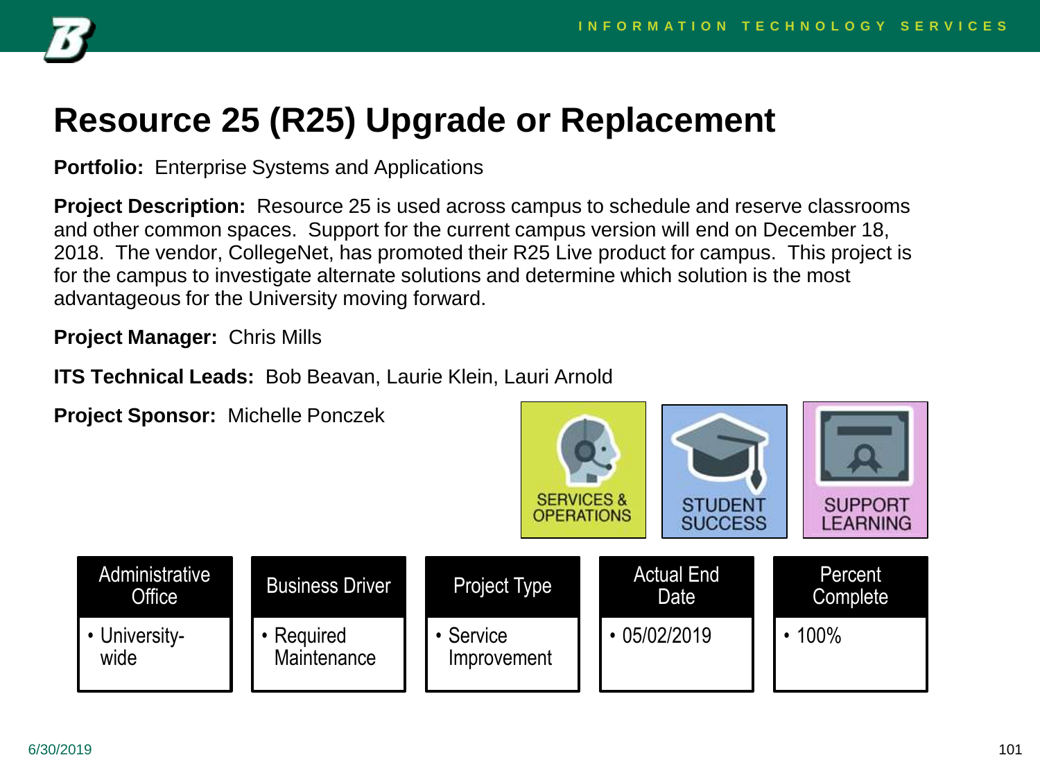# Resource 25 (R25) Upgrade or Replacement

**Portfolio:** Enterprise Systems and Applications

**Project Description:** Resource 25 is used across campus to schedule and reserve classrooms and other common spaces. Support for the current campus version will end on December 18, 2018. The vendor, CollegeNet, has promoted their R25 Live product for campus. This project is for the campus to investigate alternate solutions and determine which solution is the most advantageous for the University moving forward.

**Project Manager:** Chris Mills

**ITS Technical Leads:** Bob Beavan, Laurie Klein, Lauri Arnold

**Project Sponsor:** Michelle Ponczek

SERVICES & OPERATIONS

STUDENT SUCCESS

SUPPORT LEARNING

| Administrative Office | Business Driver | Project Type | Actual End Date | Percent Complete |
| --- | --- | --- | --- | --- |
| • University-wide | • Required Maintenance | • Service Improvement | • 05/02/2019 | • 100% |